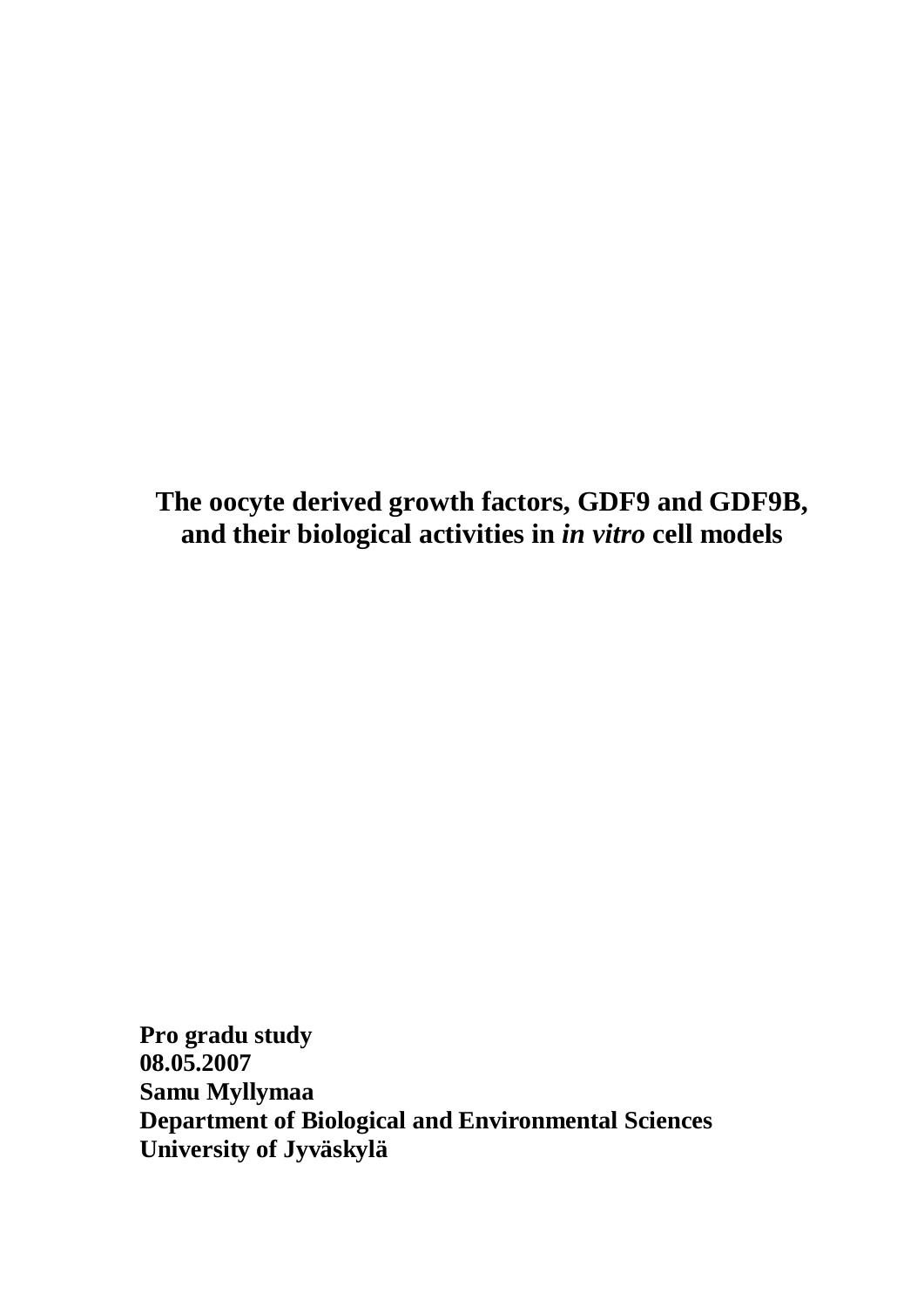# The oocyte derived growth factors, GDF9 and GDF9B, and their biological activities in *in vitro* cell models

**Pro gradu study**
**08.05.2007**
**Samu Myllymaa**
**Department of Biological and Environmental Sciences**
**University of Jyväskylä**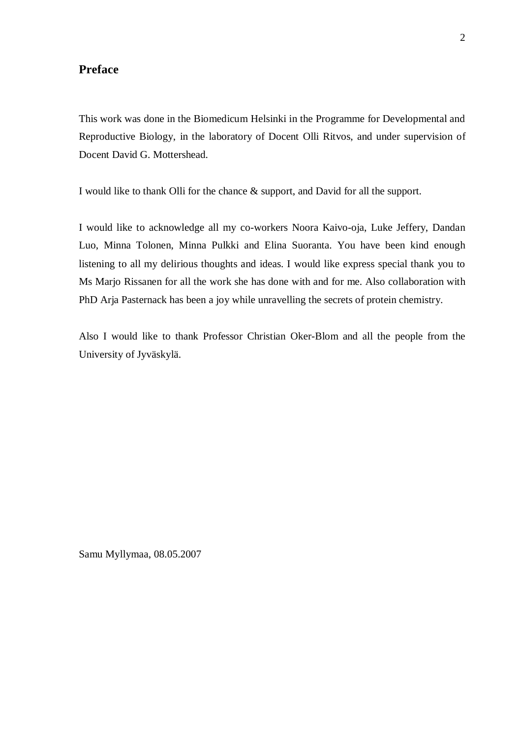# Preface

This work was done in the Biomedicum Helsinki in the Programme for Developmental and Reproductive Biology, in the laboratory of Docent Olli Ritvos, and under supervision of Docent David G. Mottershead.

I would like to thank Olli for the chance & support, and David for all the support.

I would like to acknowledge all my co-workers Noora Kaivo-oja, Luke Jeffery, Dandan Luo, Minna Tolonen, Minna Pulkki and Elina Suoranta. You have been kind enough listening to all my delirious thoughts and ideas. I would like express special thank you to Ms Marjo Rissanen for all the work she has done with and for me. Also collaboration with PhD Arja Pasternack has been a joy while unravelling the secrets of protein chemistry.

Also I would like to thank Professor Christian Oker-Blom and all the people from the University of Jyväskylä.

Samu Myllymaa, 08.05.2007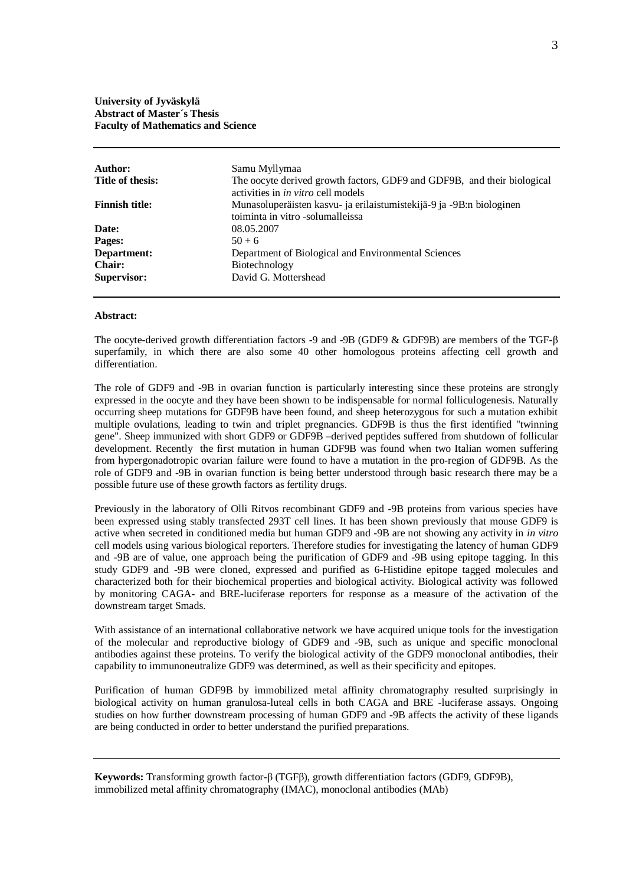**University of Jyväskylä**
**Abstract of Master´s Thesis**
**Faculty of Mathematics and Science**

---

| | |
|---|---|
| **Author:** | Samu Myllymaa |
| **Title of thesis:** | The oocyte derived growth factors, GDF9 and GDF9B, and their biological activities in *in vitro* cell models |
| **Finnish title:** | Munasoluperäisten kasvu- ja erilaistumistekijä-9 ja -9B:n biologinen toiminta in vitro -solumalleissa |
| **Date:** | 08.05.2007 |
| **Pages:** | 50 + 6 |
| **Department:** | Department of Biological and Environmental Sciences |
| **Chair:** | Biotechnology |
| **Supervisor:** | David G. Mottershead |

---

**Abstract:**

The oocyte-derived growth differentiation factors -9 and -9B (GDF9 & GDF9B) are members of the TGF-β superfamily, in which there are also some 40 other homologous proteins affecting cell growth and differentiation.

The role of GDF9 and -9B in ovarian function is particularly interesting since these proteins are strongly expressed in the oocyte and they have been shown to be indispensable for normal folliculogenesis. Naturally occurring sheep mutations for GDF9B have been found, and sheep heterozygous for such a mutation exhibit multiple ovulations, leading to twin and triplet pregnancies. GDF9B is thus the first identified "twinning gene". Sheep immunized with short GDF9 or GDF9B –derived peptides suffered from shutdown of follicular development. Recently the first mutation in human GDF9B was found when two Italian women suffering from hypergonadotropic ovarian failure were found to have a mutation in the pro-region of GDF9B. As the role of GDF9 and -9B in ovarian function is being better understood through basic research there may be a possible future use of these growth factors as fertility drugs.

Previously in the laboratory of Olli Ritvos recombinant GDF9 and -9B proteins from various species have been expressed using stably transfected 293T cell lines. It has been shown previously that mouse GDF9 is active when secreted in conditioned media but human GDF9 and -9B are not showing any activity in *in vitro* cell models using various biological reporters. Therefore studies for investigating the latency of human GDF9 and -9B are of value, one approach being the purification of GDF9 and -9B using epitope tagging. In this study GDF9 and -9B were cloned, expressed and purified as 6-Histidine epitope tagged molecules and characterized both for their biochemical properties and biological activity. Biological activity was followed by monitoring CAGA- and BRE-luciferase reporters for response as a measure of the activation of the downstream target Smads.

With assistance of an international collaborative network we have acquired unique tools for the investigation of the molecular and reproductive biology of GDF9 and -9B, such as unique and specific monoclonal antibodies against these proteins. To verify the biological activity of the GDF9 monoclonal antibodies, their capability to immunoneutralize GDF9 was determined, as well as their specificity and epitopes.

Purification of human GDF9B by immobilized metal affinity chromatography resulted surprisingly in biological activity on human granulosa-luteal cells in both CAGA and BRE -luciferase assays. Ongoing studies on how further downstream processing of human GDF9 and -9B affects the activity of these ligands are being conducted in order to better understand the purified preparations.

---

**Keywords:** Transforming growth factor-β (TGFβ), growth differentiation factors (GDF9, GDF9B), immobilized metal affinity chromatography (IMAC), monoclonal antibodies (MAb)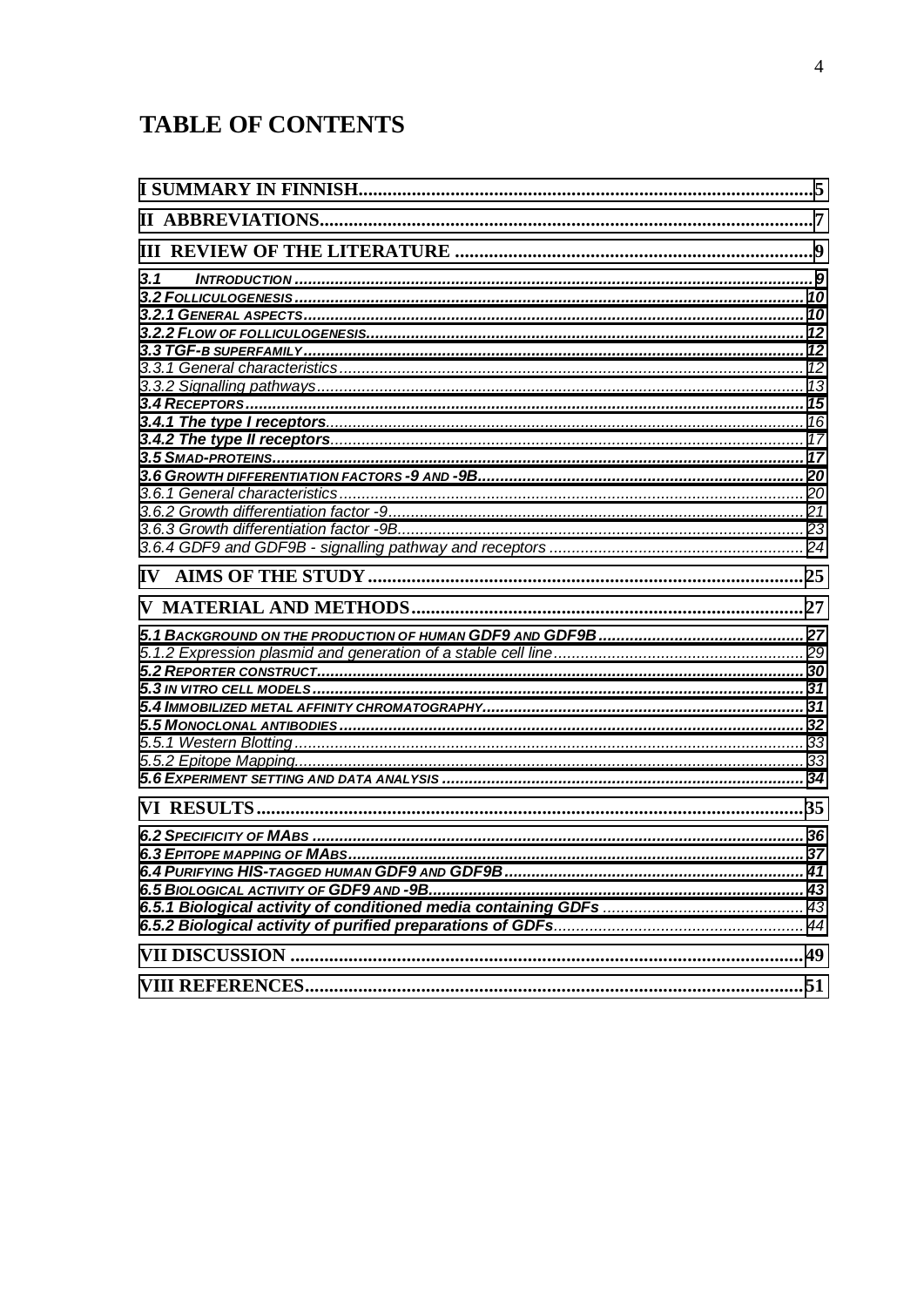# TABLE OF CONTENTS

| | |
|---|---|
| **I SUMMARY IN FINNISH** | **5** |
| **II ABBREVIATIONS** | **7** |
| **III REVIEW OF THE LITERATURE** | **9** |
| ***3.1 INTRODUCTION*** | ***9*** |
| ***3.2 FOLLICULOGENESIS*** | ***10*** |
| ***3.2.1 GENERAL ASPECTS*** | ***10*** |
| ***3.2.2 FLOW OF FOLLICULOGENESIS*** | ***12*** |
| ***3.3 TGF-B SUPERFAMILY*** | ***12*** |
| *3.3.1 General characteristics* | *12* |
| *3.3.2 Signalling pathways* | *13* |
| ***3.4 RECEPTORS*** | ***15*** |
| ***3.4.1 The type I receptors*** | *16* |
| ***3.4.2 The type II receptors*** | *17* |
| ***3.5 SMAD-PROTEINS*** | ***17*** |
| ***3.6 GROWTH DIFFERENTIATION FACTORS -9 AND -9B*** | ***20*** |
| *3.6.1 General characteristics* | *20* |
| *3.6.2 Growth differentiation factor -9* | *21* |
| *3.6.3 Growth differentiation factor -9B* | *23* |
| *3.6.4 GDF9 and GDF9B - signalling pathway and receptors* | *24* |
| **IV AIMS OF THE STUDY** | **25** |
| **V MATERIAL AND METHODS** | **27** |
| ***5.1 BACKGROUND ON THE PRODUCTION OF HUMAN GDF9 AND GDF9B*** | ***27*** |
| *5.1.2 Expression plasmid and generation of a stable cell line* | *29* |
| ***5.2 REPORTER CONSTRUCT*** | ***30*** |
| ***5.3 IN VITRO CELL MODELS*** | ***31*** |
| ***5.4 IMMOBILIZED METAL AFFINITY CHROMATOGRAPHY*** | ***31*** |
| ***5.5 MONOCLONAL ANTIBODIES*** | ***32*** |
| *5.5.1 Western Blotting* | *33* |
| *5.5.2 Epitope Mapping* | *33* |
| ***5.6 EXPERIMENT SETTING AND DATA ANALYSIS*** | ***34*** |
| **VI RESULTS** | **35** |
| ***6.2 SPECIFICITY OF MABS*** | ***36*** |
| ***6.3 EPITOPE MAPPING OF MABS*** | ***37*** |
| ***6.4 PURIFYING HIS-TAGGED HUMAN GDF9 AND GDF9B*** | ***41*** |
| ***6.5 BIOLOGICAL ACTIVITY OF GDF9 AND -9B*** | ***43*** |
| ***6.5.1 Biological activity of conditioned media containing GDFs*** | *43* |
| ***6.5.2 Biological activity of purified preparations of GDFs*** | *44* |
| **VII DISCUSSION** | **49** |
| **VIII REFERENCES** | **51** |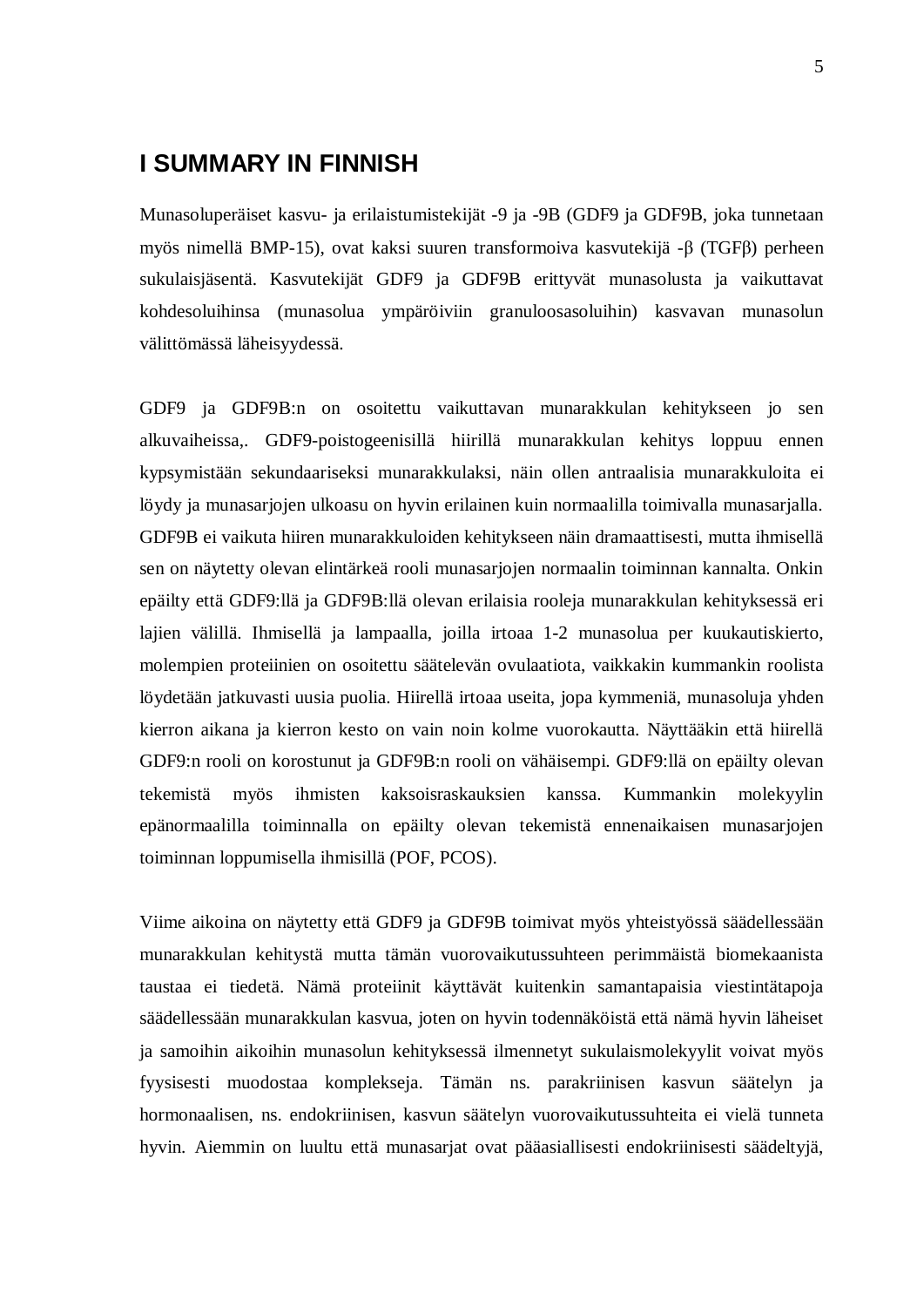# I SUMMARY IN FINNISH

Munasoluperäiset kasvu- ja erilaistumistekijät -9 ja -9B (GDF9 ja GDF9B, joka tunnetaan myös nimellä BMP-15), ovat kaksi suuren transformoiva kasvutekijä -β (TGFβ) perheen sukulaisjäsentä. Kasvutekijät GDF9 ja GDF9B erittyvät munasolusta ja vaikuttavat kohdesoluihinsa (munasolua ympäröiviin granuloosasoluihin) kasvavan munasolun välittömässä läheisyydessä.

GDF9 ja GDF9B:n on osoitettu vaikuttavan munarakkulan kehitykseen jo sen alkuvaiheissa,. GDF9-poistogeenisillä hiirillä munarakkulan kehitys loppuu ennen kypsymistään sekundaariseksi munarakkulaksi, näin ollen antraalisia munarakkuloita ei löydy ja munasarjojen ulkoasu on hyvin erilainen kuin normaalilla toimivalla munasarjalla. GDF9B ei vaikuta hiiren munarakkuloiden kehitykseen näin dramaattisesti, mutta ihmisellä sen on näytetty olevan elintärkeä rooli munasarjojen normaalin toiminnan kannalta. Onkin epäilty että GDF9:llä ja GDF9B:llä olevan erilaisia rooleja munarakkulan kehityksessä eri lajien välillä. Ihmisellä ja lampaalla, joilla irtoaa 1-2 munasolua per kuukautiskierto, molempien proteiinien on osoitettu säätelevän ovulaatiota, vaikkakin kummankin roolista löydetään jatkuvasti uusia puolia. Hiirellä irtoaa useita, jopa kymmeniä, munasoluja yhden kierron aikana ja kierron kesto on vain noin kolme vuorokautta. Näyttääkin että hiirellä GDF9:n rooli on korostunut ja GDF9B:n rooli on vähäisempi. GDF9:llä on epäilty olevan tekemistä myös ihmisten kaksoisraskauksien kanssa. Kummankin molekyylin epänormaalilla toiminnalla on epäilty olevan tekemistä ennenaikaisen munasarjojen toiminnan loppumisella ihmisillä (POF, PCOS).

Viime aikoina on näytetty että GDF9 ja GDF9B toimivat myös yhteistyössä säädellessään munarakkulan kehitystä mutta tämän vuorovaikutussuhteen perimmäistä biomekaanista taustaa ei tiedetä. Nämä proteiinit käyttävät kuitenkin samantapaisia viestintätapoja säädellessään munarakkulan kasvua, joten on hyvin todennäköistä että nämä hyvin läheiset ja samoihin aikoihin munasolun kehityksessä ilmennetyt sukulaismolekyylit voivat myös fyysisesti muodostaa komplekseja. Tämän ns. parakriinisen kasvun säätelyn ja hormonaalisen, ns. endokriinisen, kasvun säätelyn vuorovaikutussuhteita ei vielä tunneta hyvin. Aiemmin on luultu että munasarjat ovat pääasiallisesti endokriinisesti säädeltyjä,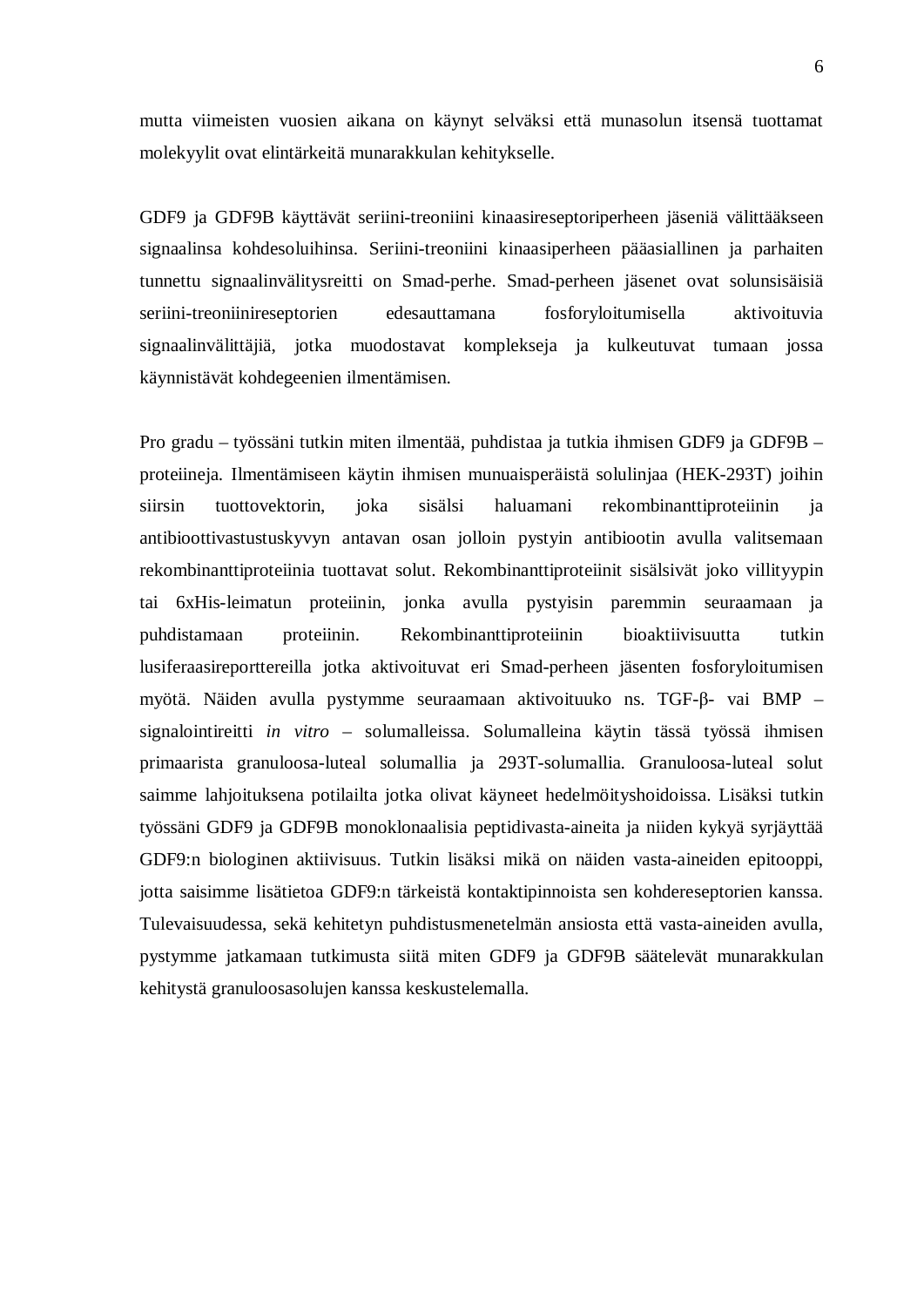mutta viimeisten vuosien aikana on käynyt selväksi että munasolun itsensä tuottamat molekyylit ovat elintärkeitä munarakkulan kehitykselle.

GDF9 ja GDF9B käyttävät seriini-treoniini kinaasireseptoriperheen jäseniä välittääkseen signaalinsa kohdesoluihinsa. Seriini-treoniini kinaasiperheen pääasiallinen ja parhaiten tunnettu signaalinvälitysreitti on Smad-perhe. Smad-perheen jäsenet ovat solunsisäisiä seriini-treoniinireseptorien edesauttamana fosforyloitumisella aktivoituvia signaalinvälittäjiä, jotka muodostavat komplekseja ja kulkeutuvat tumaan jossa käynnistävät kohdegeenien ilmentämisen.

Pro gradu – työssäni tutkin miten ilmentää, puhdistaa ja tutkia ihmisen GDF9 ja GDF9B – proteiineja. Ilmentämiseen käytin ihmisen munuaisperäistä solulinjaa (HEK-293T) joihin siirsin tuottovektorin, joka sisälsi haluamani rekombinanttiproteiinin ja antibioottivastustuskyvyn antavan osan jolloin pystyin antibiootin avulla valitsemaan rekombinanttiproteiinia tuottavat solut. Rekombinanttiproteiinit sisälsivät joko villityypin tai 6xHis-leimatun proteiinin, jonka avulla pystyisin paremmin seuraamaan ja puhdistamaan proteiinin. Rekombinanttiproteiinin bioaktiivisuutta tutkin lusiferaasireporttereilla jotka aktivoituvat eri Smad-perheen jäsenten fosforyloitumisen myötä. Näiden avulla pystymme seuraamaan aktivoituuko ns. TGF-β- vai BMP – signalointireitti *in vitro* – solumalleissa. Solumalleina käytin tässä työssä ihmisen primaarista granuloosa-luteal solumallia ja 293T-solumallia. Granuloosa-luteal solut saimme lahjoituksena potilailta jotka olivat käyneet hedelmöityshoidoissa. Lisäksi tutkin työssäni GDF9 ja GDF9B monoklonaalisia peptidivasta-aineita ja niiden kykyä syrjäyttää GDF9:n biologinen aktiivisuus. Tutkin lisäksi mikä on näiden vasta-aineiden epitooppi, jotta saisimme lisätietoa GDF9:n tärkeistä kontaktipinnoista sen kohdereseptorien kanssa. Tulevaisuudessa, sekä kehitetyn puhdistusmenetelmän ansiosta että vasta-aineiden avulla, pystymme jatkamaan tutkimusta siitä miten GDF9 ja GDF9B säätelevät munarakkulan kehitystä granuloosasolujen kanssa keskustelemalla.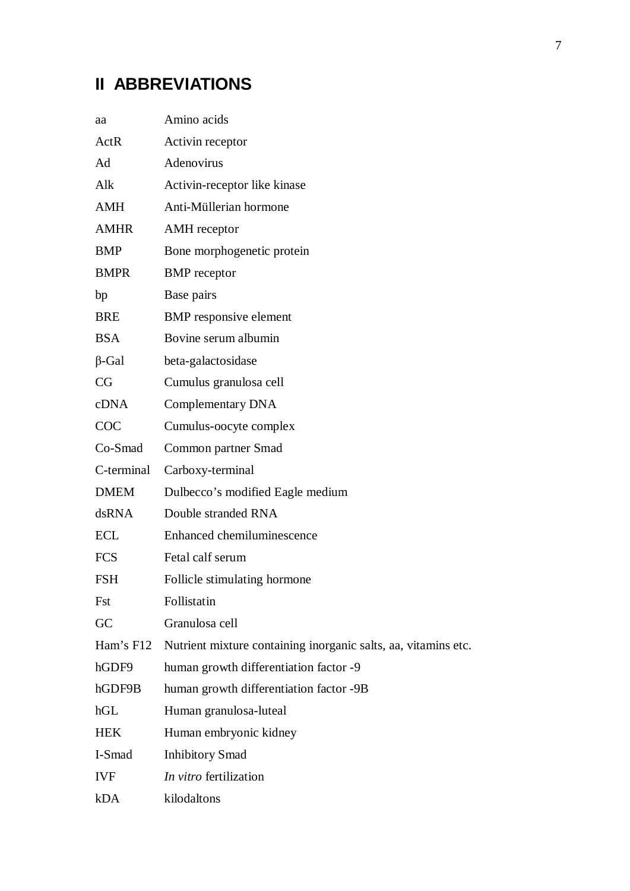## II ABBREVIATIONS

| | |
|---|---|
| aa | Amino acids |
| ActR | Activin receptor |
| Ad | Adenovirus |
| Alk | Activin-receptor like kinase |
| AMH | Anti-Müllerian hormone |
| AMHR | AMH receptor |
| BMP | Bone morphogenetic protein |
| BMPR | BMP receptor |
| bp | Base pairs |
| BRE | BMP responsive element |
| BSA | Bovine serum albumin |
| β-Gal | beta-galactosidase |
| CG | Cumulus granulosa cell |
| cDNA | Complementary DNA |
| COC | Cumulus-oocyte complex |
| Co-Smad | Common partner Smad |
| C-terminal | Carboxy-terminal |
| DMEM | Dulbecco's modified Eagle medium |
| dsRNA | Double stranded RNA |
| ECL | Enhanced chemiluminescence |
| FCS | Fetal calf serum |
| FSH | Follicle stimulating hormone |
| Fst | Follistatin |
| GC | Granulosa cell |
| Ham's F12 | Nutrient mixture containing inorganic salts, aa, vitamins etc. |
| hGDF9 | human growth differentiation factor -9 |
| hGDF9B | human growth differentiation factor -9B |
| hGL | Human granulosa-luteal |
| HEK | Human embryonic kidney |
| I-Smad | Inhibitory Smad |
| IVF | *In vitro* fertilization |
| kDA | kilodaltons |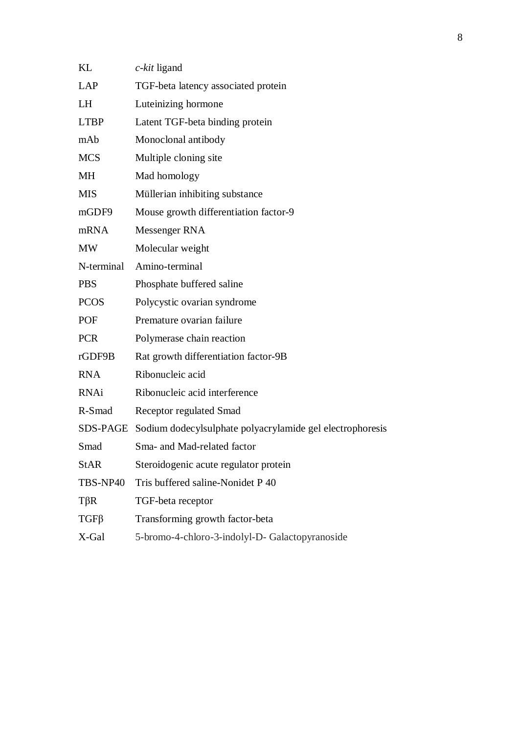| | |
|---|---|
| KL | *c-kit* ligand |
| LAP | TGF-beta latency associated protein |
| LH | Luteinizing hormone |
| LTBP | Latent TGF-beta binding protein |
| mAb | Monoclonal antibody |
| MCS | Multiple cloning site |
| MH | Mad homology |
| MIS | Müllerian inhibiting substance |
| mGDF9 | Mouse growth differentiation factor-9 |
| mRNA | Messenger RNA |
| MW | Molecular weight |
| N-terminal | Amino-terminal |
| PBS | Phosphate buffered saline |
| PCOS | Polycystic ovarian syndrome |
| POF | Premature ovarian failure |
| PCR | Polymerase chain reaction |
| rGDF9B | Rat growth differentiation factor-9B |
| RNA | Ribonucleic acid |
| RNAi | Ribonucleic acid interference |
| R-Smad | Receptor regulated Smad |
| SDS-PAGE | Sodium dodecylsulphate polyacrylamide gel electrophoresis |
| Smad | Sma- and Mad-related factor |
| StAR | Steroidogenic acute regulator protein |
| TBS-NP40 | Tris buffered saline-Nonidet P 40 |
| TβR | TGF-beta receptor |
| TGFβ | Transforming growth factor-beta |
| X-Gal | 5-bromo-4-chloro-3-indolyl-D- Galactopyranoside |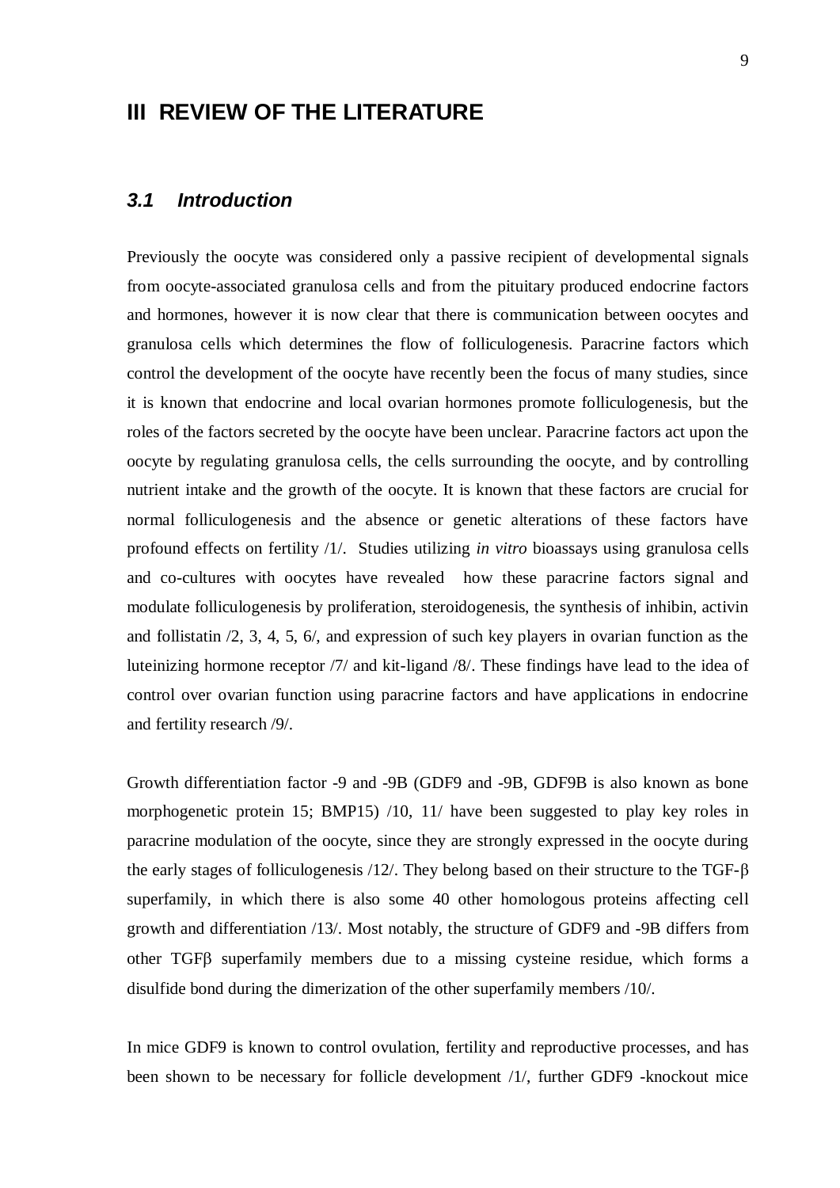# III REVIEW OF THE LITERATURE

## *3.1 Introduction*

Previously the oocyte was considered only a passive recipient of developmental signals from oocyte-associated granulosa cells and from the pituitary produced endocrine factors and hormones, however it is now clear that there is communication between oocytes and granulosa cells which determines the flow of folliculogenesis. Paracrine factors which control the development of the oocyte have recently been the focus of many studies, since it is known that endocrine and local ovarian hormones promote folliculogenesis, but the roles of the factors secreted by the oocyte have been unclear. Paracrine factors act upon the oocyte by regulating granulosa cells, the cells surrounding the oocyte, and by controlling nutrient intake and the growth of the oocyte. It is known that these factors are crucial for normal folliculogenesis and the absence or genetic alterations of these factors have profound effects on fertility /1/. Studies utilizing *in vitro* bioassays using granulosa cells and co-cultures with oocytes have revealed how these paracrine factors signal and modulate folliculogenesis by proliferation, steroidogenesis, the synthesis of inhibin, activin and follistatin /2, 3, 4, 5, 6/, and expression of such key players in ovarian function as the luteinizing hormone receptor /7/ and kit-ligand /8/. These findings have lead to the idea of control over ovarian function using paracrine factors and have applications in endocrine and fertility research /9/.

Growth differentiation factor -9 and -9B (GDF9 and -9B, GDF9B is also known as bone morphogenetic protein 15; BMP15) /10, 11/ have been suggested to play key roles in paracrine modulation of the oocyte, since they are strongly expressed in the oocyte during the early stages of folliculogenesis /12/. They belong based on their structure to the TGF-β superfamily, in which there is also some 40 other homologous proteins affecting cell growth and differentiation /13/. Most notably, the structure of GDF9 and -9B differs from other TGFβ superfamily members due to a missing cysteine residue, which forms a disulfide bond during the dimerization of the other superfamily members /10/.

In mice GDF9 is known to control ovulation, fertility and reproductive processes, and has been shown to be necessary for follicle development /1/, further GDF9 -knockout mice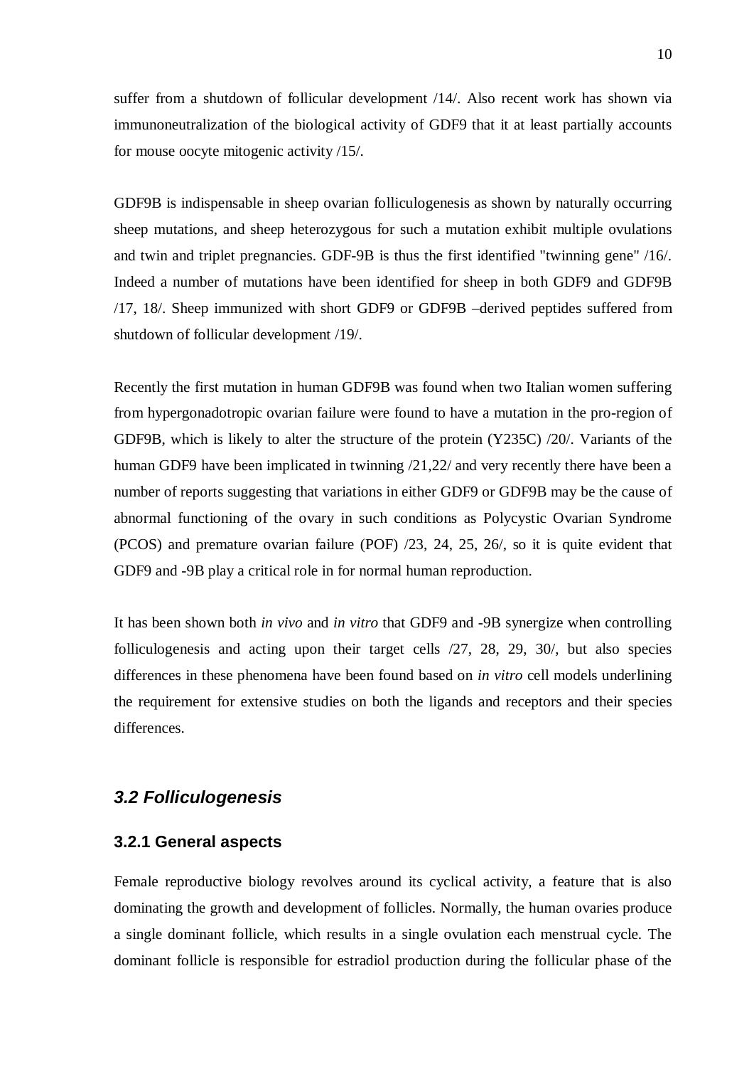suffer from a shutdown of follicular development /14/. Also recent work has shown via immunoneutralization of the biological activity of GDF9 that it at least partially accounts for mouse oocyte mitogenic activity /15/.

GDF9B is indispensable in sheep ovarian folliculogenesis as shown by naturally occurring sheep mutations, and sheep heterozygous for such a mutation exhibit multiple ovulations and twin and triplet pregnancies. GDF-9B is thus the first identified "twinning gene" /16/. Indeed a number of mutations have been identified for sheep in both GDF9 and GDF9B /17, 18/. Sheep immunized with short GDF9 or GDF9B –derived peptides suffered from shutdown of follicular development /19/.

Recently the first mutation in human GDF9B was found when two Italian women suffering from hypergonadotropic ovarian failure were found to have a mutation in the pro-region of GDF9B, which is likely to alter the structure of the protein (Y235C) /20/. Variants of the human GDF9 have been implicated in twinning /21,22/ and very recently there have been a number of reports suggesting that variations in either GDF9 or GDF9B may be the cause of abnormal functioning of the ovary in such conditions as Polycystic Ovarian Syndrome (PCOS) and premature ovarian failure (POF) /23, 24, 25, 26/, so it is quite evident that GDF9 and -9B play a critical role in for normal human reproduction.

It has been shown both *in vivo* and *in vitro* that GDF9 and -9B synergize when controlling folliculogenesis and acting upon their target cells /27, 28, 29, 30/, but also species differences in these phenomena have been found based on *in vitro* cell models underlining the requirement for extensive studies on both the ligands and receptors and their species differences.

## *3.2 Folliculogenesis*

### 3.2.1 General aspects

Female reproductive biology revolves around its cyclical activity, a feature that is also dominating the growth and development of follicles. Normally, the human ovaries produce a single dominant follicle, which results in a single ovulation each menstrual cycle. The dominant follicle is responsible for estradiol production during the follicular phase of the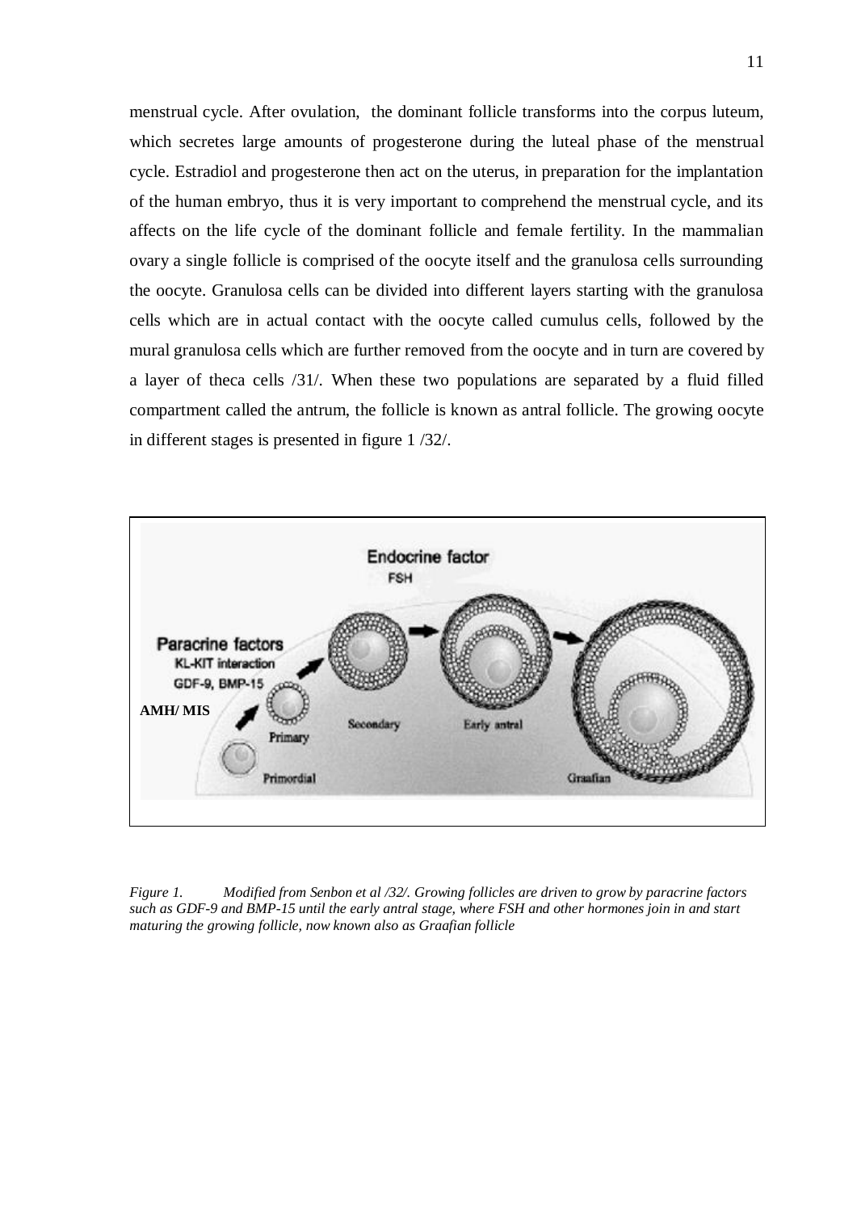menstrual cycle. After ovulation, the dominant follicle transforms into the corpus luteum, which secretes large amounts of progesterone during the luteal phase of the menstrual cycle. Estradiol and progesterone then act on the uterus, in preparation for the implantation of the human embryo, thus it is very important to comprehend the menstrual cycle, and its affects on the life cycle of the dominant follicle and female fertility. In the mammalian ovary a single follicle is comprised of the oocyte itself and the granulosa cells surrounding the oocyte. Granulosa cells can be divided into different layers starting with the granulosa cells which are in actual contact with the oocyte called cumulus cells, followed by the mural granulosa cells which are further removed from the oocyte and in turn are covered by a layer of theca cells /31/. When these two populations are separated by a fluid filled compartment called the antrum, the follicle is known as antral follicle. The growing oocyte in different stages is presented in figure 1 /32/.

*Figure 1. Modified from Senbon et al /32/. Growing follicles are driven to grow by paracrine factors such as GDF-9 and BMP-15 until the early antral stage, where FSH and other hormones join in and start maturing the growing follicle, now known also as Graafian follicle*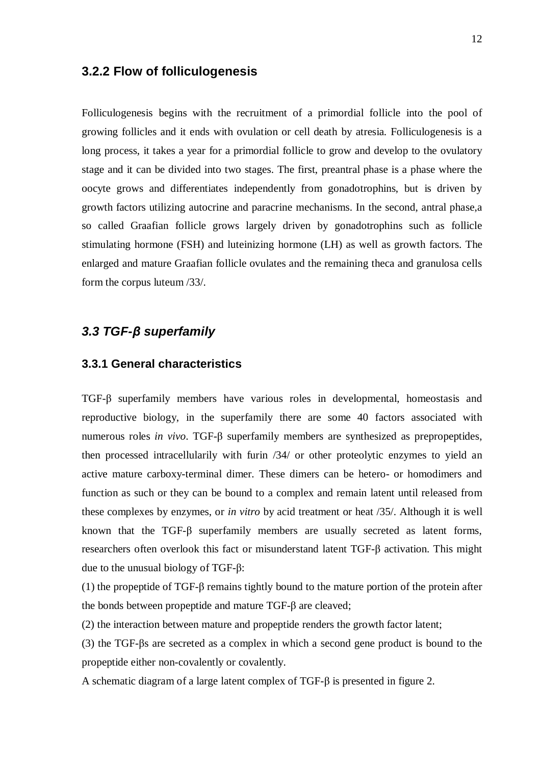### 3.2.2 Flow of folliculogenesis

Folliculogenesis begins with the recruitment of a primordial follicle into the pool of growing follicles and it ends with ovulation or cell death by atresia. Folliculogenesis is a long process, it takes a year for a primordial follicle to grow and develop to the ovulatory stage and it can be divided into two stages. The first, preantral phase is a phase where the oocyte grows and differentiates independently from gonadotrophins, but is driven by growth factors utilizing autocrine and paracrine mechanisms. In the second, antral phase,a so called Graafian follicle grows largely driven by gonadotrophins such as follicle stimulating hormone (FSH) and luteinizing hormone (LH) as well as growth factors. The enlarged and mature Graafian follicle ovulates and the remaining theca and granulosa cells form the corpus luteum /33/.

## *3.3 TGF-β superfamily*

### 3.3.1 General characteristics

TGF-β superfamily members have various roles in developmental, homeostasis and reproductive biology, in the superfamily there are some 40 factors associated with numerous roles *in vivo*. TGF-β superfamily members are synthesized as prepropeptides, then processed intracellularily with furin /34/ or other proteolytic enzymes to yield an active mature carboxy-terminal dimer. These dimers can be hetero- or homodimers and function as such or they can be bound to a complex and remain latent until released from these complexes by enzymes, or *in vitro* by acid treatment or heat /35/. Although it is well known that the TGF-β superfamily members are usually secreted as latent forms, researchers often overlook this fact or misunderstand latent TGF-β activation. This might due to the unusual biology of TGF-β:

(1) the propeptide of TGF-β remains tightly bound to the mature portion of the protein after the bonds between propeptide and mature TGF-β are cleaved;

(2) the interaction between mature and propeptide renders the growth factor latent;

(3) the TGF-βs are secreted as a complex in which a second gene product is bound to the propeptide either non-covalently or covalently.

A schematic diagram of a large latent complex of TGF-β is presented in figure 2.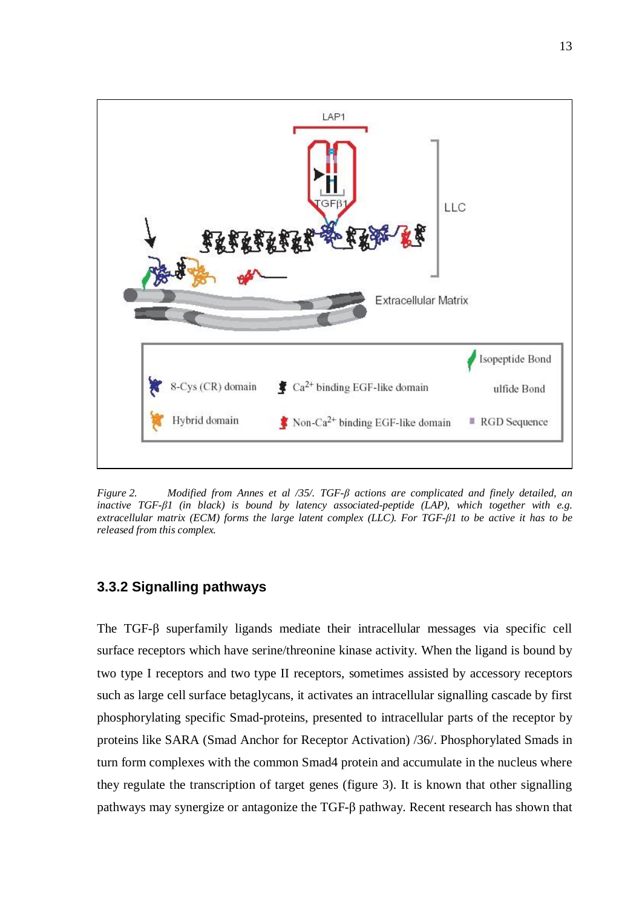*Figure 2. Modified from Annes et al /35/. TGF-β actions are complicated and finely detailed, an inactive TGF-β1 (in black) is bound by latency associated-peptide (LAP), which together with e.g. extracellular matrix (ECM) forms the large latent complex (LLC). For TGF-β1 to be active it has to be released from this complex.*

### 3.3.2 Signalling pathways

The TGF-β superfamily ligands mediate their intracellular messages via specific cell surface receptors which have serine/threonine kinase activity. When the ligand is bound by two type I receptors and two type II receptors, sometimes assisted by accessory receptors such as large cell surface betaglycans, it activates an intracellular signalling cascade by first phosphorylating specific Smad-proteins, presented to intracellular parts of the receptor by proteins like SARA (Smad Anchor for Receptor Activation) /36/. Phosphorylated Smads in turn form complexes with the common Smad4 protein and accumulate in the nucleus where they regulate the transcription of target genes (figure 3). It is known that other signalling pathways may synergize or antagonize the TGF-β pathway. Recent research has shown that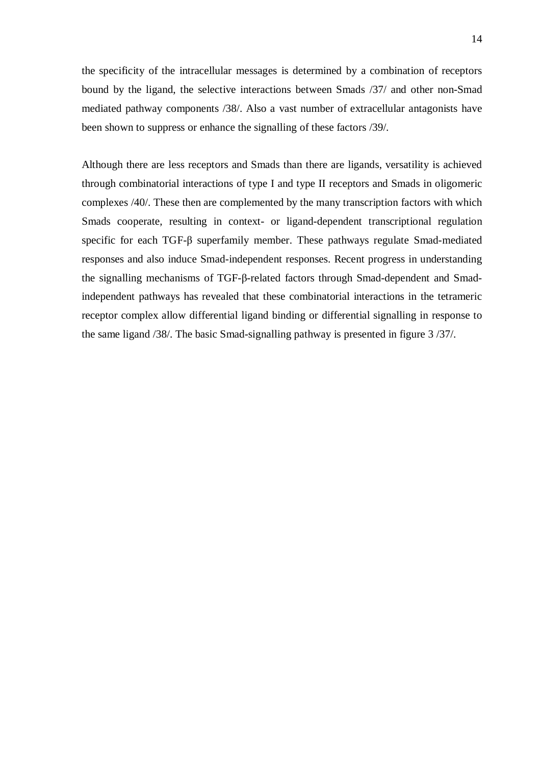the specificity of the intracellular messages is determined by a combination of receptors bound by the ligand, the selective interactions between Smads /37/ and other non-Smad mediated pathway components /38/. Also a vast number of extracellular antagonists have been shown to suppress or enhance the signalling of these factors /39/.

Although there are less receptors and Smads than there are ligands, versatility is achieved through combinatorial interactions of type I and type II receptors and Smads in oligomeric complexes /40/. These then are complemented by the many transcription factors with which Smads cooperate, resulting in context- or ligand-dependent transcriptional regulation specific for each TGF-β superfamily member. These pathways regulate Smad-mediated responses and also induce Smad-independent responses. Recent progress in understanding the signalling mechanisms of TGF-β-related factors through Smad-dependent and Smad-independent pathways has revealed that these combinatorial interactions in the tetrameric receptor complex allow differential ligand binding or differential signalling in response to the same ligand /38/. The basic Smad-signalling pathway is presented in figure 3 /37/.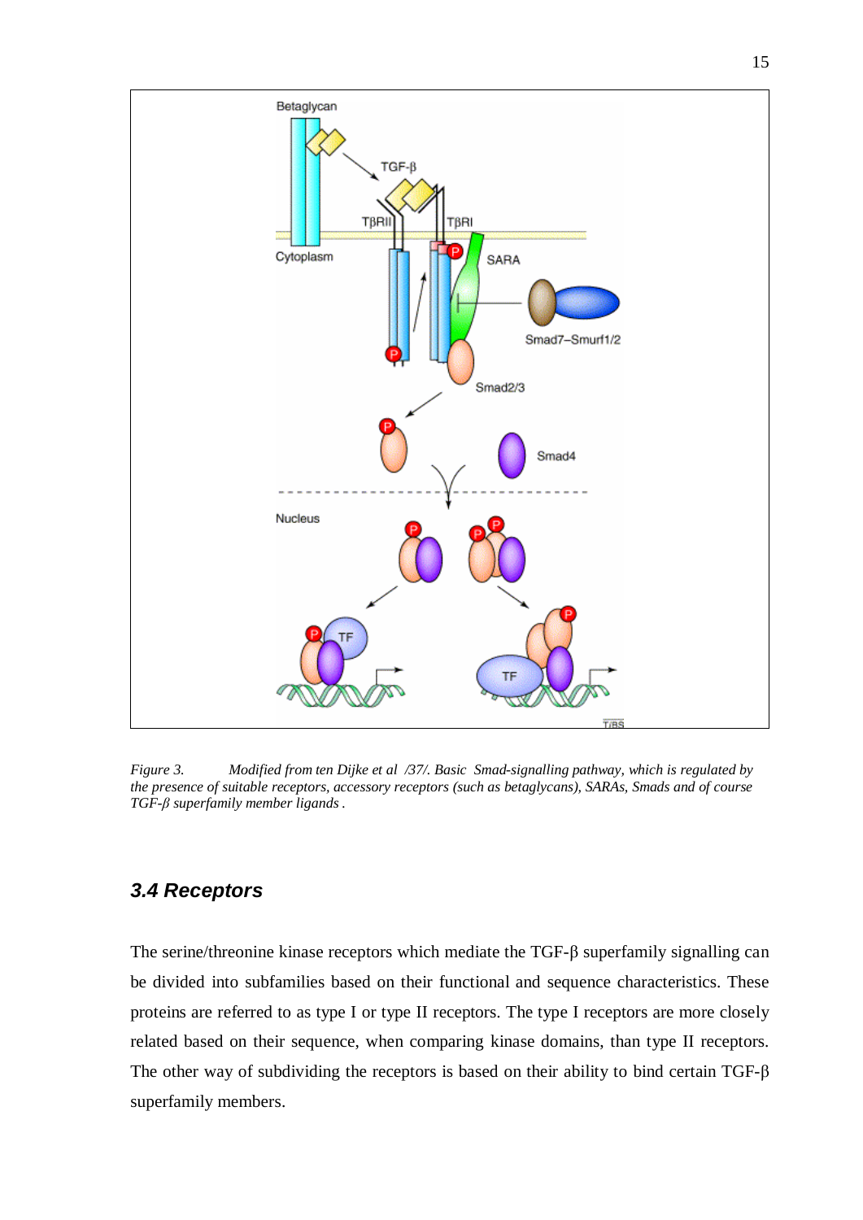*Figure 3. Modified from ten Dijke et al /37/. Basic Smad-signalling pathway, which is regulated by the presence of suitable receptors, accessory receptors (such as betaglycans), SARAs, Smads and of course TGF-β superfamily member ligands .*

### 3.4 Receptors

The serine/threonine kinase receptors which mediate the TGF-β superfamily signalling can be divided into subfamilies based on their functional and sequence characteristics. These proteins are referred to as type I or type II receptors. The type I receptors are more closely related based on their sequence, when comparing kinase domains, than type II receptors. The other way of subdividing the receptors is based on their ability to bind certain TGF-β superfamily members.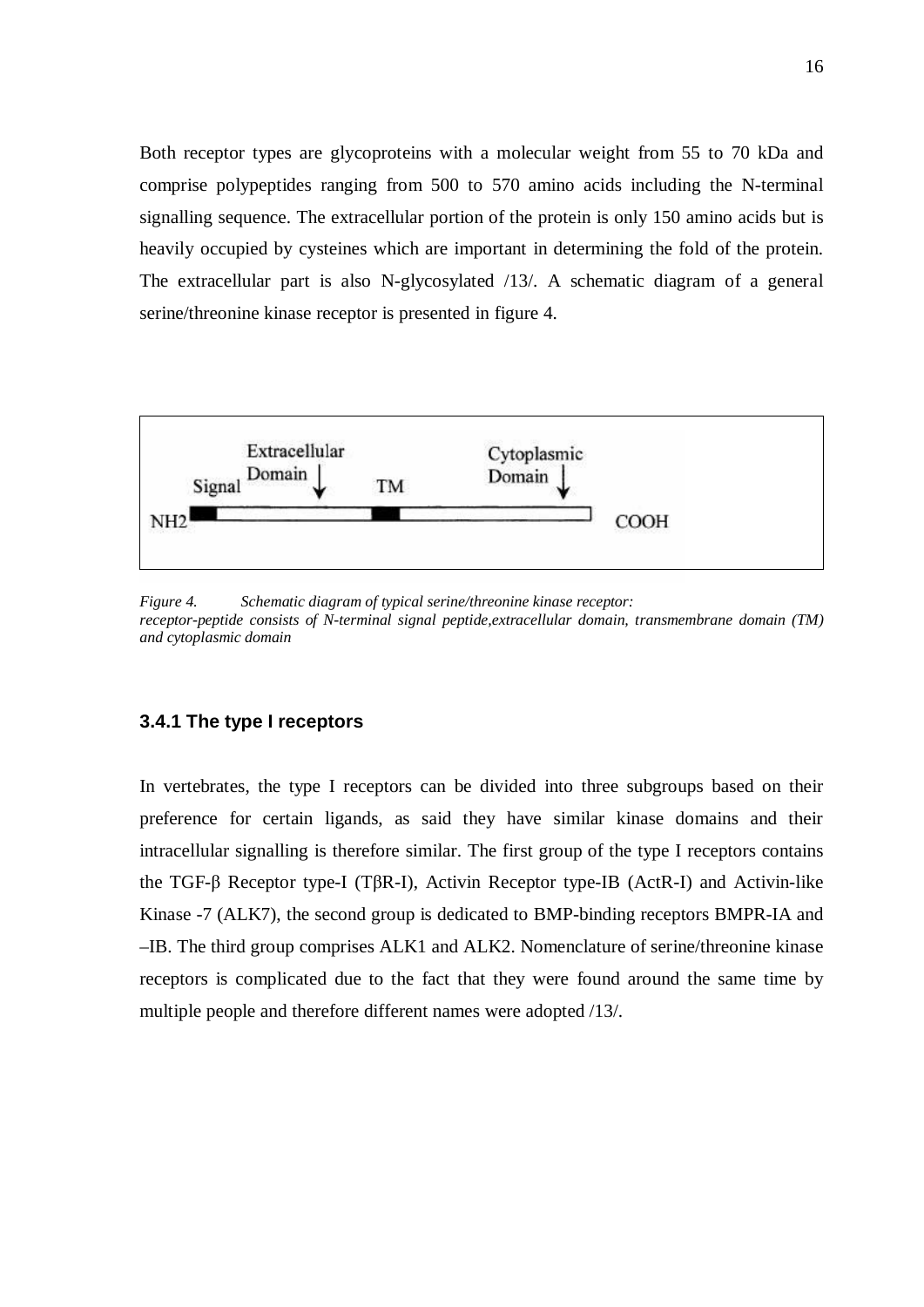Both receptor types are glycoproteins with a molecular weight from 55 to 70 kDa and comprise polypeptides ranging from 500 to 570 amino acids including the N-terminal signalling sequence. The extracellular portion of the protein is only 150 amino acids but is heavily occupied by cysteines which are important in determining the fold of the protein. The extracellular part is also N-glycosylated /13/. A schematic diagram of a general serine/threonine kinase receptor is presented in figure 4.

*Figure 4. Schematic diagram of typical serine/threonine kinase receptor: receptor-peptide consists of N-terminal signal peptide,extracellular domain, transmembrane domain (TM) and cytoplasmic domain*

### 3.4.1 The type I receptors

In vertebrates, the type I receptors can be divided into three subgroups based on their preference for certain ligands, as said they have similar kinase domains and their intracellular signalling is therefore similar. The first group of the type I receptors contains the TGF-β Receptor type-I (TβR-I), Activin Receptor type-IB (ActR-I) and Activin-like Kinase -7 (ALK7), the second group is dedicated to BMP-binding receptors BMPR-IA and –IB. The third group comprises ALK1 and ALK2. Nomenclature of serine/threonine kinase receptors is complicated due to the fact that they were found around the same time by multiple people and therefore different names were adopted /13/.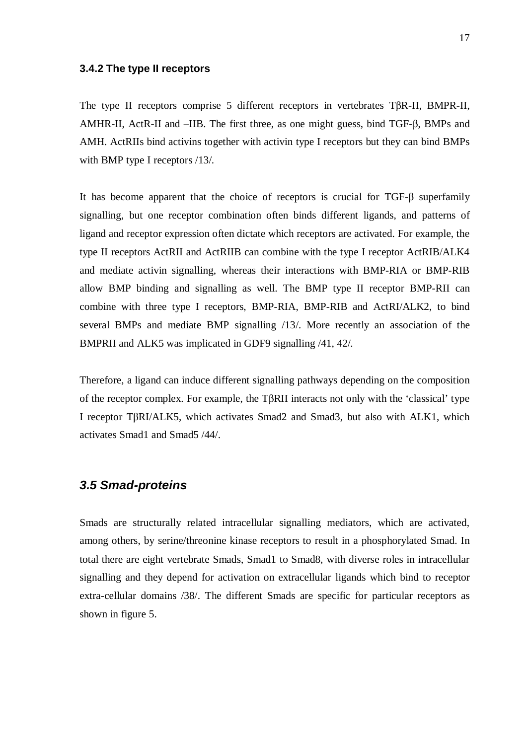### 3.4.2 The type II receptors

The type II receptors comprise 5 different receptors in vertebrates TβR-II, BMPR-II, AMHR-II, ActR-II and –IIB. The first three, as one might guess, bind TGF-β, BMPs and AMH. ActRIIs bind activins together with activin type I receptors but they can bind BMPs with BMP type I receptors /13/.

It has become apparent that the choice of receptors is crucial for TGF-β superfamily signalling, but one receptor combination often binds different ligands, and patterns of ligand and receptor expression often dictate which receptors are activated. For example, the type II receptors ActRII and ActRIIB can combine with the type I receptor ActRIB/ALK4 and mediate activin signalling, whereas their interactions with BMP-RIA or BMP-RIB allow BMP binding and signalling as well. The BMP type II receptor BMP-RII can combine with three type I receptors, BMP-RIA, BMP-RIB and ActRI/ALK2, to bind several BMPs and mediate BMP signalling /13/. More recently an association of the BMPRII and ALK5 was implicated in GDF9 signalling /41, 42/.

Therefore, a ligand can induce different signalling pathways depending on the composition of the receptor complex. For example, the TβRII interacts not only with the 'classical' type I receptor TβRI/ALK5, which activates Smad2 and Smad3, but also with ALK1, which activates Smad1 and Smad5 /44/.

## *3.5 Smad-proteins*

Smads are structurally related intracellular signalling mediators, which are activated, among others, by serine/threonine kinase receptors to result in a phosphorylated Smad. In total there are eight vertebrate Smads, Smad1 to Smad8, with diverse roles in intracellular signalling and they depend for activation on extracellular ligands which bind to receptor extra-cellular domains /38/. The different Smads are specific for particular receptors as shown in figure 5.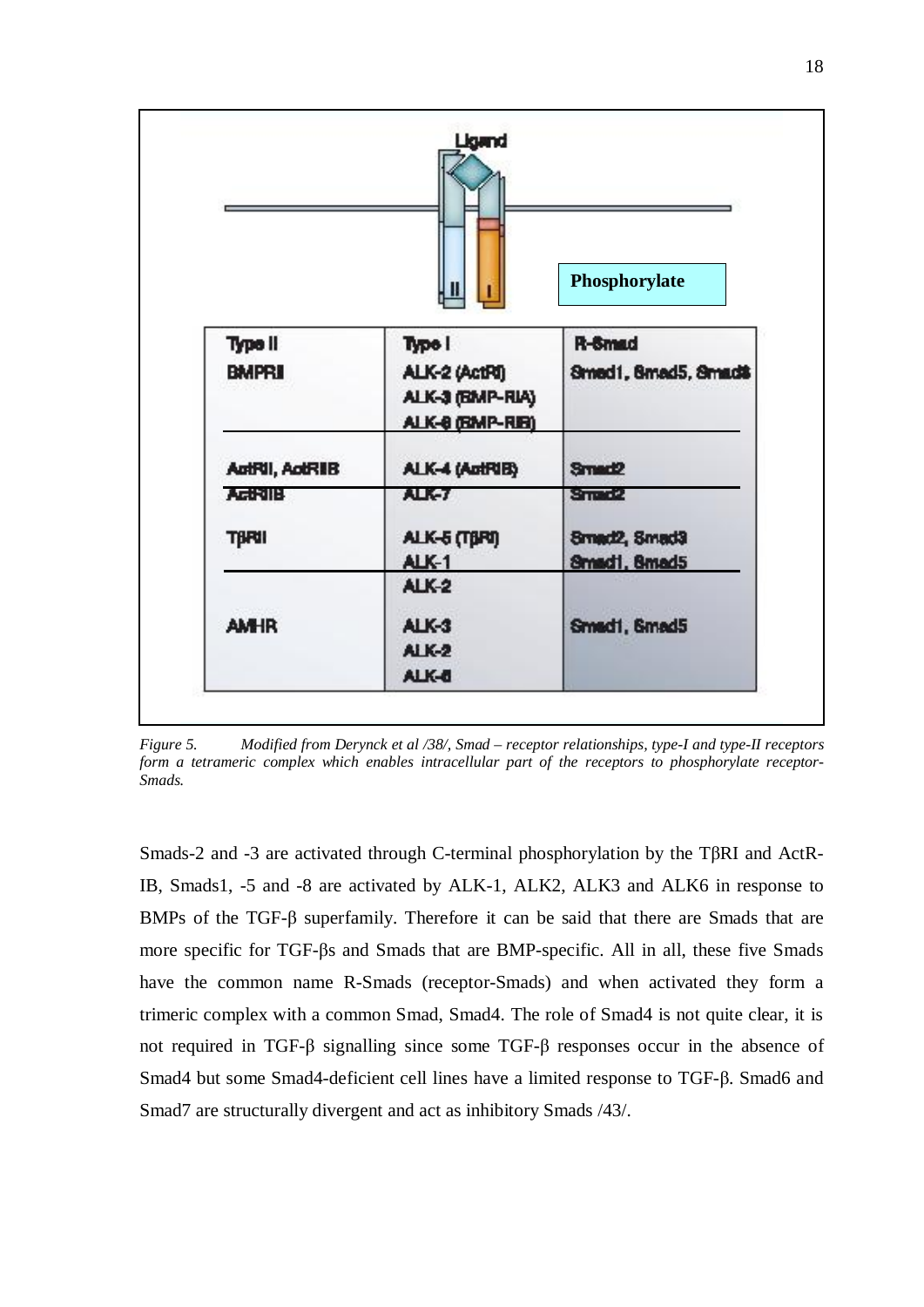| Type II | Type I | R-Smad |
| --- | --- | --- |
| BMPRII | ALK-2 (ActRI) <br> ALK-3 (BMP-RIA) <br> ALK-6 (BMP-RIB) | Smad1, Smad5, Smad8 |
| ActRII, ActRIIB | ALK-4 (ActRIB) | Smad2 |
| ActRIIB | ALK-7 | Smad2 |
| TβRII | ALK-5 (TβRI) <br> ALK-1 | Smad2, Smad3 <br> Smad1, Smad5 |
| AMHR | ALK-2 <br> ALK-3 <br> ALK-2 <br> ALK-6 | Smad1, Smad5 |

*Figure 5. Modified from Derynck et al /38/, Smad – receptor relationships, type-I and type-II receptors form a tetrameric complex which enables intracellular part of the receptors to phosphorylate receptor-Smads.*

Smads-2 and -3 are activated through C-terminal phosphorylation by the TβRI and ActR-IB, Smads1, -5 and -8 are activated by ALK-1, ALK2, ALK3 and ALK6 in response to BMPs of the TGF-β superfamily. Therefore it can be said that there are Smads that are more specific for TGF-βs and Smads that are BMP-specific. All in all, these five Smads have the common name R-Smads (receptor-Smads) and when activated they form a trimeric complex with a common Smad, Smad4. The role of Smad4 is not quite clear, it is not required in TGF-β signalling since some TGF-β responses occur in the absence of Smad4 but some Smad4-deficient cell lines have a limited response to TGF-β. Smad6 and Smad7 are structurally divergent and act as inhibitory Smads /43/.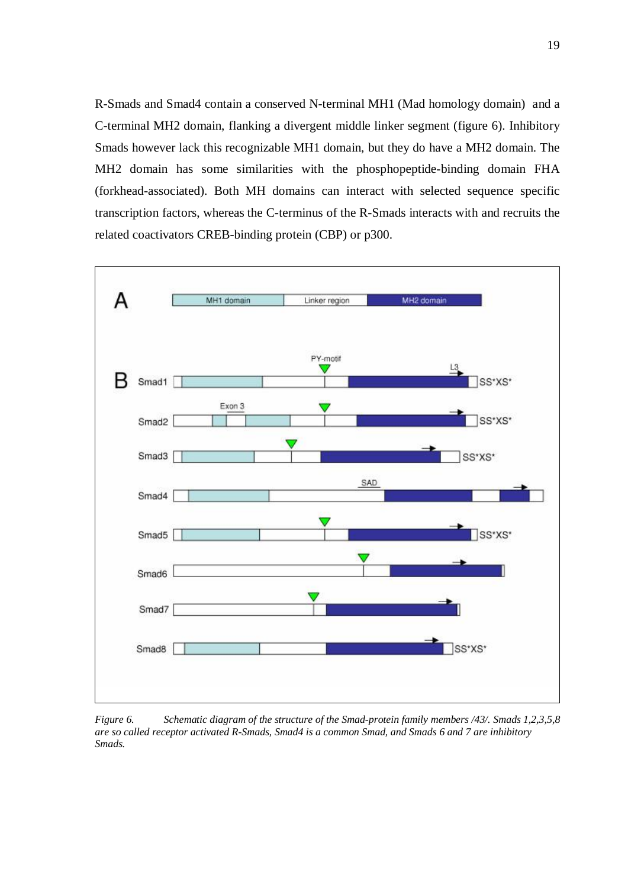R-Smads and Smad4 contain a conserved N-terminal MH1 (Mad homology domain) and a C-terminal MH2 domain, flanking a divergent middle linker segment (figure 6). Inhibitory Smads however lack this recognizable MH1 domain, but they do have a MH2 domain. The MH2 domain has some similarities with the phosphopeptide-binding domain FHA (forkhead-associated). Both MH domains can interact with selected sequence specific transcription factors, whereas the C-terminus of the R-Smads interacts with and recruits the related coactivators CREB-binding protein (CBP) or p300.

*Figure 6. Schematic diagram of the structure of the Smad-protein family members /43/. Smads 1,2,3,5,8 are so called receptor activated R-Smads, Smad4 is a common Smad, and Smads 6 and 7 are inhibitory Smads.*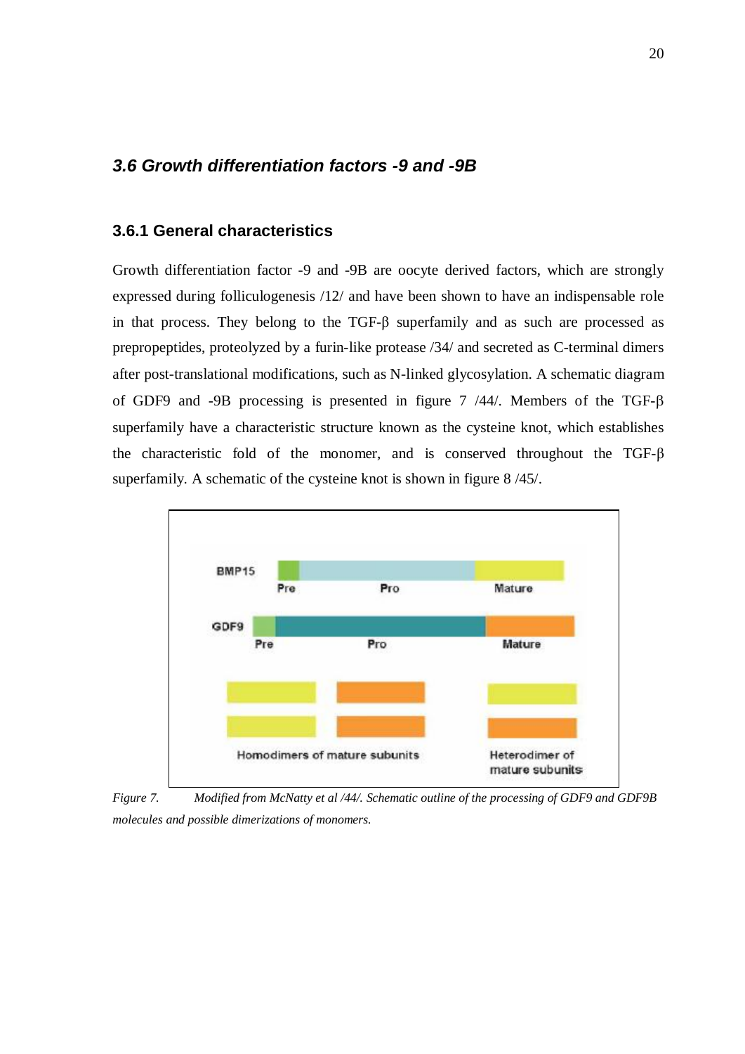## 3.6 Growth differentiation factors -9 and -9B

### 3.6.1 General characteristics

Growth differentiation factor -9 and -9B are oocyte derived factors, which are strongly expressed during folliculogenesis /12/ and have been shown to have an indispensable role in that process. They belong to the TGF-β superfamily and as such are processed as prepropeptides, proteolyzed by a furin-like protease /34/ and secreted as C-terminal dimers after post-translational modifications, such as N-linked glycosylation. A schematic diagram of GDF9 and -9B processing is presented in figure 7 /44/. Members of the TGF-β superfamily have a characteristic structure known as the cysteine knot, which establishes the characteristic fold of the monomer, and is conserved throughout the TGF-β superfamily. A schematic of the cysteine knot is shown in figure 8 /45/.

BMP15

Pre Pro Mature

GDF9

Pre Pro Mature

Homodimers of mature subunits

Heterodimer of mature subunits

*Figure 7. Modified from McNatty et al /44/. Schematic outline of the processing of GDF9 and GDF9B molecules and possible dimerizations of monomers.*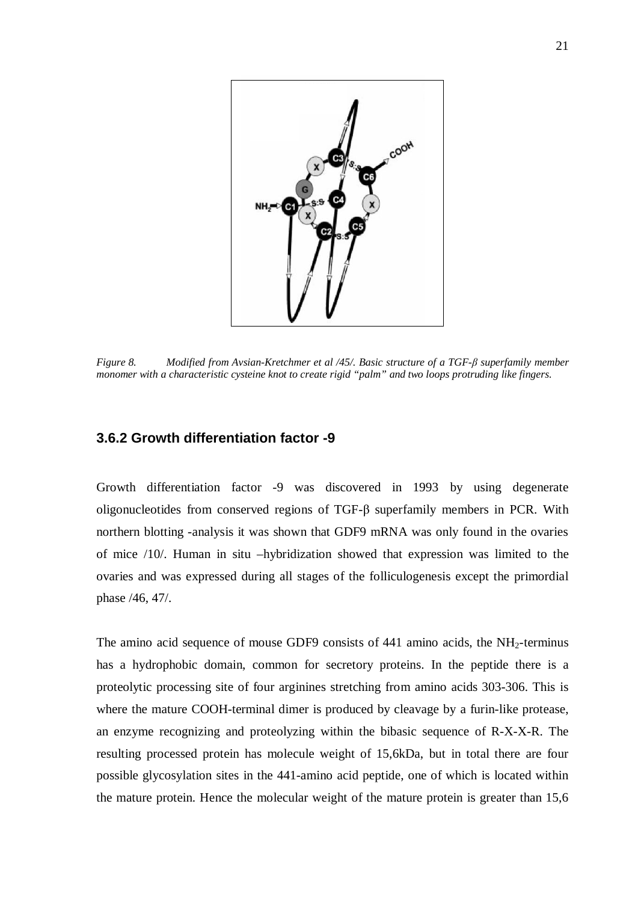*Figure 8. Modified from Avsian-Kretchmer et al /45/. Basic structure of a TGF-β superfamily member monomer with a characteristic cysteine knot to create rigid "palm" and two loops protruding like fingers.*

### 3.6.2 Growth differentiation factor -9

Growth differentiation factor -9 was discovered in 1993 by using degenerate oligonucleotides from conserved regions of TGF-β superfamily members in PCR. With northern blotting -analysis it was shown that GDF9 mRNA was only found in the ovaries of mice /10/. Human in situ –hybridization showed that expression was limited to the ovaries and was expressed during all stages of the folliculogenesis except the primordial phase /46, 47/.

The amino acid sequence of mouse GDF9 consists of 441 amino acids, the $NH_2$-terminus has a hydrophobic domain, common for secretory proteins. In the peptide there is a proteolytic processing site of four arginines stretching from amino acids 303-306. This is where the mature COOH-terminal dimer is produced by cleavage by a furin-like protease, an enzyme recognizing and proteolyzing within the bibasic sequence of R-X-X-R. The resulting processed protein has molecule weight of 15,6kDa, but in total there are four possible glycosylation sites in the 441-amino acid peptide, one of which is located within the mature protein. Hence the molecular weight of the mature protein is greater than 15,6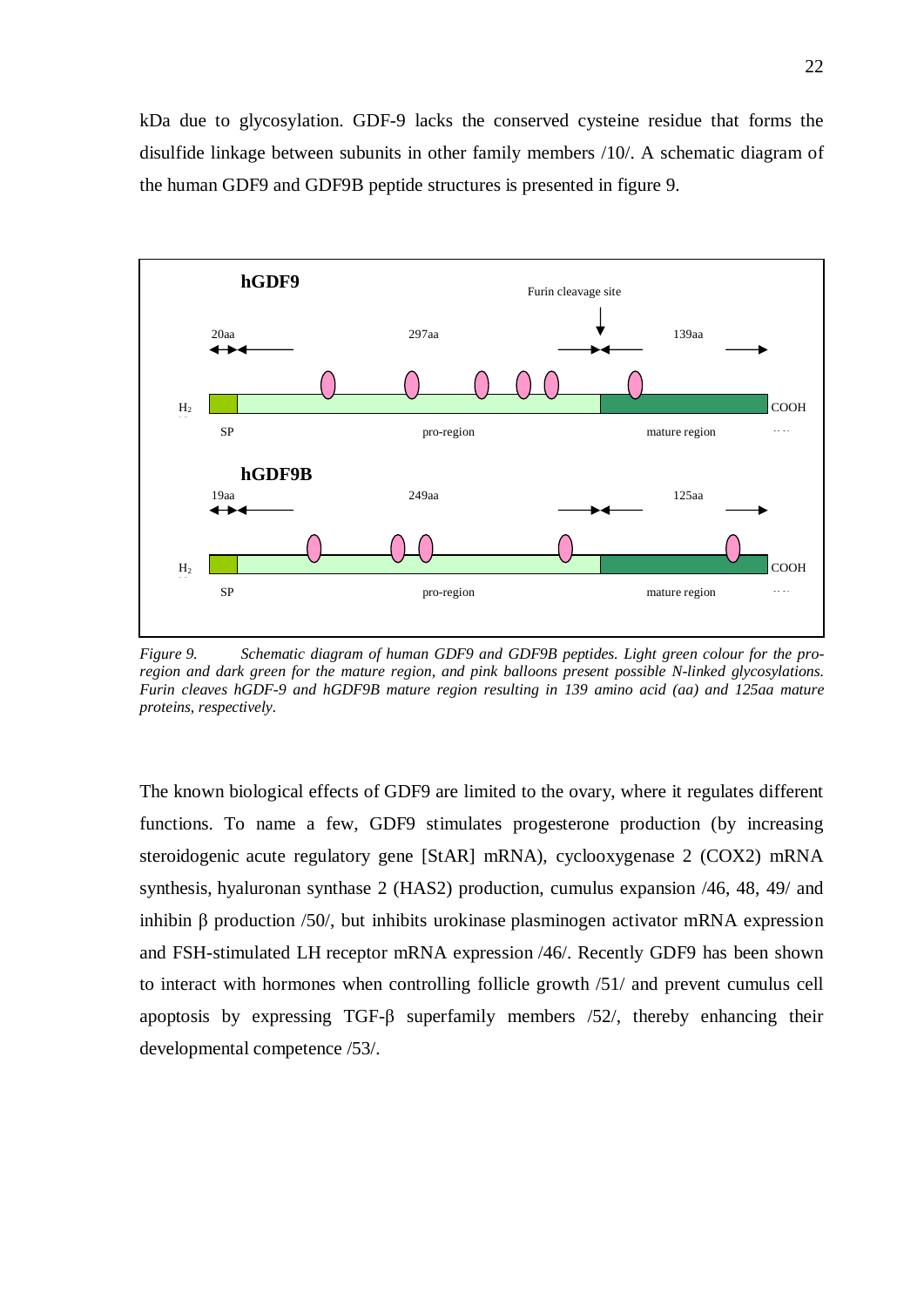kDa due to glycosylation. GDF-9 lacks the conserved cysteine residue that forms the disulfide linkage between subunits in other family members /10/. A schematic diagram of the human GDF9 and GDF9B peptide structures is presented in figure 9.

*Figure 9. Schematic diagram of human GDF9 and GDF9B peptides. Light green colour for the pro-region and dark green for the mature region, and pink balloons present possible N-linked glycosylations. Furin cleaves hGDF-9 and hGDF9B mature region resulting in 139 amino acid (aa) and 125aa mature proteins, respectively.*

The known biological effects of GDF9 are limited to the ovary, where it regulates different functions. To name a few, GDF9 stimulates progesterone production (by increasing steroidogenic acute regulatory gene [StAR] mRNA), cyclooxygenase 2 (COX2) mRNA synthesis, hyaluronan synthase 2 (HAS2) production, cumulus expansion /46, 48, 49/ and inhibin β production /50/, but inhibits urokinase plasminogen activator mRNA expression and FSH-stimulated LH receptor mRNA expression /46/. Recently GDF9 has been shown to interact with hormones when controlling follicle growth /51/ and prevent cumulus cell apoptosis by expressing TGF-β superfamily members /52/, thereby enhancing their developmental competence /53/.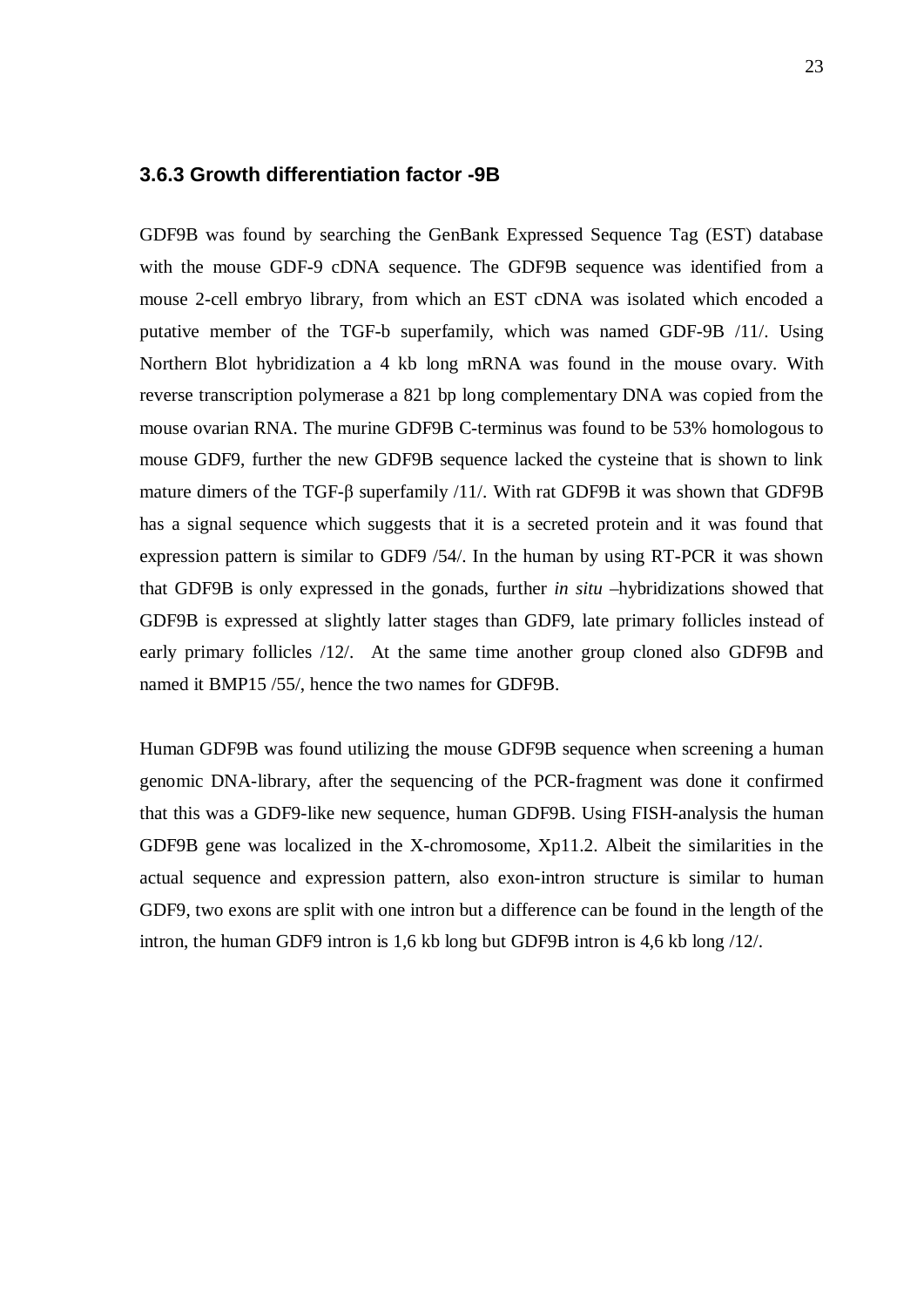### 3.6.3 Growth differentiation factor -9B

GDF9B was found by searching the GenBank Expressed Sequence Tag (EST) database with the mouse GDF-9 cDNA sequence. The GDF9B sequence was identified from a mouse 2-cell embryo library, from which an EST cDNA was isolated which encoded a putative member of the TGF-b superfamily, which was named GDF-9B /11/. Using Northern Blot hybridization a 4 kb long mRNA was found in the mouse ovary. With reverse transcription polymerase a 821 bp long complementary DNA was copied from the mouse ovarian RNA. The murine GDF9B C-terminus was found to be 53% homologous to mouse GDF9, further the new GDF9B sequence lacked the cysteine that is shown to link mature dimers of the TGF-β superfamily /11/. With rat GDF9B it was shown that GDF9B has a signal sequence which suggests that it is a secreted protein and it was found that expression pattern is similar to GDF9 /54/. In the human by using RT-PCR it was shown that GDF9B is only expressed in the gonads, further *in situ* –hybridizations showed that GDF9B is expressed at slightly latter stages than GDF9, late primary follicles instead of early primary follicles /12/. At the same time another group cloned also GDF9B and named it BMP15 /55/, hence the two names for GDF9B.

Human GDF9B was found utilizing the mouse GDF9B sequence when screening a human genomic DNA-library, after the sequencing of the PCR-fragment was done it confirmed that this was a GDF9-like new sequence, human GDF9B. Using FISH-analysis the human GDF9B gene was localized in the X-chromosome, Xp11.2. Albeit the similarities in the actual sequence and expression pattern, also exon-intron structure is similar to human GDF9, two exons are split with one intron but a difference can be found in the length of the intron, the human GDF9 intron is 1,6 kb long but GDF9B intron is 4,6 kb long /12/.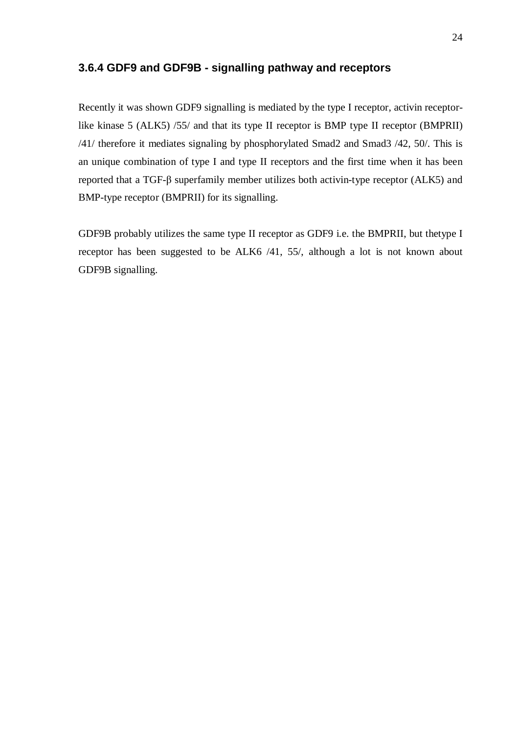### 3.6.4 GDF9 and GDF9B - signalling pathway and receptors

Recently it was shown GDF9 signalling is mediated by the type I receptor, activin receptor-like kinase 5 (ALK5) /55/ and that its type II receptor is BMP type II receptor (BMPRII) /41/ therefore it mediates signaling by phosphorylated Smad2 and Smad3 /42, 50/. This is an unique combination of type I and type II receptors and the first time when it has been reported that a TGF-β superfamily member utilizes both activin-type receptor (ALK5) and BMP-type receptor (BMPRII) for its signalling.

GDF9B probably utilizes the same type II receptor as GDF9 i.e. the BMPRII, but thetype I receptor has been suggested to be ALK6 /41, 55/, although a lot is not known about GDF9B signalling.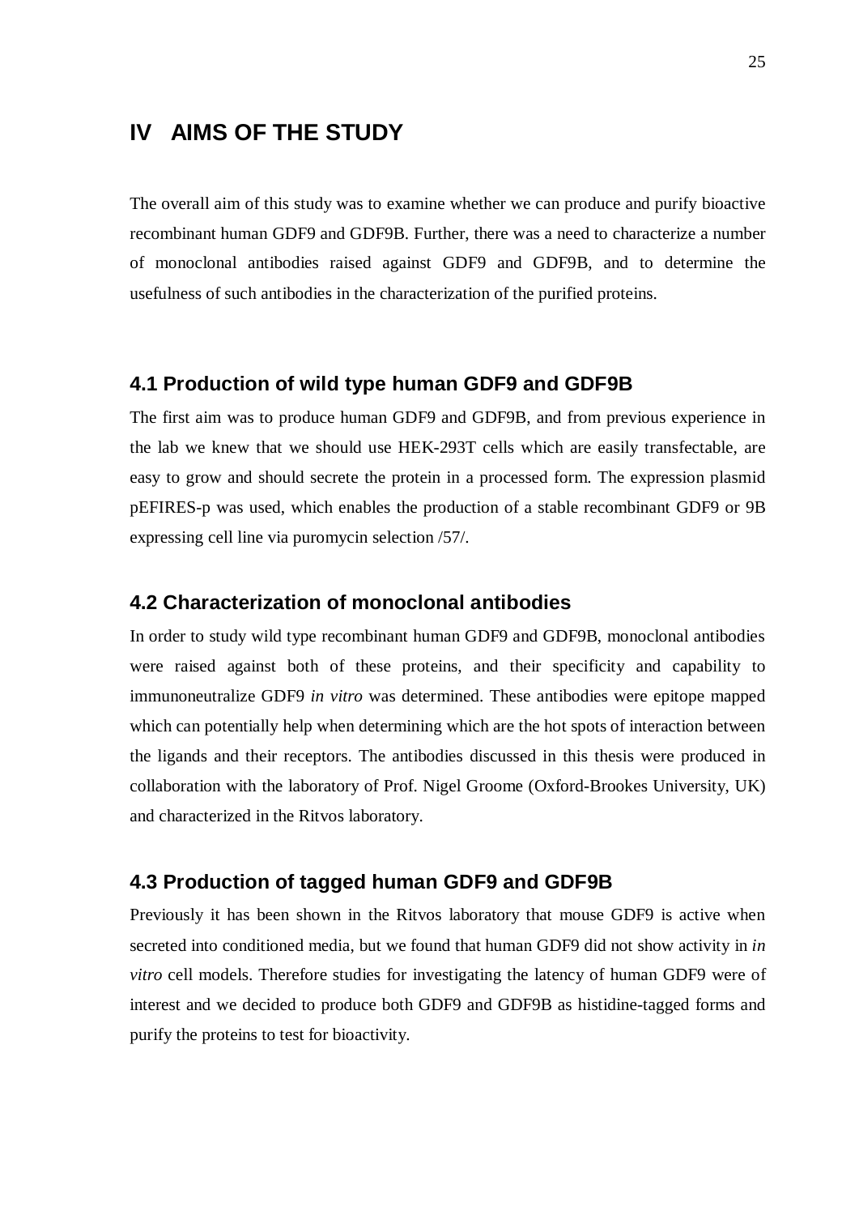# IV AIMS OF THE STUDY

The overall aim of this study was to examine whether we can produce and purify bioactive recombinant human GDF9 and GDF9B. Further, there was a need to characterize a number of monoclonal antibodies raised against GDF9 and GDF9B, and to determine the usefulness of such antibodies in the characterization of the purified proteins.

## 4.1 Production of wild type human GDF9 and GDF9B

The first aim was to produce human GDF9 and GDF9B, and from previous experience in the lab we knew that we should use HEK-293T cells which are easily transfectable, are easy to grow and should secrete the protein in a processed form. The expression plasmid pEFIRES-p was used, which enables the production of a stable recombinant GDF9 or 9B expressing cell line via puromycin selection /57/.

## 4.2 Characterization of monoclonal antibodies

In order to study wild type recombinant human GDF9 and GDF9B, monoclonal antibodies were raised against both of these proteins, and their specificity and capability to immunoneutralize GDF9 *in vitro* was determined. These antibodies were epitope mapped which can potentially help when determining which are the hot spots of interaction between the ligands and their receptors. The antibodies discussed in this thesis were produced in collaboration with the laboratory of Prof. Nigel Groome (Oxford-Brookes University, UK) and characterized in the Ritvos laboratory.

## 4.3 Production of tagged human GDF9 and GDF9B

Previously it has been shown in the Ritvos laboratory that mouse GDF9 is active when secreted into conditioned media, but we found that human GDF9 did not show activity in *in vitro* cell models. Therefore studies for investigating the latency of human GDF9 were of interest and we decided to produce both GDF9 and GDF9B as histidine-tagged forms and purify the proteins to test for bioactivity.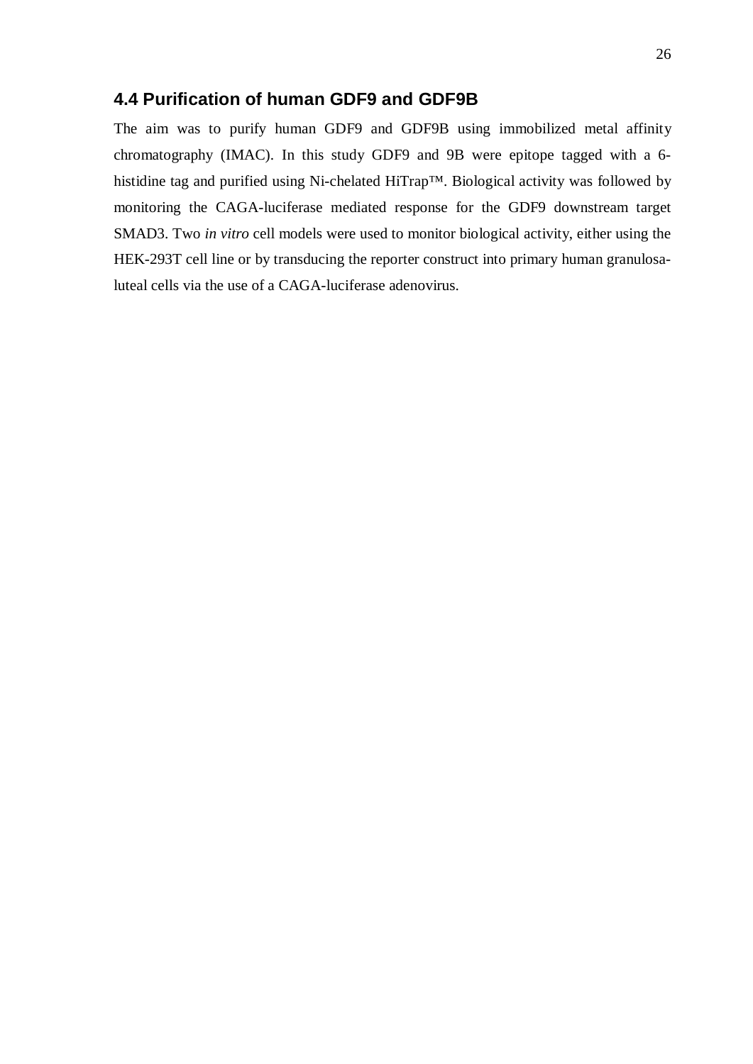## 4.4 Purification of human GDF9 and GDF9B

The aim was to purify human GDF9 and GDF9B using immobilized metal affinity chromatography (IMAC). In this study GDF9 and 9B were epitope tagged with a 6-histidine tag and purified using Ni-chelated HiTrap™. Biological activity was followed by monitoring the CAGA-luciferase mediated response for the GDF9 downstream target SMAD3. Two *in vitro* cell models were used to monitor biological activity, either using the HEK-293T cell line or by transducing the reporter construct into primary human granulosa-luteal cells via the use of a CAGA-luciferase adenovirus.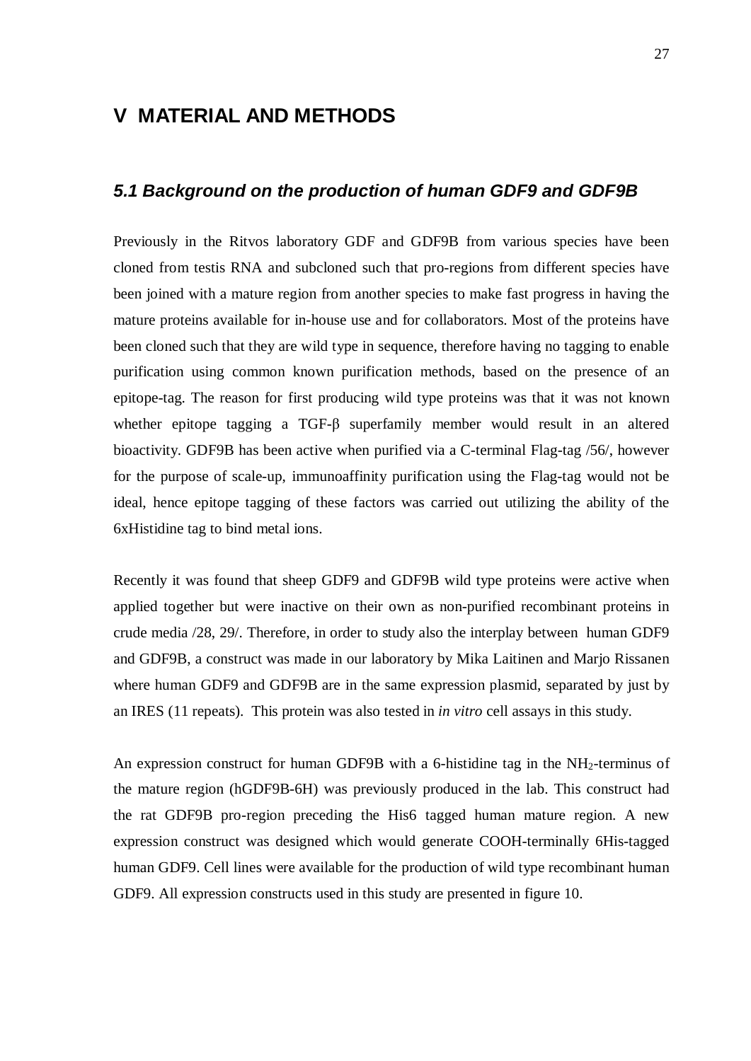# V MATERIAL AND METHODS

## *5.1 Background on the production of human GDF9 and GDF9B*

Previously in the Ritvos laboratory GDF and GDF9B from various species have been cloned from testis RNA and subcloned such that pro-regions from different species have been joined with a mature region from another species to make fast progress in having the mature proteins available for in-house use and for collaborators. Most of the proteins have been cloned such that they are wild type in sequence, therefore having no tagging to enable purification using common known purification methods, based on the presence of an epitope-tag. The reason for first producing wild type proteins was that it was not known whether epitope tagging a TGF-β superfamily member would result in an altered bioactivity. GDF9B has been active when purified via a C-terminal Flag-tag /56/, however for the purpose of scale-up, immunoaffinity purification using the Flag-tag would not be ideal, hence epitope tagging of these factors was carried out utilizing the ability of the 6xHistidine tag to bind metal ions.

Recently it was found that sheep GDF9 and GDF9B wild type proteins were active when applied together but were inactive on their own as non-purified recombinant proteins in crude media /28, 29/. Therefore, in order to study also the interplay between human GDF9 and GDF9B, a construct was made in our laboratory by Mika Laitinen and Marjo Rissanen where human GDF9 and GDF9B are in the same expression plasmid, separated by just by an IRES (11 repeats). This protein was also tested in *in vitro* cell assays in this study.

An expression construct for human GDF9B with a 6-histidine tag in the $NH_2$-terminus of the mature region (hGDF9B-6H) was previously produced in the lab. This construct had the rat GDF9B pro-region preceding the His6 tagged human mature region. A new expression construct was designed which would generate COOH-terminally 6His-tagged human GDF9. Cell lines were available for the production of wild type recombinant human GDF9. All expression constructs used in this study are presented in figure 10.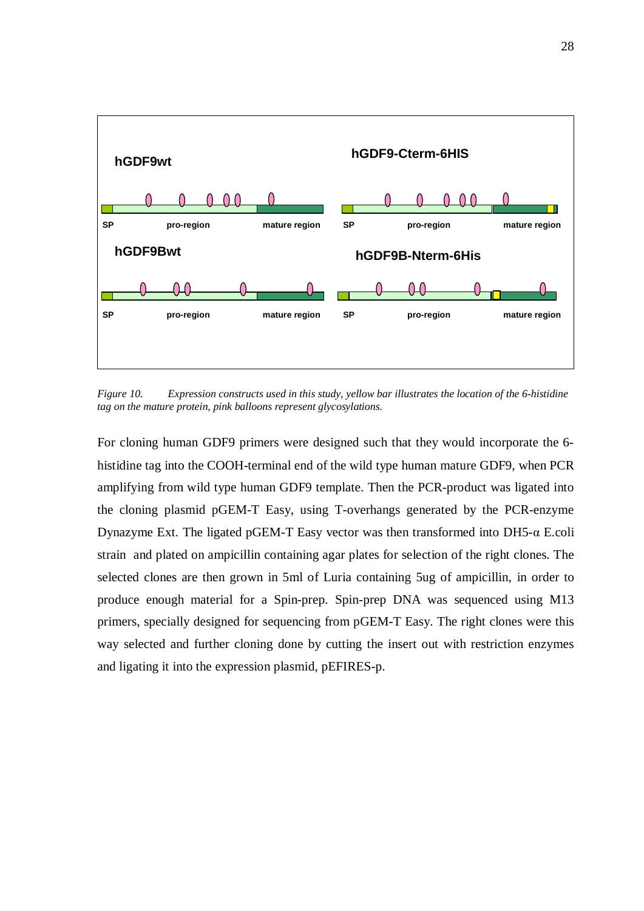*Figure 10. Expression constructs used in this study, yellow bar illustrates the location of the 6-histidine tag on the mature protein, pink balloons represent glycosylations.*

For cloning human GDF9 primers were designed such that they would incorporate the 6-histidine tag into the COOH-terminal end of the wild type human mature GDF9, when PCR amplifying from wild type human GDF9 template. Then the PCR-product was ligated into the cloning plasmid pGEM-T Easy, using T-overhangs generated by the PCR-enzyme Dynazyme Ext. The ligated pGEM-T Easy vector was then transformed into DH5-α E.coli strain and plated on ampicillin containing agar plates for selection of the right clones. The selected clones are then grown in 5ml of Luria containing 5ug of ampicillin, in order to produce enough material for a Spin-prep. Spin-prep DNA was sequenced using M13 primers, specially designed for sequencing from pGEM-T Easy. The right clones were this way selected and further cloning done by cutting the insert out with restriction enzymes and ligating it into the expression plasmid, pEFIRES-p.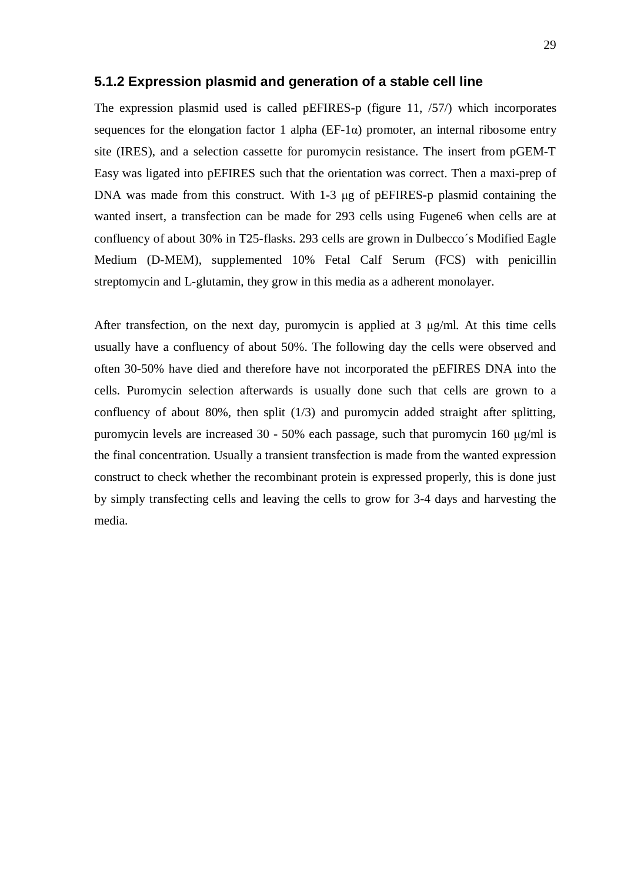### 5.1.2 Expression plasmid and generation of a stable cell line

The expression plasmid used is called pEFIRES-p (figure 11, /57/) which incorporates sequences for the elongation factor 1 alpha (EF-1α) promoter, an internal ribosome entry site (IRES), and a selection cassette for puromycin resistance. The insert from pGEM-T Easy was ligated into pEFIRES such that the orientation was correct. Then a maxi-prep of DNA was made from this construct. With 1-3 μg of pEFIRES-p plasmid containing the wanted insert, a transfection can be made for 293 cells using Fugene6 when cells are at confluency of about 30% in T25-flasks. 293 cells are grown in Dulbecco´s Modified Eagle Medium (D-MEM), supplemented 10% Fetal Calf Serum (FCS) with penicillin streptomycin and L-glutamin, they grow in this media as a adherent monolayer.

After transfection, on the next day, puromycin is applied at 3 μg/ml. At this time cells usually have a confluency of about 50%. The following day the cells were observed and often 30-50% have died and therefore have not incorporated the pEFIRES DNA into the cells. Puromycin selection afterwards is usually done such that cells are grown to a confluency of about 80%, then split (1/3) and puromycin added straight after splitting, puromycin levels are increased 30 - 50% each passage, such that puromycin 160 μg/ml is the final concentration. Usually a transient transfection is made from the wanted expression construct to check whether the recombinant protein is expressed properly, this is done just by simply transfecting cells and leaving the cells to grow for 3-4 days and harvesting the media.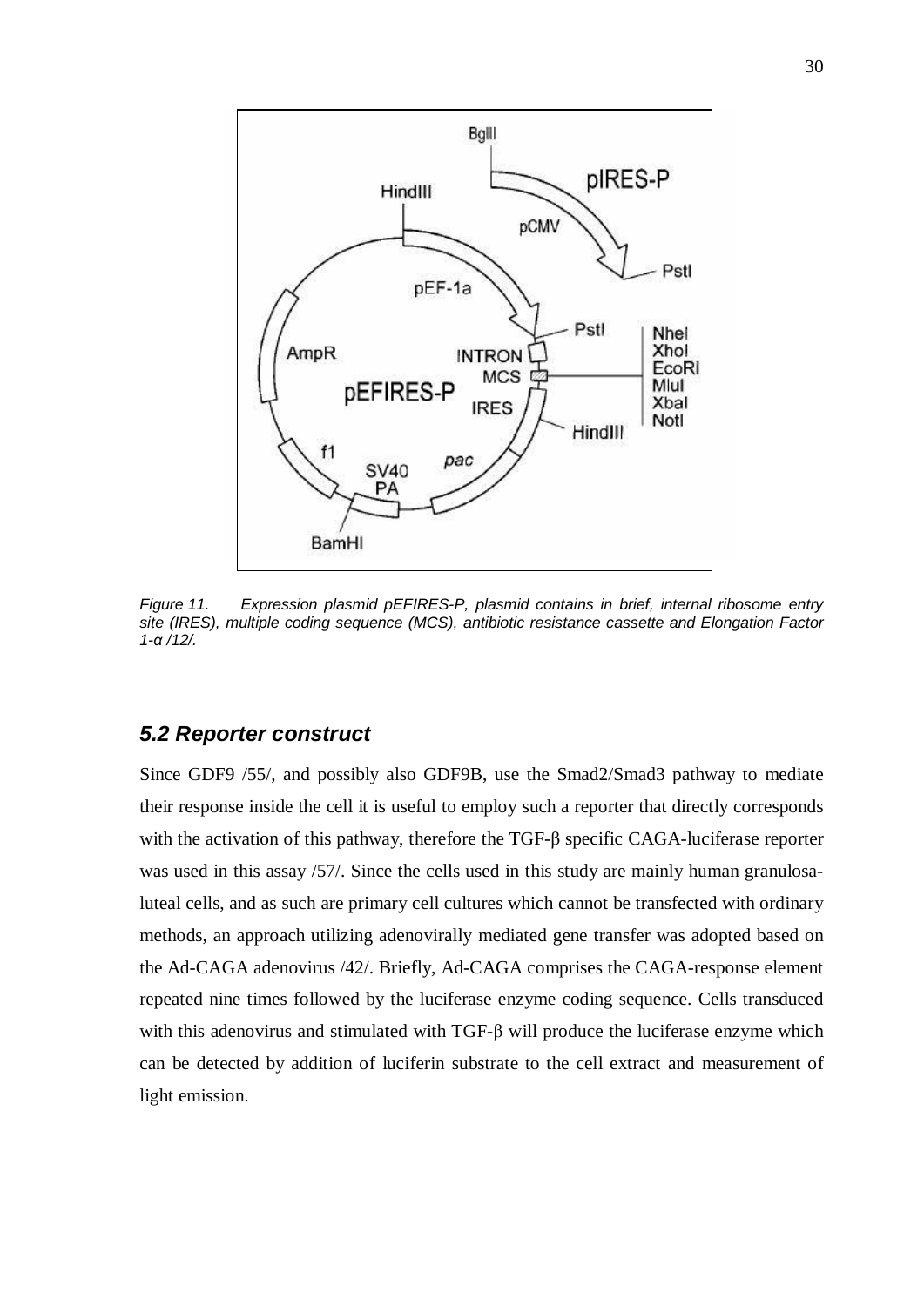*Figure 11. Expression plasmid pEFIRES-P, plasmid contains in brief, internal ribosome entry site (IRES), multiple coding sequence (MCS), antibiotic resistance cassette and Elongation Factor 1-α /12/.*

### *5.2 Reporter construct*

Since GDF9 /55/, and possibly also GDF9B, use the Smad2/Smad3 pathway to mediate their response inside the cell it is useful to employ such a reporter that directly corresponds with the activation of this pathway, therefore the TGF-β specific CAGA-luciferase reporter was used in this assay /57/. Since the cells used in this study are mainly human granulosa-luteal cells, and as such are primary cell cultures which cannot be transfected with ordinary methods, an approach utilizing adenovirally mediated gene transfer was adopted based on the Ad-CAGA adenovirus /42/. Briefly, Ad-CAGA comprises the CAGA-response element repeated nine times followed by the luciferase enzyme coding sequence. Cells transduced with this adenovirus and stimulated with TGF-β will produce the luciferase enzyme which can be detected by addition of luciferin substrate to the cell extract and measurement of light emission.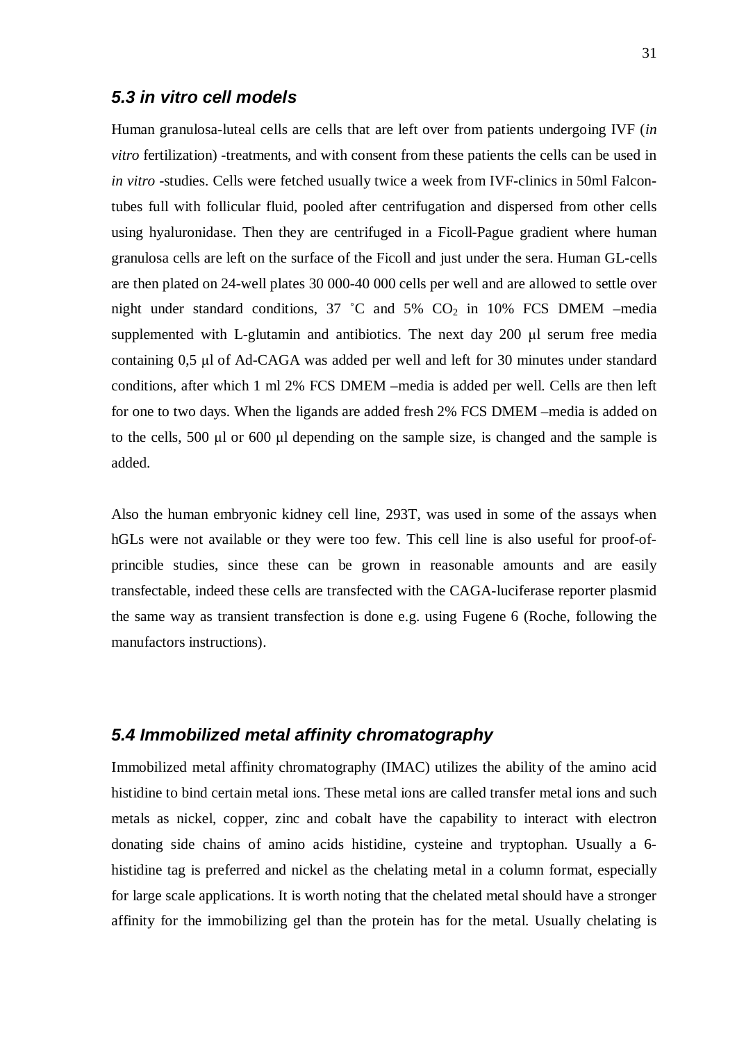## *5.3 in vitro cell models*

Human granulosa-luteal cells are cells that are left over from patients undergoing IVF (*in vitro* fertilization) -treatments, and with consent from these patients the cells can be used in *in vitro* -studies. Cells were fetched usually twice a week from IVF-clinics in 50ml Falcon-tubes full with follicular fluid, pooled after centrifugation and dispersed from other cells using hyaluronidase. Then they are centrifuged in a Ficoll-Pague gradient where human granulosa cells are left on the surface of the Ficoll and just under the sera. Human GL-cells are then plated on 24-well plates 30 000-40 000 cells per well and are allowed to settle over night under standard conditions, 37 ˚C and 5% $CO_2$ in 10% FCS DMEM –media supplemented with L-glutamin and antibiotics. The next day 200 μl serum free media containing 0,5 μl of Ad-CAGA was added per well and left for 30 minutes under standard conditions, after which 1 ml 2% FCS DMEM –media is added per well. Cells are then left for one to two days. When the ligands are added fresh 2% FCS DMEM –media is added on to the cells, 500 μl or 600 μl depending on the sample size, is changed and the sample is added.

Also the human embryonic kidney cell line, 293T, was used in some of the assays when hGLs were not available or they were too few. This cell line is also useful for proof-of-principle studies, since these can be grown in reasonable amounts and are easily transfectable, indeed these cells are transfected with the CAGA-luciferase reporter plasmid the same way as transient transfection is done e.g. using Fugene 6 (Roche, following the manufactors instructions).

## *5.4 Immobilized metal affinity chromatography*

Immobilized metal affinity chromatography (IMAC) utilizes the ability of the amino acid histidine to bind certain metal ions. These metal ions are called transfer metal ions and such metals as nickel, copper, zinc and cobalt have the capability to interact with electron donating side chains of amino acids histidine, cysteine and tryptophan. Usually a 6-histidine tag is preferred and nickel as the chelating metal in a column format, especially for large scale applications. It is worth noting that the chelated metal should have a stronger affinity for the immobilizing gel than the protein has for the metal. Usually chelating is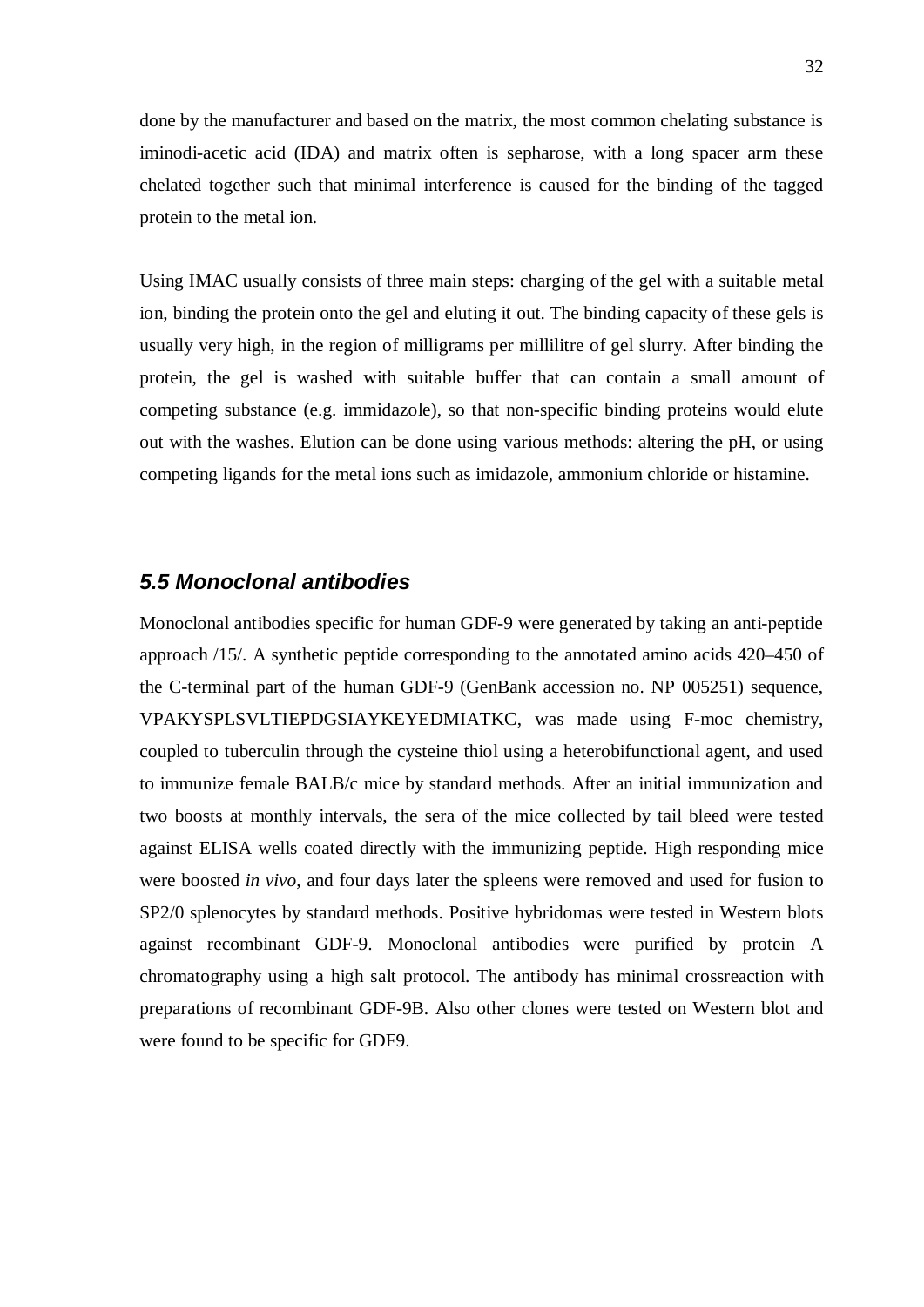done by the manufacturer and based on the matrix, the most common chelating substance is iminodi-acetic acid (IDA) and matrix often is sepharose, with a long spacer arm these chelated together such that minimal interference is caused for the binding of the tagged protein to the metal ion.

Using IMAC usually consists of three main steps: charging of the gel with a suitable metal ion, binding the protein onto the gel and eluting it out. The binding capacity of these gels is usually very high, in the region of milligrams per millilitre of gel slurry. After binding the protein, the gel is washed with suitable buffer that can contain a small amount of competing substance (e.g. immidazole), so that non-specific binding proteins would elute out with the washes. Elution can be done using various methods: altering the pH, or using competing ligands for the metal ions such as imidazole, ammonium chloride or histamine.

## 5.5 Monoclonal antibodies

Monoclonal antibodies specific for human GDF-9 were generated by taking an anti-peptide approach /15/. A synthetic peptide corresponding to the annotated amino acids 420–450 of the C-terminal part of the human GDF-9 (GenBank accession no. NP 005251) sequence, VPAKYSPLSVLTIEPDGSIAYKEYEDMIATKC, was made using F-moc chemistry, coupled to tuberculin through the cysteine thiol using a heterobifunctional agent, and used to immunize female BALB/c mice by standard methods. After an initial immunization and two boosts at monthly intervals, the sera of the mice collected by tail bleed were tested against ELISA wells coated directly with the immunizing peptide. High responding mice were boosted *in vivo*, and four days later the spleens were removed and used for fusion to SP2/0 splenocytes by standard methods. Positive hybridomas were tested in Western blots against recombinant GDF-9. Monoclonal antibodies were purified by protein A chromatography using a high salt protocol. The antibody has minimal crossreaction with preparations of recombinant GDF-9B. Also other clones were tested on Western blot and were found to be specific for GDF9.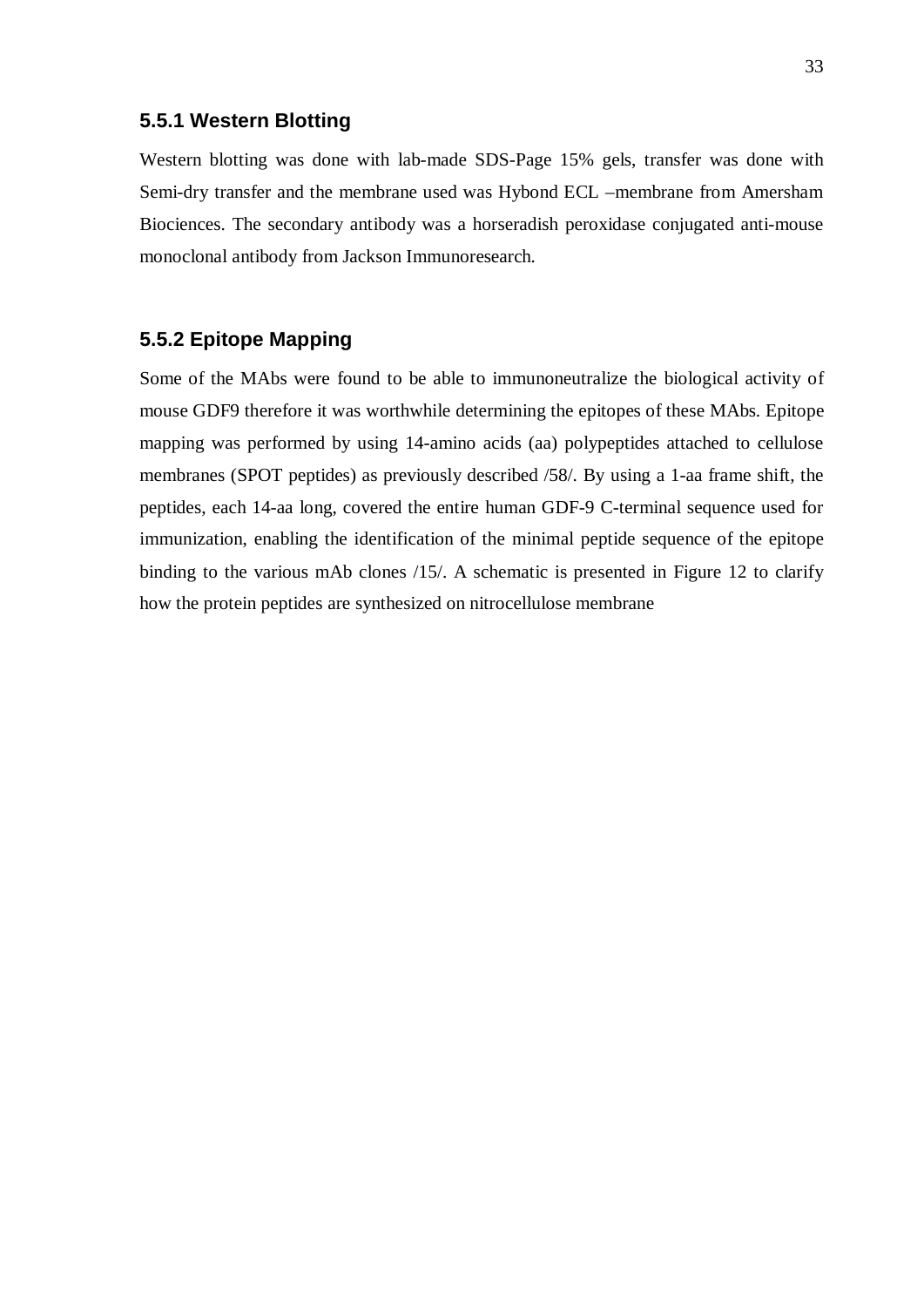### 5.5.1 Western Blotting

Western blotting was done with lab-made SDS-Page 15% gels, transfer was done with Semi-dry transfer and the membrane used was Hybond ECL –membrane from Amersham Biociences. The secondary antibody was a horseradish peroxidase conjugated anti-mouse monoclonal antibody from Jackson Immunoresearch.

### 5.5.2 Epitope Mapping

Some of the MAbs were found to be able to immunoneutralize the biological activity of mouse GDF9 therefore it was worthwhile determining the epitopes of these MAbs. Epitope mapping was performed by using 14-amino acids (aa) polypeptides attached to cellulose membranes (SPOT peptides) as previously described /58/. By using a 1-aa frame shift, the peptides, each 14-aa long, covered the entire human GDF-9 C-terminal sequence used for immunization, enabling the identification of the minimal peptide sequence of the epitope binding to the various mAb clones /15/. A schematic is presented in Figure 12 to clarify how the protein peptides are synthesized on nitrocellulose membrane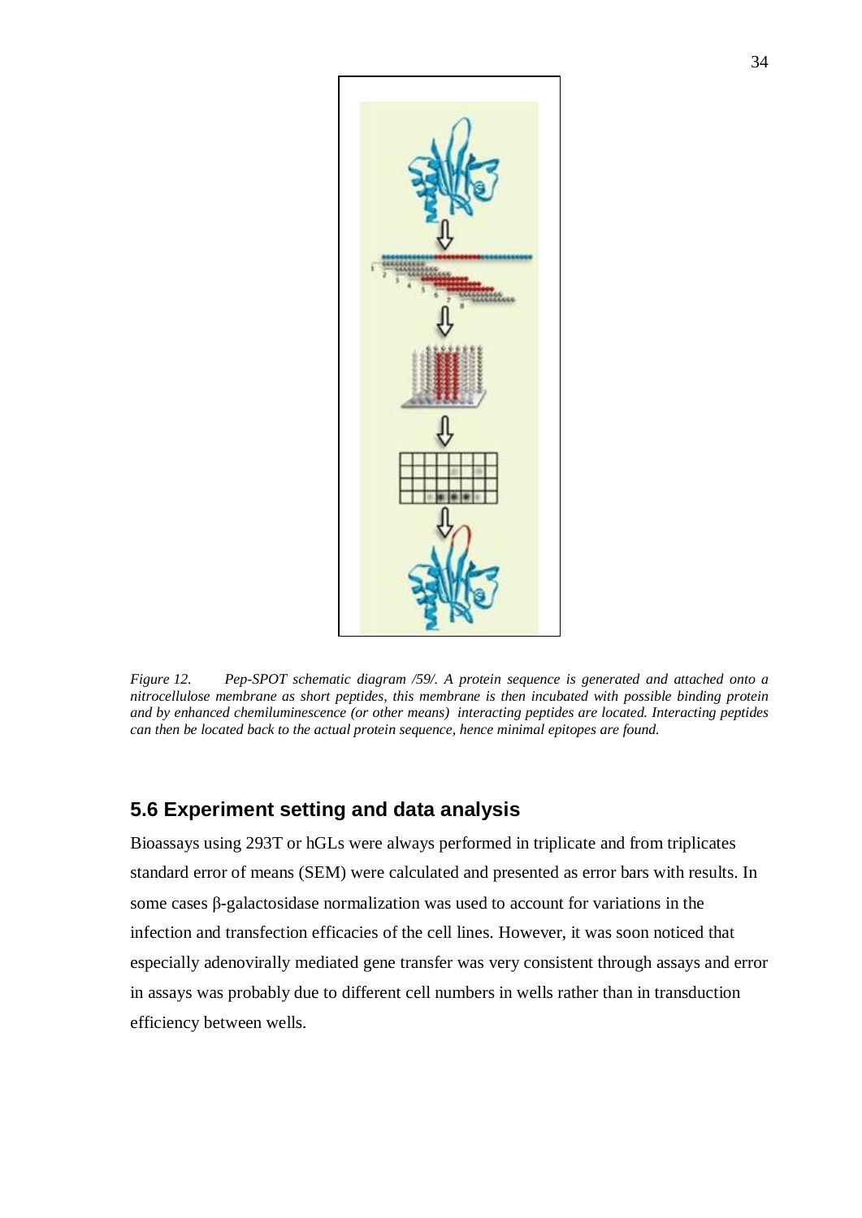*Figure 12. Pep-SPOT schematic diagram /59/. A protein sequence is generated and attached onto a nitrocellulose membrane as short peptides, this membrane is then incubated with possible binding protein and by enhanced chemiluminescence (or other means) interacting peptides are located. Interacting peptides can then be located back to the actual protein sequence, hence minimal epitopes are found.*

## 5.6 Experiment setting and data analysis

Bioassays using 293T or hGLs were always performed in triplicate and from triplicates standard error of means (SEM) were calculated and presented as error bars with results. In some cases β-galactosidase normalization was used to account for variations in the infection and transfection efficacies of the cell lines. However, it was soon noticed that especially adenovirally mediated gene transfer was very consistent through assays and error in assays was probably due to different cell numbers in wells rather than in transduction efficiency between wells.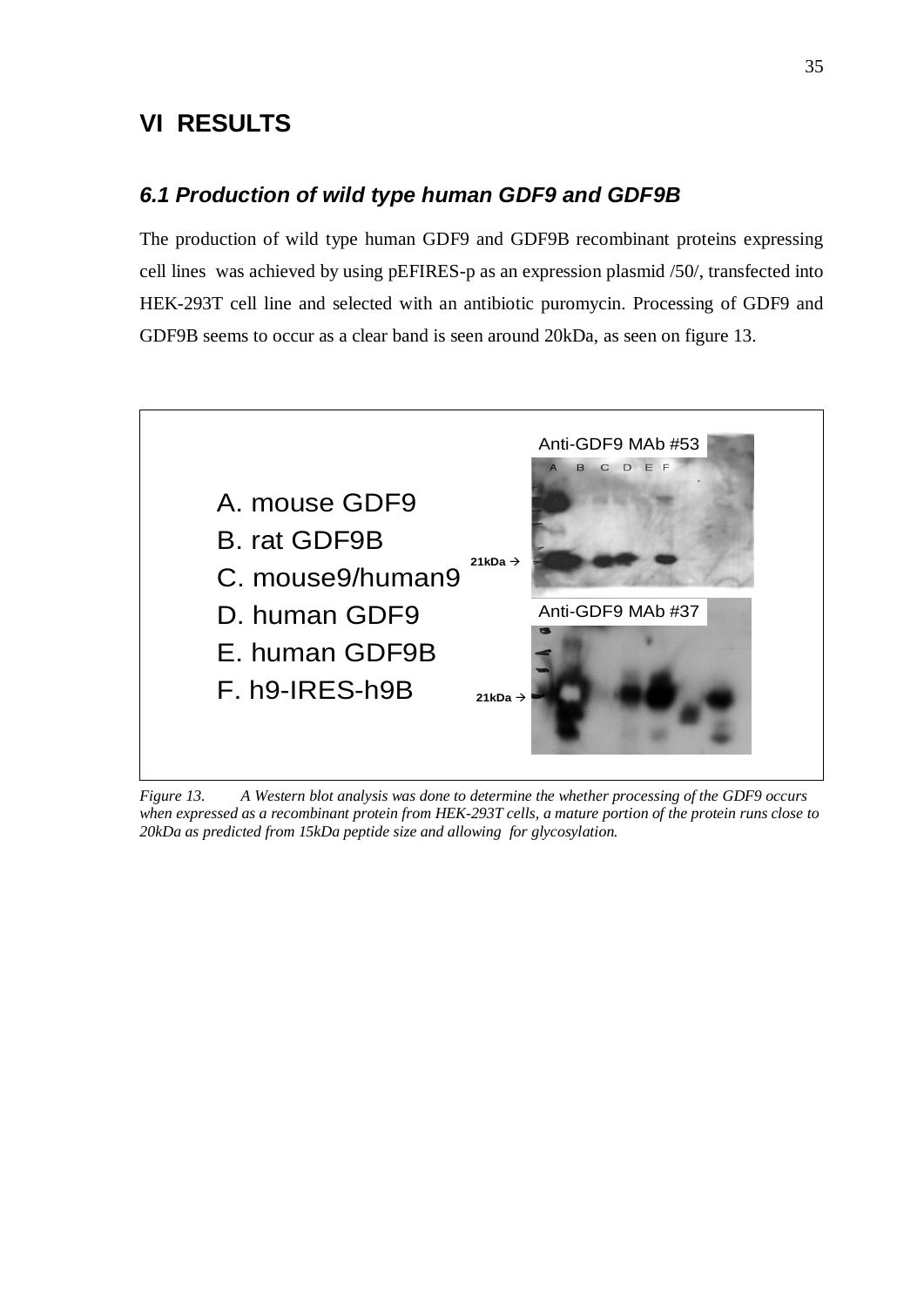# VI RESULTS

## *6.1 Production of wild type human GDF9 and GDF9B*

The production of wild type human GDF9 and GDF9B recombinant proteins expressing cell lines was achieved by using pEFIRES-p as an expression plasmid /50/, transfected into HEK-293T cell line and selected with an antibiotic puromycin. Processing of GDF9 and GDF9B seems to occur as a clear band is seen around 20kDa, as seen on figure 13.

A. mouse GDF9
B. rat GDF9B
C. mouse9/human9
D. human GDF9
E. human GDF9B
F. h9-IRES-h9B

Anti-GDF9 MAb #53

Anti-GDF9 MAb #37

*Figure 13. A Western blot analysis was done to determine the whether processing of the GDF9 occurs when expressed as a recombinant protein from HEK-293T cells, a mature portion of the protein runs close to 20kDa as predicted from 15kDa peptide size and allowing for glycosylation.*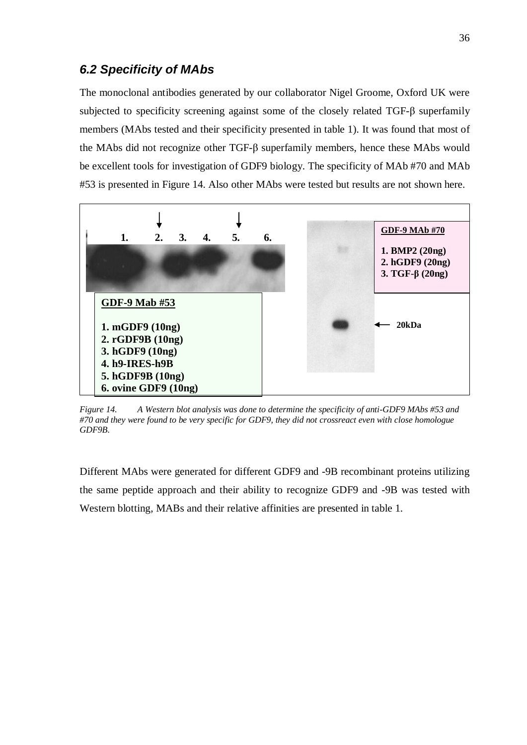### *6.2 Specificity of MAbs*

The monoclonal antibodies generated by our collaborator Nigel Groome, Oxford UK were subjected to specificity screening against some of the closely related TGF-β superfamily members (MAbs tested and their specificity presented in table 1). It was found that most of the MAbs did not recognize other TGF-β superfamily members, hence these MAbs would be excellent tools for investigation of GDF9 biology. The specificity of MAb #70 and MAb #53 is presented in Figure 14. Also other MAbs were tested but results are not shown here.

1. 2. 3. 4. 5. 6.

**GDF-9 Mab #53**

1. mGDF9 (10ng)
2. rGDF9B (10ng)
3. hGDF9 (10ng)
4. h9-IRES-h9B
5. hGDF9B (10ng)
6. ovine GDF9 (10ng)

**GDF-9 MAb #70**

1. BMP2 (20ng)
2. hGDF9 (20ng)
3. TGF-β (20ng)

20kDa

*Figure 14. A Western blot analysis was done to determine the specificity of anti-GDF9 MAbs #53 and #70 and they were found to be very specific for GDF9, they did not crossreact even with close homologue GDF9B.*

Different MAbs were generated for different GDF9 and -9B recombinant proteins utilizing the same peptide approach and their ability to recognize GDF9 and -9B was tested with Western blotting, MABs and their relative affinities are presented in table 1.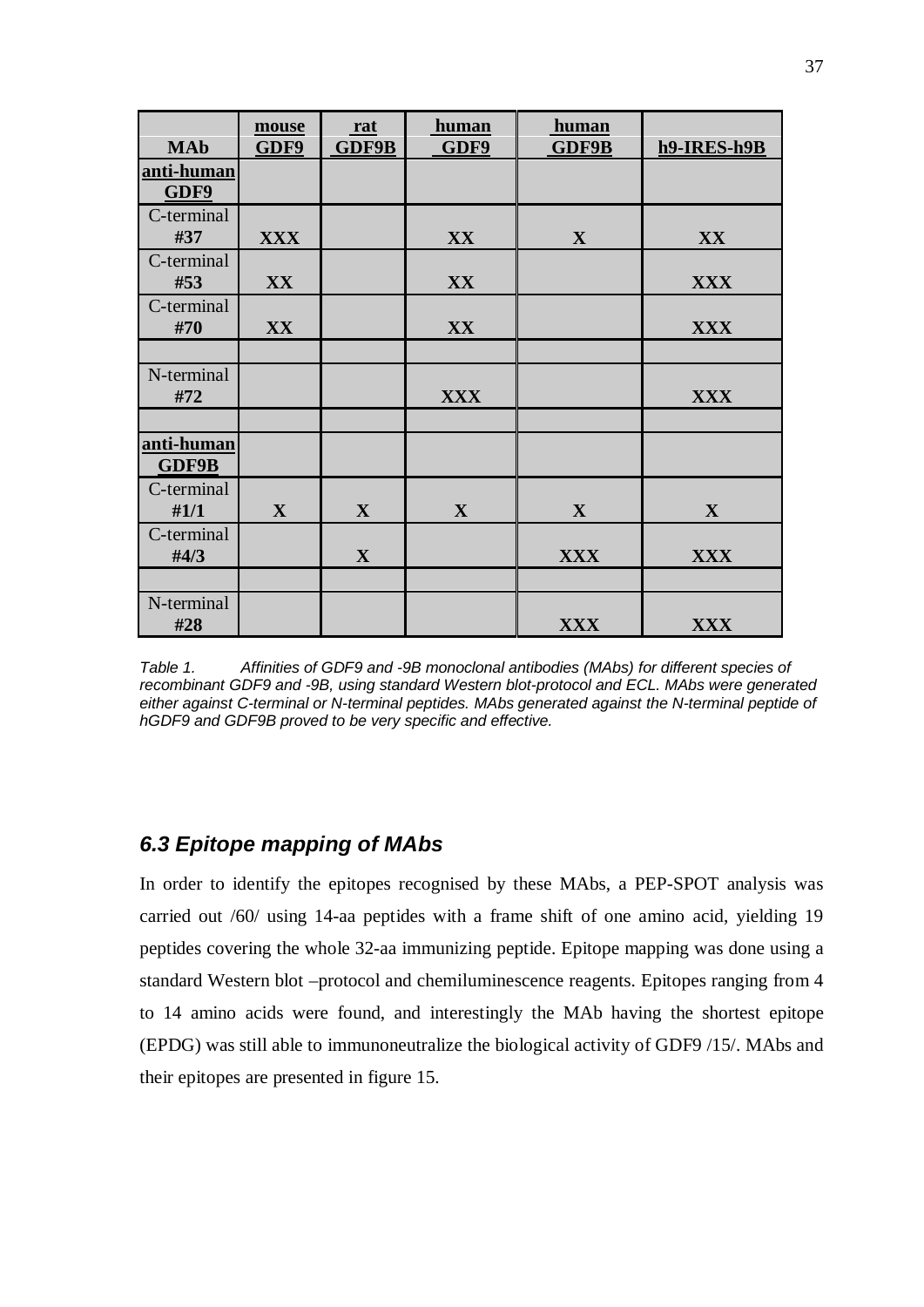| MAb | mouse GDF9 | rat GDF9B | human GDF9 | human GDF9B | h9-IRES-h9B |
|---|---|---|---|---|---|
| **anti-human GDF9** | | | | | |
| C-terminal #37 | XXX | | XX | X | XX |
| C-terminal #53 | XX | | XX | | XXX |
| C-terminal #70 | XX | | XX | | XXX |
| | | | | | |
| N-terminal #72 | | | XXX | | XXX |
| | | | | | |
| **anti-human GDF9B** | | | | | |
| C-terminal #1/1 | X | X | X | X | X |
| C-terminal #4/3 | | X | | XXX | XXX |
| | | | | | |
| N-terminal #28 | | | | XXX | XXX |

*Table 1. Affinities of GDF9 and -9B monoclonal antibodies (MAbs) for different species of recombinant GDF9 and -9B, using standard Western blot-protocol and ECL. MAbs were generated either against C-terminal or N-terminal peptides. MAbs generated against the N-terminal peptide of hGDF9 and GDF9B proved to be very specific and effective.*

### 6.3 Epitope mapping of MAbs

In order to identify the epitopes recognised by these MAbs, a PEP-SPOT analysis was carried out /60/ using 14-aa peptides with a frame shift of one amino acid, yielding 19 peptides covering the whole 32-aa immunizing peptide. Epitope mapping was done using a standard Western blot –protocol and chemiluminescence reagents. Epitopes ranging from 4 to 14 amino acids were found, and interestingly the MAb having the shortest epitope (EPDG) was still able to immunoneutralize the biological activity of GDF9 /15/. MAbs and their epitopes are presented in figure 15.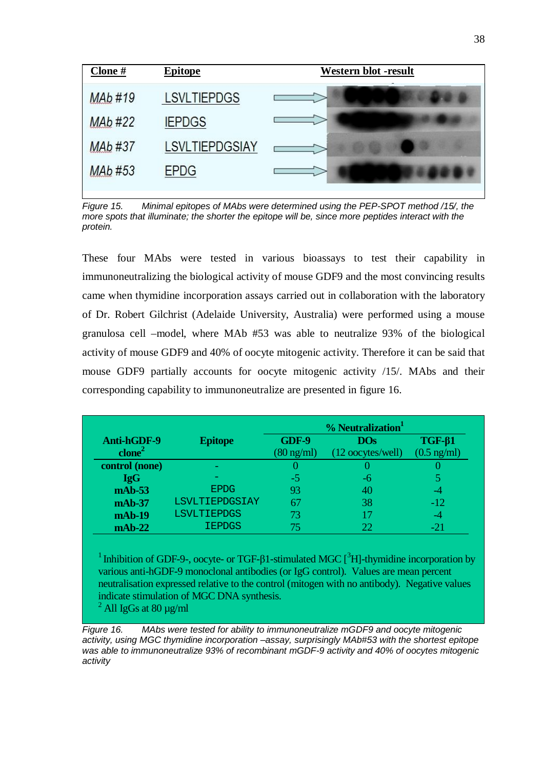| Clone # | Epitope | Western blot -result |
|---|---|---|
| MAb #19 | LSVLTIEPDGS | |
| MAb #22 | IEPDGS | |
| MAb #37 | LSVLTIEPDGSIAY | |
| MAb #53 | EPDG | |

*Figure 15. Minimal epitopes of MAbs were determined using the PEP-SPOT method /15/, the more spots that illuminate; the shorter the epitope will be, since more peptides interact with the protein.*

These four MAbs were tested in various bioassays to test their capability in immunoneutralizing the biological activity of mouse GDF9 and the most convincing results came when thymidine incorporation assays carried out in collaboration with the laboratory of Dr. Robert Gilchrist (Adelaide University, Australia) were performed using a mouse granulosa cell –model, where MAb #53 was able to neutralize 93% of the biological activity of mouse GDF9 and 40% of oocyte mitogenic activity. Therefore it can be said that mouse GDF9 partially accounts for oocyte mitogenic activity /15/. MAbs and their corresponding capability to immunoneutralize are presented in figure 16.

| Anti-hGDF-9 clone[2] | Epitope | % Neutralization[1] GDF-9 (80 ng/ml) | DOs (12 oocytes/well) | TGF-β1 (0.5 ng/ml) |
|---|---|---|---|---|
| **control (none)** | - | 0 | 0 | 0 |
| **IgG** | - | -5 | -6 | 5 |
| **mAb-53** | EPDG | 93 | 40 | -4 |
| **mAb-37** | LSVLTIEPDGSIAY | 67 | 38 | -12 |
| **mAb-19** | LSVLTIEPDGS | 73 | 17 | -4 |
| **mAb-22** | IEPDGS | 75 | 22 | -21 |

[1] Inhibition of GDF-9-, oocyte- or TGF-β1-stimulated MGC [$^3$H]-thymidine incorporation by various anti-hGDF-9 monoclonal antibodies (or IgG control). Values are mean percent neutralisation expressed relative to the control (mitogen with no antibody). Negative values indicate stimulation of MGC DNA synthesis.
[2] All IgGs at 80 μg/ml

*Figure 16. MAbs were tested for ability to immunoneutralize mGDF9 and oocyte mitogenic activity, using MGC thymidine incorporation –assay, surprisingly MAb#53 with the shortest epitope was able to immunoneutralize 93% of recombinant mGDF-9 activity and 40% of oocytes mitogenic activity*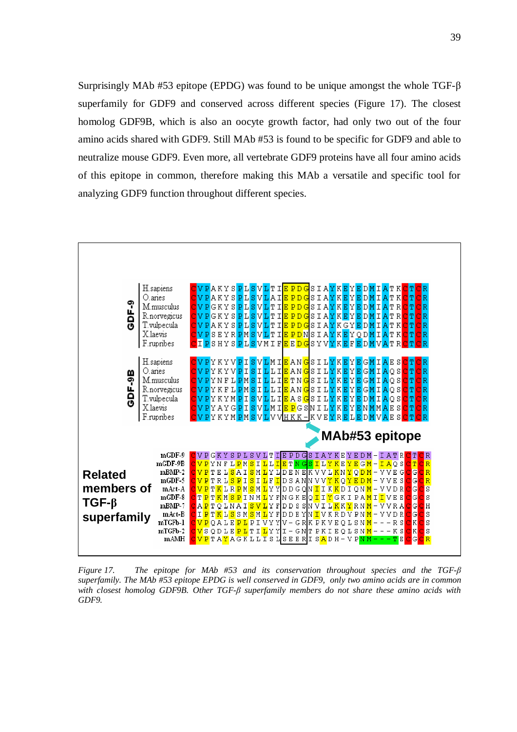Surprisingly MAb #53 epitope (EPDG) was found to be unique amongst the whole TGF-β superfamily for GDF9 and conserved across different species (Figure 17). The closest homolog GDF9B, which is also an oocyte growth factor, had only two out of the four amino acids shared with GDF9. Still MAb #53 is found to be specific for GDF9 and able to neutralize mouse GDF9. Even more, all vertebrate GDF9 proteins have all four amino acids of this epitope in common, therefore making this MAb a versatile and specific tool for analyzing GDF9 function throughout different species.

*Figure 17. The epitope for MAb #53 and its conservation throughout species and the TGF-β superfamily. The MAb #53 epitope EPDG is well conserved in GDF9, only two amino acids are in common with closest homolog GDF9B. Other TGF-β superfamily members do not share these amino acids with GDF9.*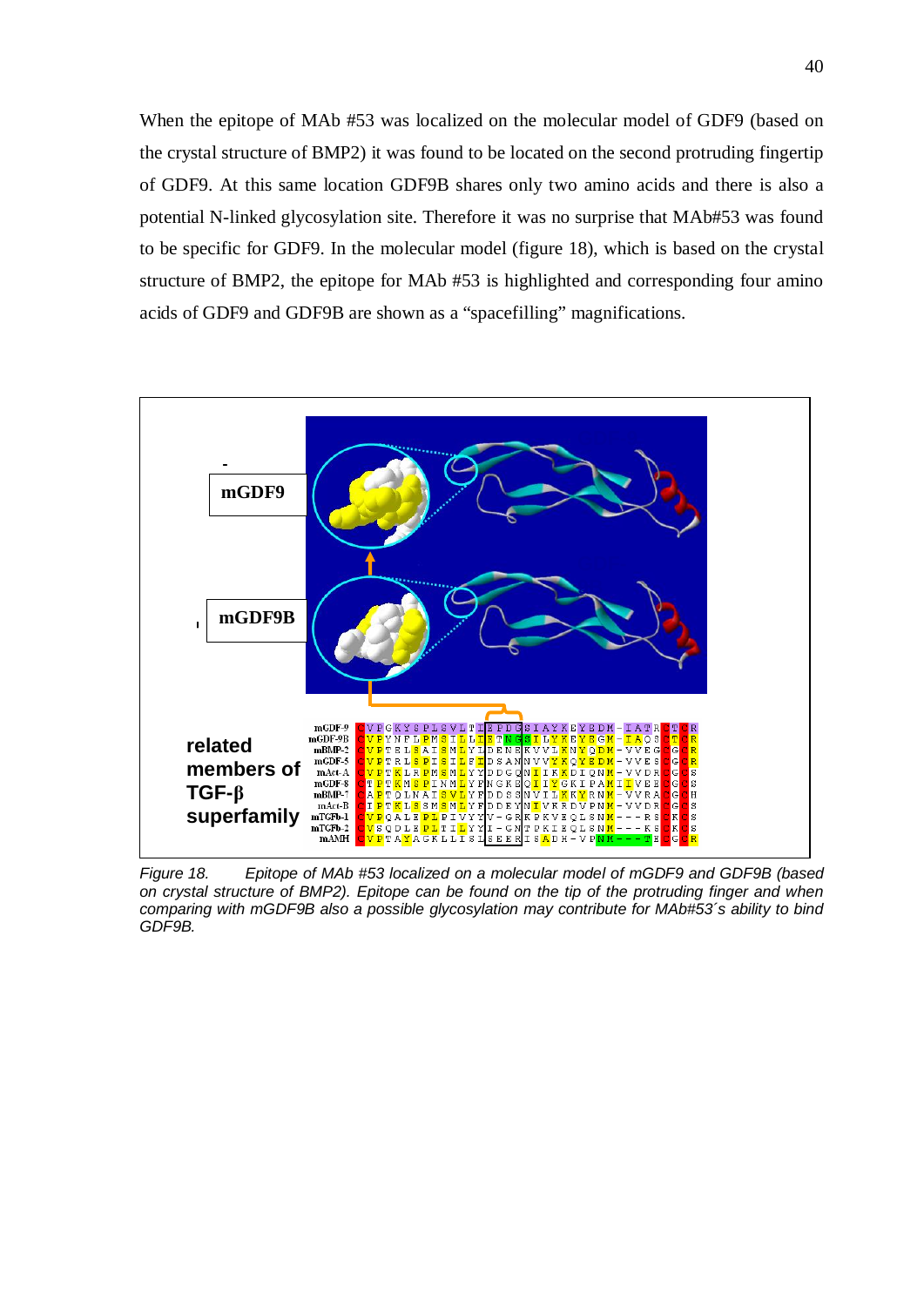When the epitope of MAb #53 was localized on the molecular model of GDF9 (based on the crystal structure of BMP2) it was found to be located on the second protruding fingertip of GDF9. At this same location GDF9B shares only two amino acids and there is also a potential N-linked glycosylation site. Therefore it was no surprise that MAb#53 was found to be specific for GDF9. In the molecular model (figure 18), which is based on the crystal structure of BMP2, the epitope for MAb #53 is highlighted and corresponding four amino acids of GDF9 and GDF9B are shown as a “spacefilling” magnifications.

*Figure 18. Epitope of MAb #53 localized on a molecular model of mGDF9 and GDF9B (based on crystal structure of BMP2). Epitope can be found on the tip of the protruding finger and when comparing with mGDF9B also a possible glycosylation may contribute for MAb#53´s ability to bind GDF9B.*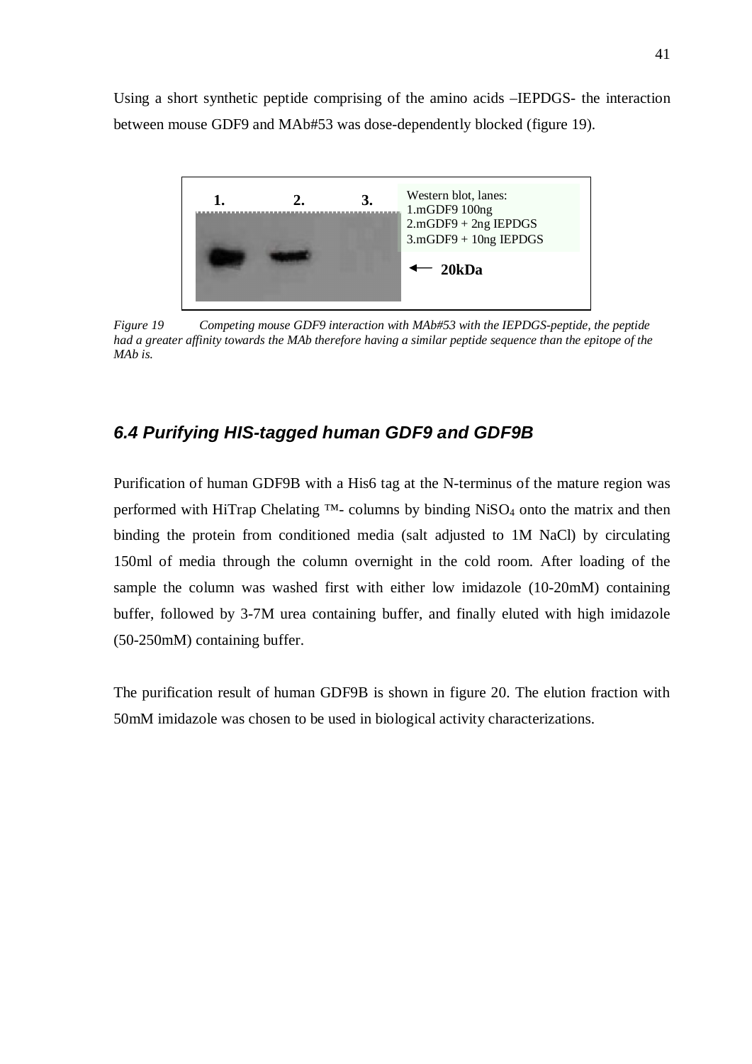Using a short synthetic peptide comprising of the amino acids –IEPDGS- the interaction between mouse GDF9 and MAb#53 was dose-dependently blocked (figure 19).

*Figure 19 Competing mouse GDF9 interaction with MAb#53 with the IEPDGS-peptide, the peptide had a greater affinity towards the MAb therefore having a similar peptide sequence than the epitope of the MAb is.*

## *6.4 Purifying HIS-tagged human GDF9 and GDF9B*

Purification of human GDF9B with a His6 tag at the N-terminus of the mature region was performed with HiTrap Chelating ™- columns by binding $NiSO_4$ onto the matrix and then binding the protein from conditioned media (salt adjusted to 1M NaCl) by circulating 150ml of media through the column overnight in the cold room. After loading of the sample the column was washed first with either low imidazole (10-20mM) containing buffer, followed by 3-7M urea containing buffer, and finally eluted with high imidazole (50-250mM) containing buffer.

The purification result of human GDF9B is shown in figure 20. The elution fraction with 50mM imidazole was chosen to be used in biological activity characterizations.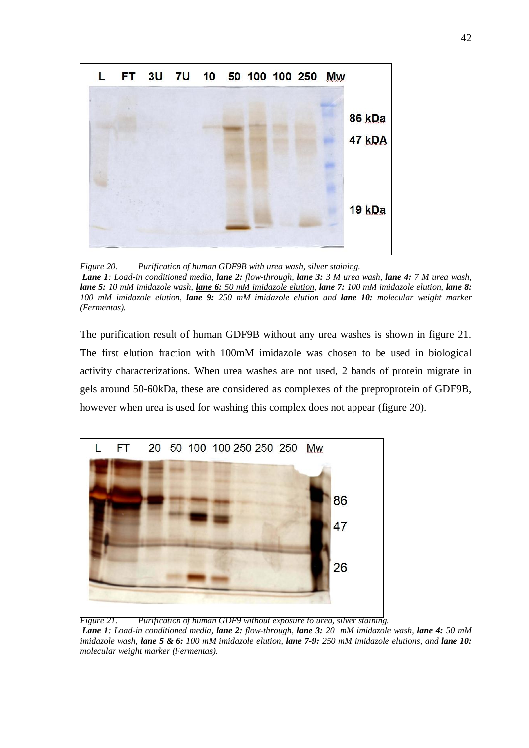*Figure 20. Purification of human GDF9B with urea wash, silver staining.*
***Lane 1**: Load-in conditioned media, **lane 2:** flow-through, **lane 3:** 3 M urea wash, **lane 4:** 7 M urea wash, **lane 5:** 10 mM imidazole wash, <u>**lane 6:** 50 mM imidazole elution</u>, **lane 7:** 100 mM imidazole elution, **lane 8:** 100 mM imidazole elution, **lane 9:** 250 mM imidazole elution and **lane 10:** molecular weight marker (Fermentas).*

The purification result of human GDF9B without any urea washes is shown in figure 21. The first elution fraction with 100mM imidazole was chosen to be used in biological activity characterizations. When urea washes are not used, 2 bands of protein migrate in gels around 50-60kDa, these are considered as complexes of the preproprotein of GDF9B, however when urea is used for washing this complex does not appear (figure 20).

*Figure 21. Purification of human GDF9 without exposure to urea, silver staining.*
***Lane 1**: Load-in conditioned media, **lane 2:** flow-through, **lane 3:** 20 mM imidazole wash, **lane 4:** 50 mM imidazole wash, **lane 5 & 6:** <u>100 mM imidazole elution</u>, **lane 7-9:** 250 mM imidazole elutions, and **lane 10:** molecular weight marker (Fermentas).*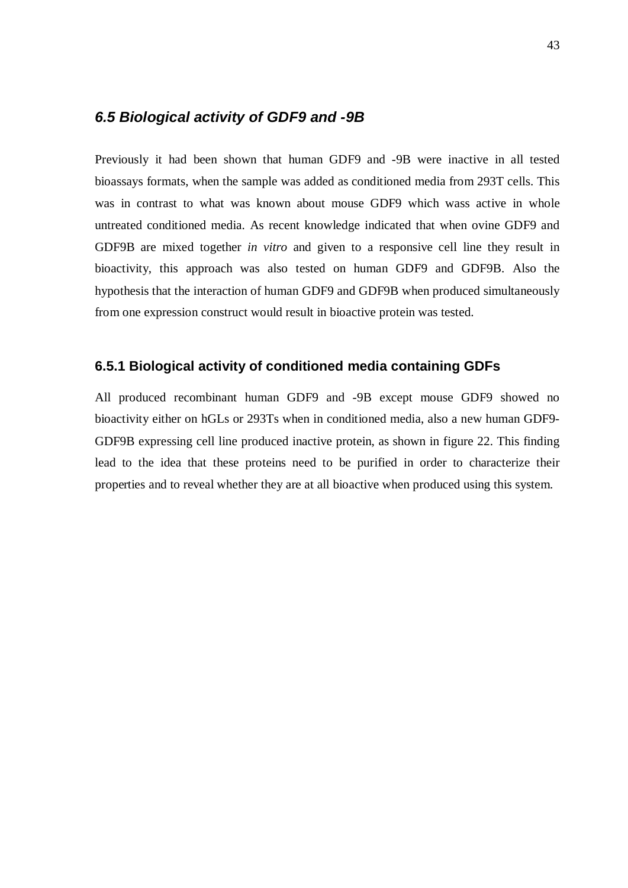## *6.5 Biological activity of GDF9 and -9B*

Previously it had been shown that human GDF9 and -9B were inactive in all tested bioassays formats, when the sample was added as conditioned media from 293T cells. This was in contrast to what was known about mouse GDF9 which wass active in whole untreated conditioned media. As recent knowledge indicated that when ovine GDF9 and GDF9B are mixed together *in vitro* and given to a responsive cell line they result in bioactivity, this approach was also tested on human GDF9 and GDF9B. Also the hypothesis that the interaction of human GDF9 and GDF9B when produced simultaneously from one expression construct would result in bioactive protein was tested.

### 6.5.1 Biological activity of conditioned media containing GDFs

All produced recombinant human GDF9 and -9B except mouse GDF9 showed no bioactivity either on hGLs or 293Ts when in conditioned media, also a new human GDF9-GDF9B expressing cell line produced inactive protein, as shown in figure 22. This finding lead to the idea that these proteins need to be purified in order to characterize their properties and to reveal whether they are at all bioactive when produced using this system.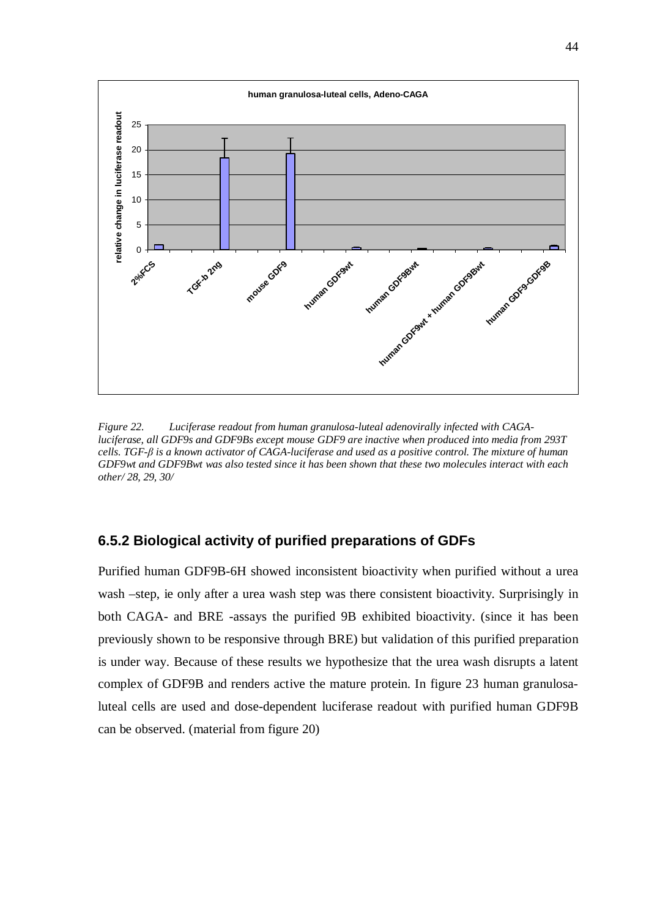*Figure 22. Luciferase readout from human granulosa-luteal adenovirally infected with CAGA-luciferase, all GDF9s and GDF9Bs except mouse GDF9 are inactive when produced into media from 293T cells. TGF-β is a known activator of CAGA-luciferase and used as a positive control. The mixture of human GDF9wt and GDF9Bwt was also tested since it has been shown that these two molecules interact with each other/ 28, 29, 30/*

### 6.5.2 Biological activity of purified preparations of GDFs

Purified human GDF9B-6H showed inconsistent bioactivity when purified without a urea wash –step, ie only after a urea wash step was there consistent bioactivity. Surprisingly in both CAGA- and BRE -assays the purified 9B exhibited bioactivity. (since it has been previously shown to be responsive through BRE) but validation of this purified preparation is under way. Because of these results we hypothesize that the urea wash disrupts a latent complex of GDF9B and renders active the mature protein. In figure 23 human granulosa-luteal cells are used and dose-dependent luciferase readout with purified human GDF9B can be observed. (material from figure 20)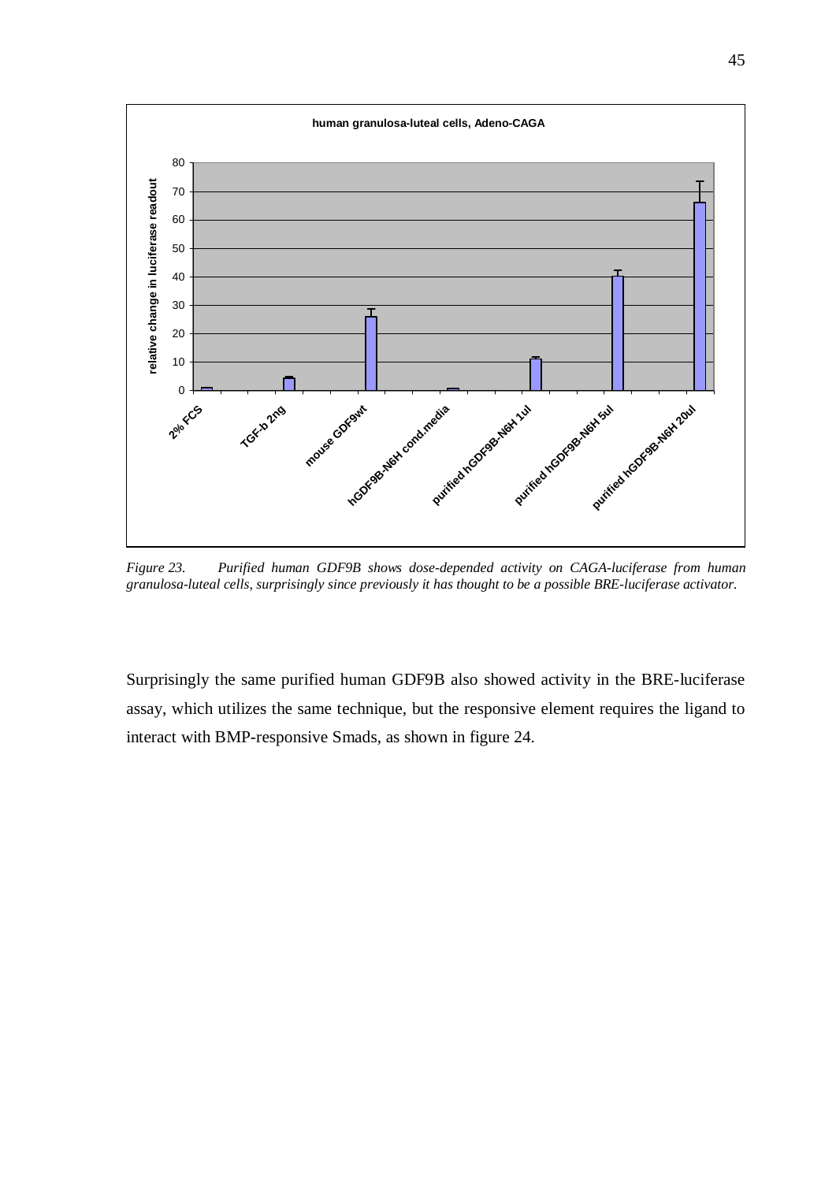*Figure 23. Purified human GDF9B shows dose-depended activity on CAGA-luciferase from human granulosa-luteal cells, surprisingly since previously it has thought to be a possible BRE-luciferase activator.*

Surprisingly the same purified human GDF9B also showed activity in the BRE-luciferase assay, which utilizes the same technique, but the responsive element requires the ligand to interact with BMP-responsive Smads, as shown in figure 24.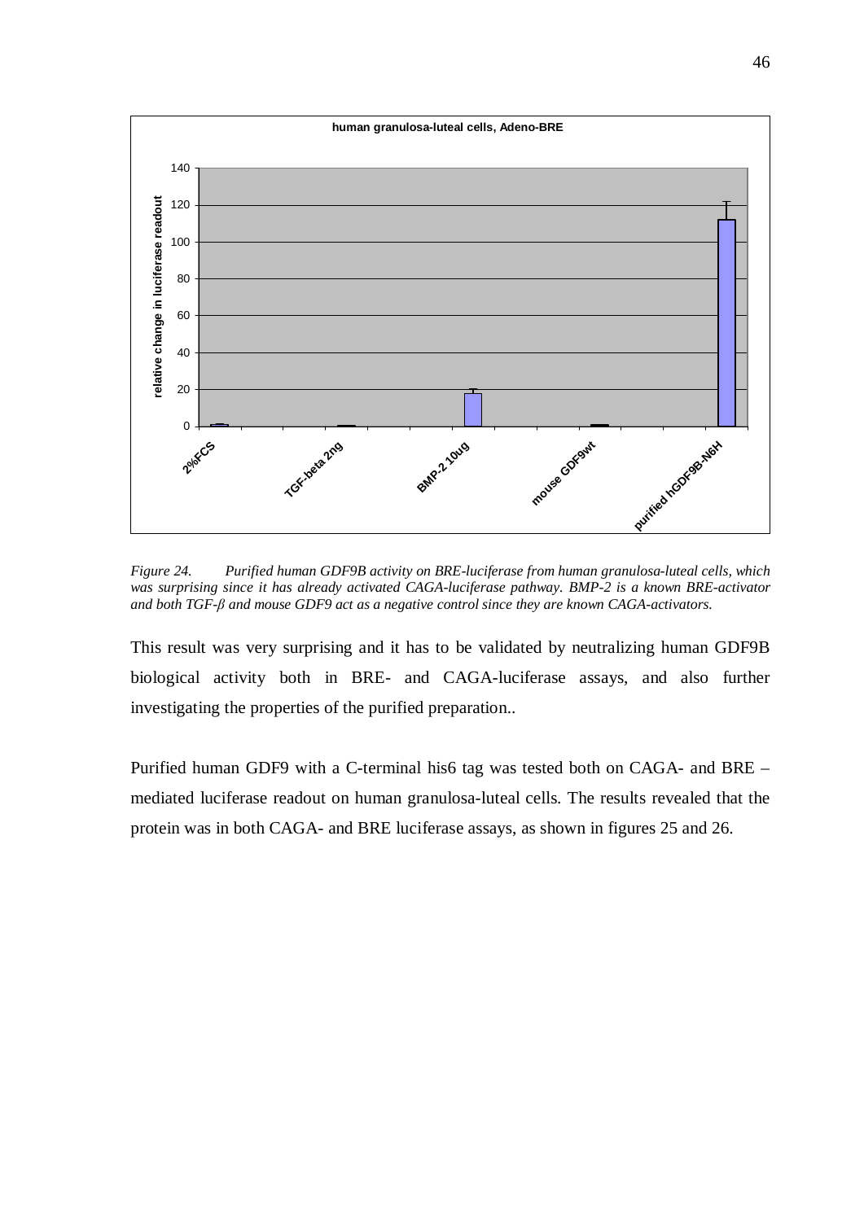*Figure 24. Purified human GDF9B activity on BRE-luciferase from human granulosa-luteal cells, which was surprising since it has already activated CAGA-luciferase pathway. BMP-2 is a known BRE-activator and both TGF-β and mouse GDF9 act as a negative control since they are known CAGA-activators.*

This result was very surprising and it has to be validated by neutralizing human GDF9B biological activity both in BRE- and CAGA-luciferase assays, and also further investigating the properties of the purified preparation..

Purified human GDF9 with a C-terminal his6 tag was tested both on CAGA- and BRE –mediated luciferase readout on human granulosa-luteal cells. The results revealed that the protein was in both CAGA- and BRE luciferase assays, as shown in figures 25 and 26.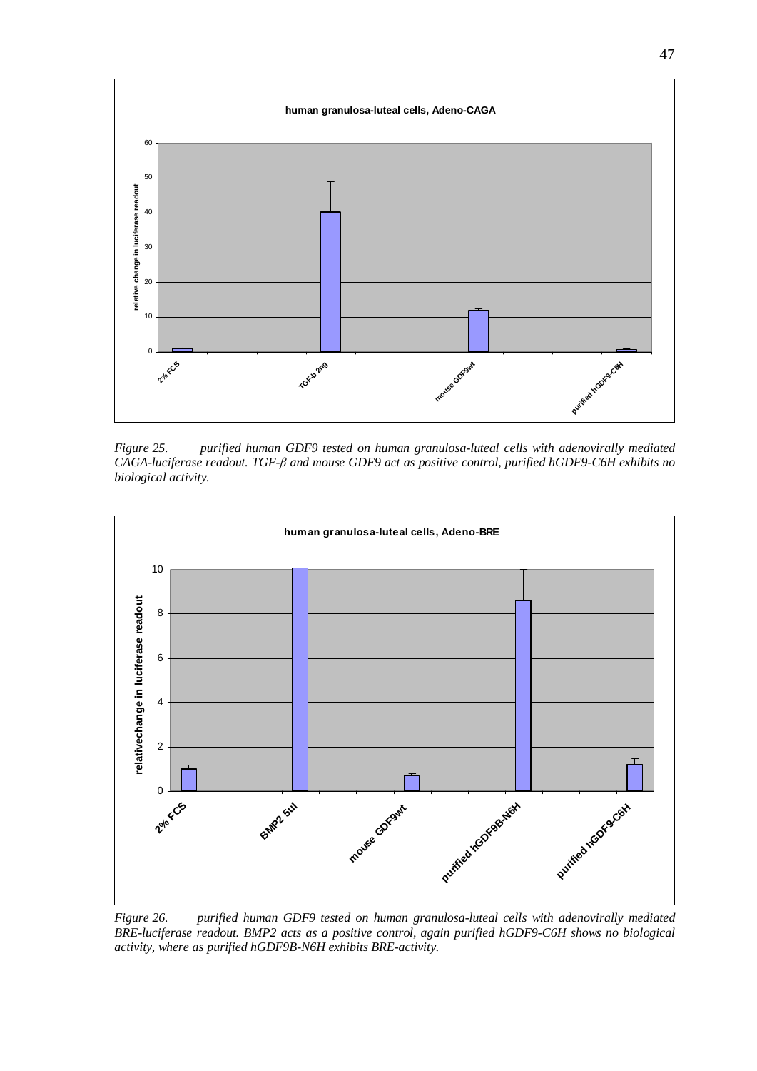*Figure 25. purified human GDF9 tested on human granulosa-luteal cells with adenovirally mediated CAGA-luciferase readout. TGF-β and mouse GDF9 act as positive control, purified hGDF9-C6H exhibits no biological activity.*

*Figure 26. purified human GDF9 tested on human granulosa-luteal cells with adenovirally mediated BRE-luciferase readout. BMP2 acts as a positive control, again purified hGDF9-C6H shows no biological activity, where as purified hGDF9B-N6H exhibits BRE-activity.*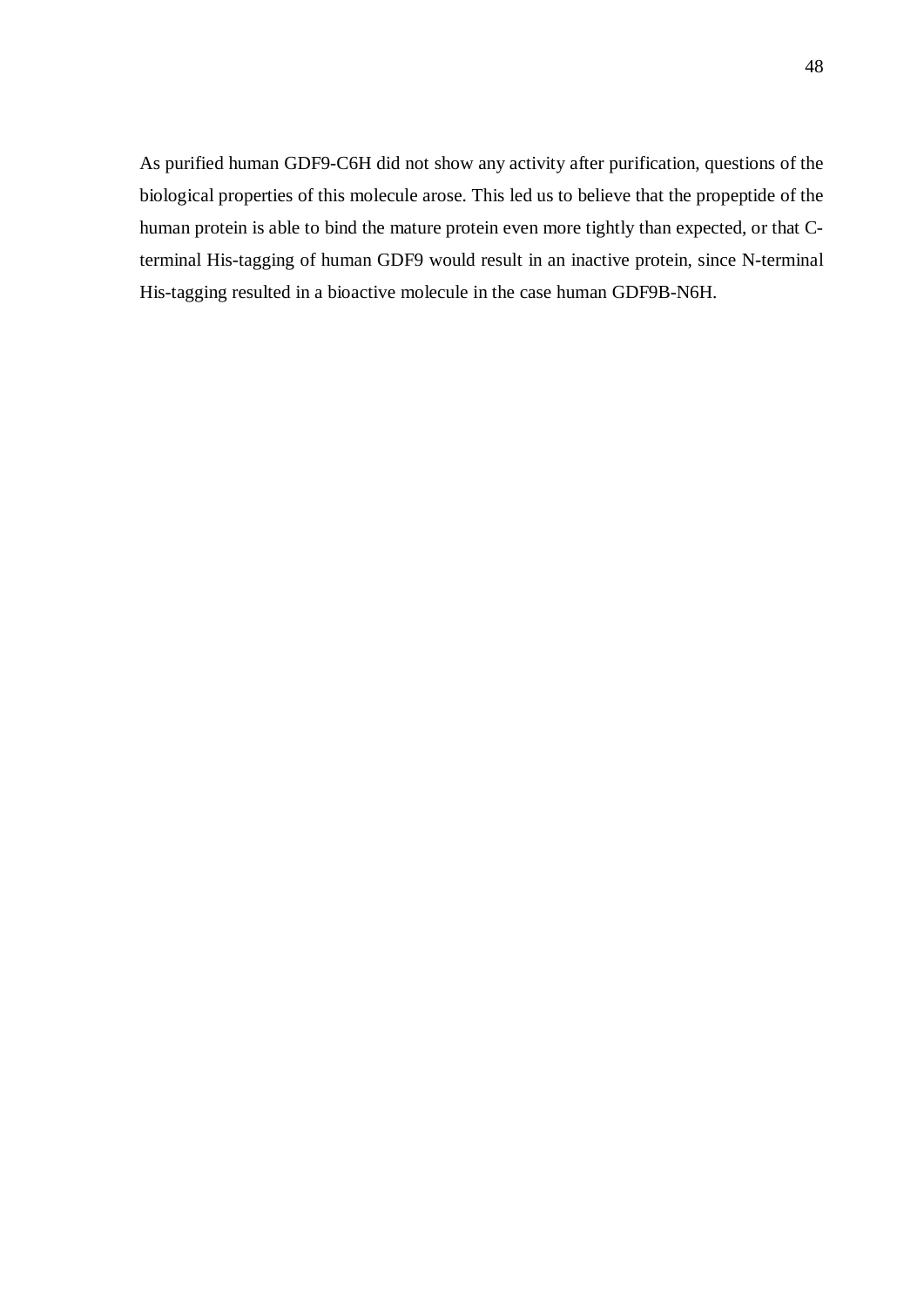As purified human GDF9-C6H did not show any activity after purification, questions of the biological properties of this molecule arose. This led us to believe that the propeptide of the human protein is able to bind the mature protein even more tightly than expected, or that C-terminal His-tagging of human GDF9 would result in an inactive protein, since N-terminal His-tagging resulted in a bioactive molecule in the case human GDF9B-N6H.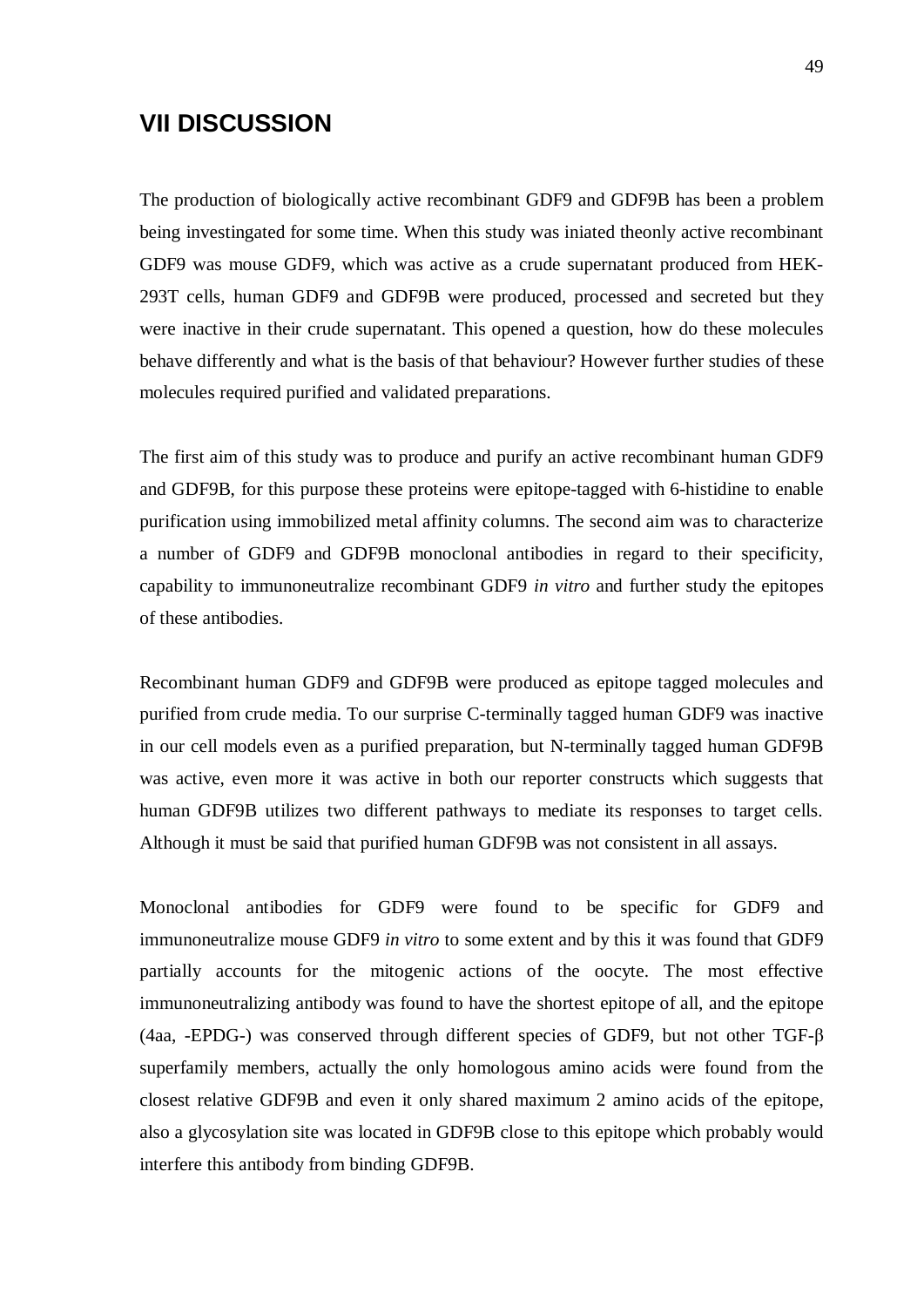# VII DISCUSSION

The production of biologically active recombinant GDF9 and GDF9B has been a problem being investingated for some time. When this study was iniated theonly active recombinant GDF9 was mouse GDF9, which was active as a crude supernatant produced from HEK-293T cells, human GDF9 and GDF9B were produced, processed and secreted but they were inactive in their crude supernatant. This opened a question, how do these molecules behave differently and what is the basis of that behaviour? However further studies of these molecules required purified and validated preparations.

The first aim of this study was to produce and purify an active recombinant human GDF9 and GDF9B, for this purpose these proteins were epitope-tagged with 6-histidine to enable purification using immobilized metal affinity columns. The second aim was to characterize a number of GDF9 and GDF9B monoclonal antibodies in regard to their specificity, capability to immunoneutralize recombinant GDF9 *in vitro* and further study the epitopes of these antibodies.

Recombinant human GDF9 and GDF9B were produced as epitope tagged molecules and purified from crude media. To our surprise C-terminally tagged human GDF9 was inactive in our cell models even as a purified preparation, but N-terminally tagged human GDF9B was active, even more it was active in both our reporter constructs which suggests that human GDF9B utilizes two different pathways to mediate its responses to target cells. Although it must be said that purified human GDF9B was not consistent in all assays.

Monoclonal antibodies for GDF9 were found to be specific for GDF9 and immunoneutralize mouse GDF9 *in vitro* to some extent and by this it was found that GDF9 partially accounts for the mitogenic actions of the oocyte. The most effective immunoneutralizing antibody was found to have the shortest epitope of all, and the epitope (4aa, -EPDG-) was conserved through different species of GDF9, but not other TGF-β superfamily members, actually the only homologous amino acids were found from the closest relative GDF9B and even it only shared maximum 2 amino acids of the epitope, also a glycosylation site was located in GDF9B close to this epitope which probably would interfere this antibody from binding GDF9B.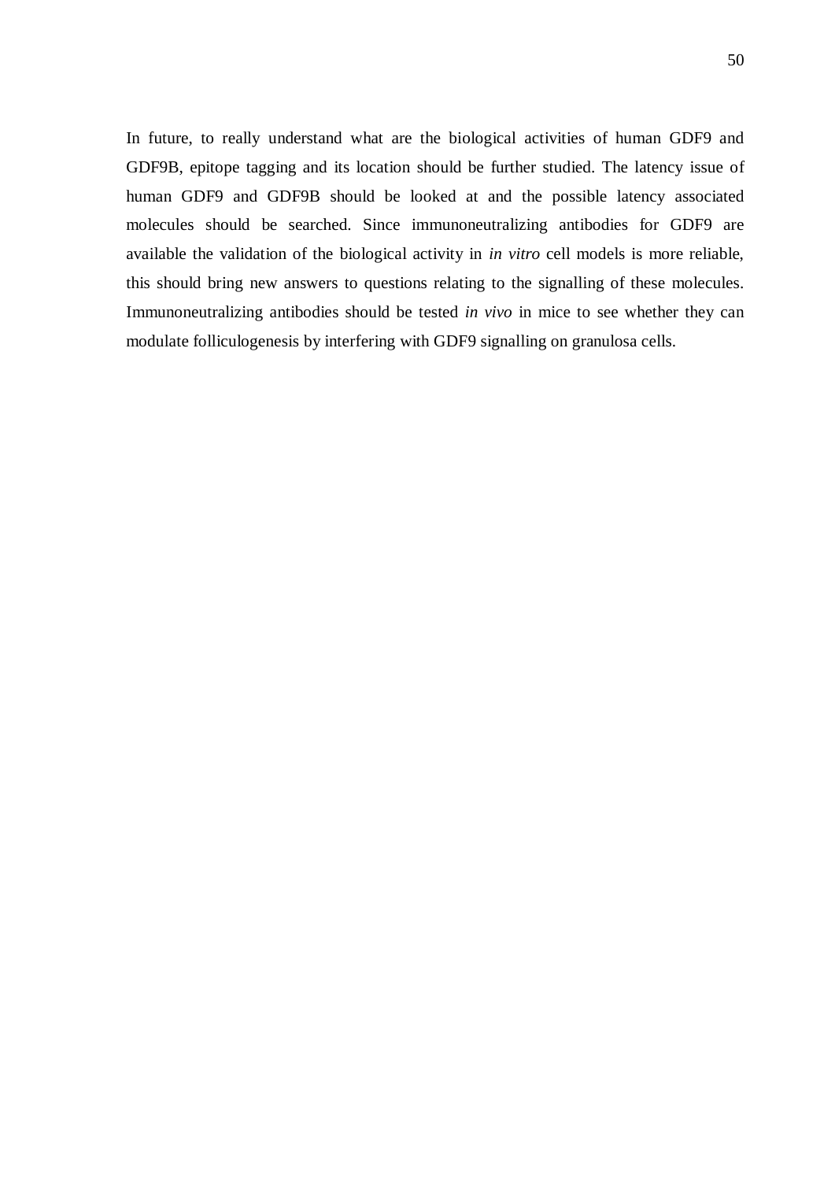In future, to really understand what are the biological activities of human GDF9 and GDF9B, epitope tagging and its location should be further studied. The latency issue of human GDF9 and GDF9B should be looked at and the possible latency associated molecules should be searched. Since immunoneutralizing antibodies for GDF9 are available the validation of the biological activity in *in vitro* cell models is more reliable, this should bring new answers to questions relating to the signalling of these molecules. Immunoneutralizing antibodies should be tested *in vivo* in mice to see whether they can modulate folliculogenesis by interfering with GDF9 signalling on granulosa cells.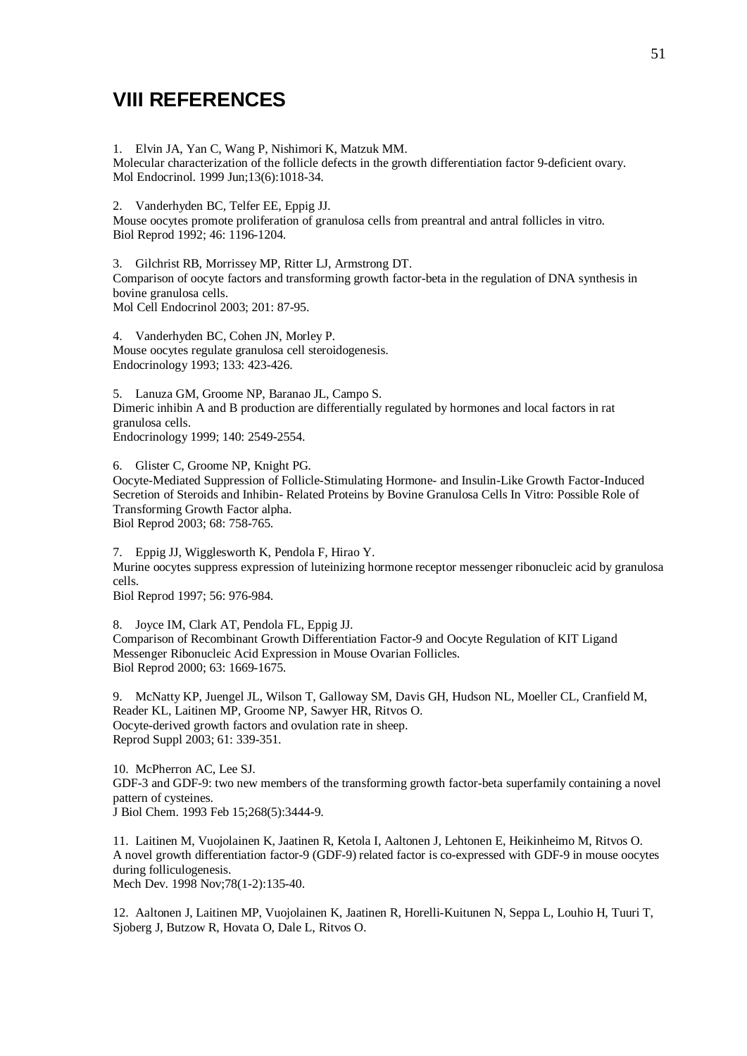# VIII REFERENCES

1. Elvin JA, Yan C, Wang P, Nishimori K, Matzuk MM.
Molecular characterization of the follicle defects in the growth differentiation factor 9-deficient ovary.
Mol Endocrinol. 1999 Jun;13(6):1018-34.

2. Vanderhyden BC, Telfer EE, Eppig JJ.
Mouse oocytes promote proliferation of granulosa cells from preantral and antral follicles in vitro.
Biol Reprod 1992; 46: 1196-1204.

3. Gilchrist RB, Morrissey MP, Ritter LJ, Armstrong DT.
Comparison of oocyte factors and transforming growth factor-beta in the regulation of DNA synthesis in bovine granulosa cells.
Mol Cell Endocrinol 2003; 201: 87-95.

4. Vanderhyden BC, Cohen JN, Morley P.
Mouse oocytes regulate granulosa cell steroidogenesis.
Endocrinology 1993; 133: 423-426.

5. Lanuza GM, Groome NP, Baranao JL, Campo S.
Dimeric inhibin A and B production are differentially regulated by hormones and local factors in rat granulosa cells.
Endocrinology 1999; 140: 2549-2554.

6. Glister C, Groome NP, Knight PG.
Oocyte-Mediated Suppression of Follicle-Stimulating Hormone- and Insulin-Like Growth Factor-Induced Secretion of Steroids and Inhibin- Related Proteins by Bovine Granulosa Cells In Vitro: Possible Role of Transforming Growth Factor alpha.
Biol Reprod 2003; 68: 758-765.

7. Eppig JJ, Wigglesworth K, Pendola F, Hirao Y.
Murine oocytes suppress expression of luteinizing hormone receptor messenger ribonucleic acid by granulosa cells.
Biol Reprod 1997; 56: 976-984.

8. Joyce IM, Clark AT, Pendola FL, Eppig JJ.
Comparison of Recombinant Growth Differentiation Factor-9 and Oocyte Regulation of KIT Ligand Messenger Ribonucleic Acid Expression in Mouse Ovarian Follicles.
Biol Reprod 2000; 63: 1669-1675.

9. McNatty KP, Juengel JL, Wilson T, Galloway SM, Davis GH, Hudson NL, Moeller CL, Cranfield M, Reader KL, Laitinen MP, Groome NP, Sawyer HR, Ritvos O.
Oocyte-derived growth factors and ovulation rate in sheep.
Reprod Suppl 2003; 61: 339-351.

10. McPherron AC, Lee SJ.
GDF-3 and GDF-9: two new members of the transforming growth factor-beta superfamily containing a novel pattern of cysteines.
J Biol Chem. 1993 Feb 15;268(5):3444-9.

11. Laitinen M, Vuojolainen K, Jaatinen R, Ketola I, Aaltonen J, Lehtonen E, Heikinheimo M, Ritvos O.
A novel growth differentiation factor-9 (GDF-9) related factor is co-expressed with GDF-9 in mouse oocytes during folliculogenesis.
Mech Dev. 1998 Nov;78(1-2):135-40.

12. Aaltonen J, Laitinen MP, Vuojolainen K, Jaatinen R, Horelli-Kuitunen N, Seppa L, Louhio H, Tuuri T, Sjoberg J, Butzow R, Hovata O, Dale L, Ritvos O.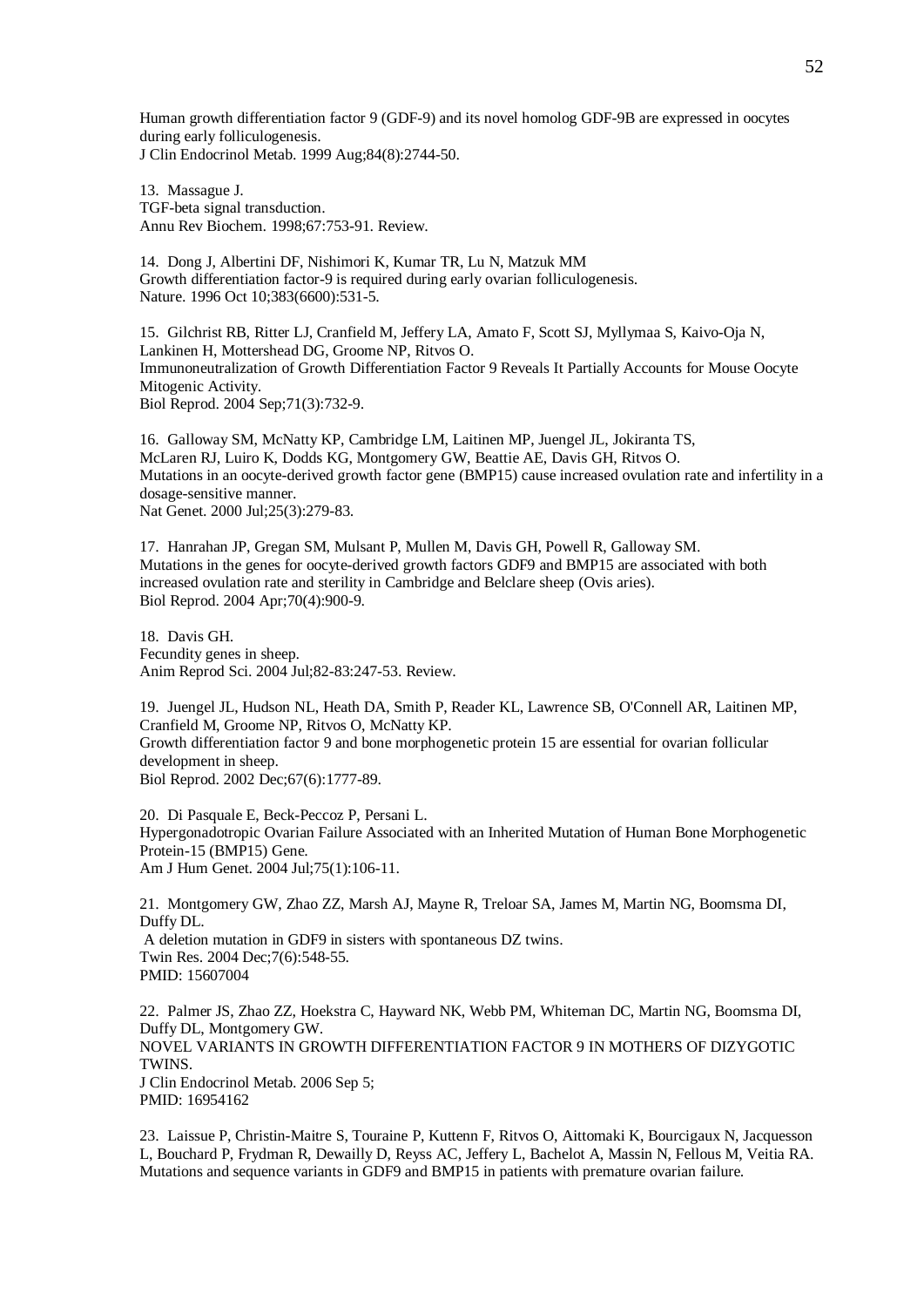Human growth differentiation factor 9 (GDF-9) and its novel homolog GDF-9B are expressed in oocytes during early folliculogenesis.
J Clin Endocrinol Metab. 1999 Aug;84(8):2744-50.

13. Massague J.
TGF-beta signal transduction.
Annu Rev Biochem. 1998;67:753-91. Review.

14. Dong J, Albertini DF, Nishimori K, Kumar TR, Lu N, Matzuk MM
Growth differentiation factor-9 is required during early ovarian folliculogenesis.
Nature. 1996 Oct 10;383(6600):531-5.

15. Gilchrist RB, Ritter LJ, Cranfield M, Jeffery LA, Amato F, Scott SJ, Myllymaa S, Kaivo-Oja N, Lankinen H, Mottershead DG, Groome NP, Ritvos O.
Immunoneutralization of Growth Differentiation Factor 9 Reveals It Partially Accounts for Mouse Oocyte Mitogenic Activity.
Biol Reprod. 2004 Sep;71(3):732-9.

16. Galloway SM, McNatty KP, Cambridge LM, Laitinen MP, Juengel JL, Jokiranta TS, McLaren RJ, Luiro K, Dodds KG, Montgomery GW, Beattie AE, Davis GH, Ritvos O.
Mutations in an oocyte-derived growth factor gene (BMP15) cause increased ovulation rate and infertility in a dosage-sensitive manner.
Nat Genet. 2000 Jul;25(3):279-83.

17. Hanrahan JP, Gregan SM, Mulsant P, Mullen M, Davis GH, Powell R, Galloway SM.
Mutations in the genes for oocyte-derived growth factors GDF9 and BMP15 are associated with both increased ovulation rate and sterility in Cambridge and Belclare sheep (Ovis aries).
Biol Reprod. 2004 Apr;70(4):900-9.

18. Davis GH.
Fecundity genes in sheep.
Anim Reprod Sci. 2004 Jul;82-83:247-53. Review.

19. Juengel JL, Hudson NL, Heath DA, Smith P, Reader KL, Lawrence SB, O'Connell AR, Laitinen MP, Cranfield M, Groome NP, Ritvos O, McNatty KP.
Growth differentiation factor 9 and bone morphogenetic protein 15 are essential for ovarian follicular development in sheep.
Biol Reprod. 2002 Dec;67(6):1777-89.

20. Di Pasquale E, Beck-Peccoz P, Persani L.
Hypergonadotropic Ovarian Failure Associated with an Inherited Mutation of Human Bone Morphogenetic Protein-15 (BMP15) Gene.
Am J Hum Genet. 2004 Jul;75(1):106-11.

21. Montgomery GW, Zhao ZZ, Marsh AJ, Mayne R, Treloar SA, James M, Martin NG, Boomsma DI, Duffy DL.
A deletion mutation in GDF9 in sisters with spontaneous DZ twins.
Twin Res. 2004 Dec;7(6):548-55.
PMID: 15607004

22. Palmer JS, Zhao ZZ, Hoekstra C, Hayward NK, Webb PM, Whiteman DC, Martin NG, Boomsma DI, Duffy DL, Montgomery GW.
NOVEL VARIANTS IN GROWTH DIFFERENTIATION FACTOR 9 IN MOTHERS OF DIZYGOTIC TWINS.
J Clin Endocrinol Metab. 2006 Sep 5;
PMID: 16954162

23. Laissue P, Christin-Maitre S, Touraine P, Kuttenn F, Ritvos O, Aittomaki K, Bourcigaux N, Jacquesson L, Bouchard P, Frydman R, Dewailly D, Reyss AC, Jeffery L, Bachelot A, Massin N, Fellous M, Veitia RA.
Mutations and sequence variants in GDF9 and BMP15 in patients with premature ovarian failure.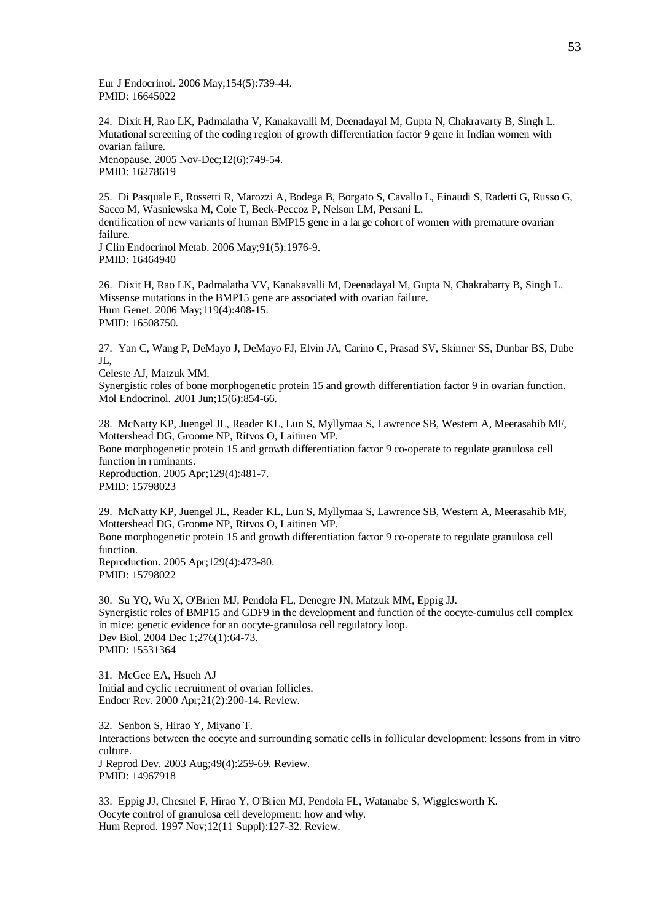Eur J Endocrinol. 2006 May;154(5):739-44.
PMID: 16645022

24. Dixit H, Rao LK, Padmalatha V, Kanakavalli M, Deenadayal M, Gupta N, Chakravarty B, Singh L.
Mutational screening of the coding region of growth differentiation factor 9 gene in Indian women with ovarian failure.
Menopause. 2005 Nov-Dec;12(6):749-54.
PMID: 16278619

25. Di Pasquale E, Rossetti R, Marozzi A, Bodega B, Borgato S, Cavallo L, Einaudi S, Radetti G, Russo G, Sacco M, Wasniewska M, Cole T, Beck-Peccoz P, Nelson LM, Persani L.
dentification of new variants of human BMP15 gene in a large cohort of women with premature ovarian failure.
J Clin Endocrinol Metab. 2006 May;91(5):1976-9.
PMID: 16464940

26. Dixit H, Rao LK, Padmalatha VV, Kanakavalli M, Deenadayal M, Gupta N, Chakrabarty B, Singh L.
Missense mutations in the BMP15 gene are associated with ovarian failure.
Hum Genet. 2006 May;119(4):408-15.
PMID: 16508750.

27. Yan C, Wang P, DeMayo J, DeMayo FJ, Elvin JA, Carino C, Prasad SV, Skinner SS, Dunbar BS, Dube JL,
Celeste AJ, Matzuk MM.
Synergistic roles of bone morphogenetic protein 15 and growth differentiation factor 9 in ovarian function.
Mol Endocrinol. 2001 Jun;15(6):854-66.

28. McNatty KP, Juengel JL, Reader KL, Lun S, Myllymaa S, Lawrence SB, Western A, Meerasahib MF, Mottershead DG, Groome NP, Ritvos O, Laitinen MP.
Bone morphogenetic protein 15 and growth differentiation factor 9 co-operate to regulate granulosa cell function in ruminants.
Reproduction. 2005 Apr;129(4):481-7.
PMID: 15798023

29. McNatty KP, Juengel JL, Reader KL, Lun S, Myllymaa S, Lawrence SB, Western A, Meerasahib MF, Mottershead DG, Groome NP, Ritvos O, Laitinen MP.
Bone morphogenetic protein 15 and growth differentiation factor 9 co-operate to regulate granulosa cell function.
Reproduction. 2005 Apr;129(4):473-80.
PMID: 15798022

30. Su YQ, Wu X, O'Brien MJ, Pendola FL, Denegre JN, Matzuk MM, Eppig JJ.
Synergistic roles of BMP15 and GDF9 in the development and function of the oocyte-cumulus cell complex in mice: genetic evidence for an oocyte-granulosa cell regulatory loop.
Dev Biol. 2004 Dec 1;276(1):64-73.
PMID: 15531364

31. McGee EA, Hsueh AJ
Initial and cyclic recruitment of ovarian follicles.
Endocr Rev. 2000 Apr;21(2):200-14. Review.

32. Senbon S, Hirao Y, Miyano T.
Interactions between the oocyte and surrounding somatic cells in follicular development: lessons from in vitro culture.
J Reprod Dev. 2003 Aug;49(4):259-69. Review.
PMID: 14967918

33. Eppig JJ, Chesnel F, Hirao Y, O'Brien MJ, Pendola FL, Watanabe S, Wigglesworth K.
Oocyte control of granulosa cell development: how and why.
Hum Reprod. 1997 Nov;12(11 Suppl):127-32. Review.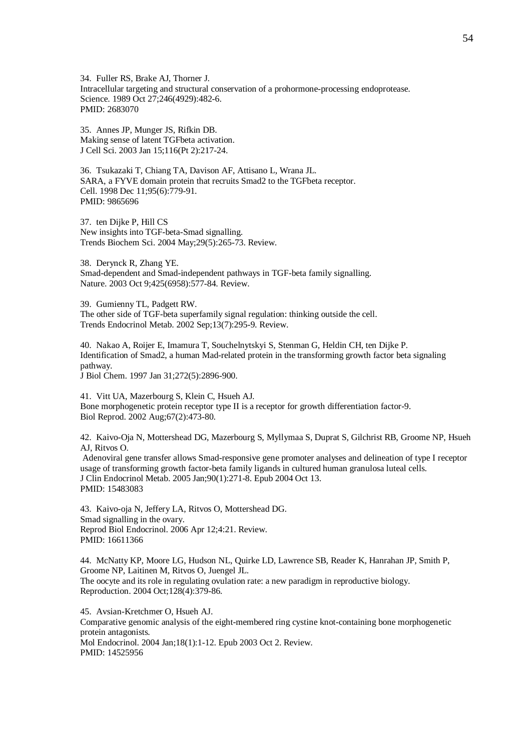34. Fuller RS, Brake AJ, Thorner J.
Intracellular targeting and structural conservation of a prohormone-processing endoprotease.
Science. 1989 Oct 27;246(4929):482-6.
PMID: 2683070

35. Annes JP, Munger JS, Rifkin DB.
Making sense of latent TGFbeta activation.
J Cell Sci. 2003 Jan 15;116(Pt 2):217-24.

36. Tsukazaki T, Chiang TA, Davison AF, Attisano L, Wrana JL.
SARA, a FYVE domain protein that recruits Smad2 to the TGFbeta receptor.
Cell. 1998 Dec 11;95(6):779-91.
PMID: 9865696

37. ten Dijke P, Hill CS
New insights into TGF-beta-Smad signalling.
Trends Biochem Sci. 2004 May;29(5):265-73. Review.

38. Derynck R, Zhang YE.
Smad-dependent and Smad-independent pathways in TGF-beta family signalling.
Nature. 2003 Oct 9;425(6958):577-84. Review.

39. Gumienny TL, Padgett RW.
The other side of TGF-beta superfamily signal regulation: thinking outside the cell.
Trends Endocrinol Metab. 2002 Sep;13(7):295-9. Review.

40. Nakao A, Roijer E, Imamura T, Souchelnytskyi S, Stenman G, Heldin CH, ten Dijke P.
Identification of Smad2, a human Mad-related protein in the transforming growth factor beta signaling pathway.
J Biol Chem. 1997 Jan 31;272(5):2896-900.

41. Vitt UA, Mazerbourg S, Klein C, Hsueh AJ.
Bone morphogenetic protein receptor type II is a receptor for growth differentiation factor-9.
Biol Reprod. 2002 Aug;67(2):473-80.

42. Kaivo-Oja N, Mottershead DG, Mazerbourg S, Myllymaa S, Duprat S, Gilchrist RB, Groome NP, Hsueh AJ, Ritvos O.
Adenoviral gene transfer allows Smad-responsive gene promoter analyses and delineation of type I receptor usage of transforming growth factor-beta family ligands in cultured human granulosa luteal cells.
J Clin Endocrinol Metab. 2005 Jan;90(1):271-8. Epub 2004 Oct 13.
PMID: 15483083

43. Kaivo-oja N, Jeffery LA, Ritvos O, Mottershead DG.
Smad signalling in the ovary.
Reprod Biol Endocrinol. 2006 Apr 12;4:21. Review.
PMID: 16611366

44. McNatty KP, Moore LG, Hudson NL, Quirke LD, Lawrence SB, Reader K, Hanrahan JP, Smith P, Groome NP, Laitinen M, Ritvos O, Juengel JL.
The oocyte and its role in regulating ovulation rate: a new paradigm in reproductive biology.
Reproduction. 2004 Oct;128(4):379-86.

45. Avsian-Kretchmer O, Hsueh AJ.
Comparative genomic analysis of the eight-membered ring cystine knot-containing bone morphogenetic protein antagonists.
Mol Endocrinol. 2004 Jan;18(1):1-12. Epub 2003 Oct 2. Review.
PMID: 14525956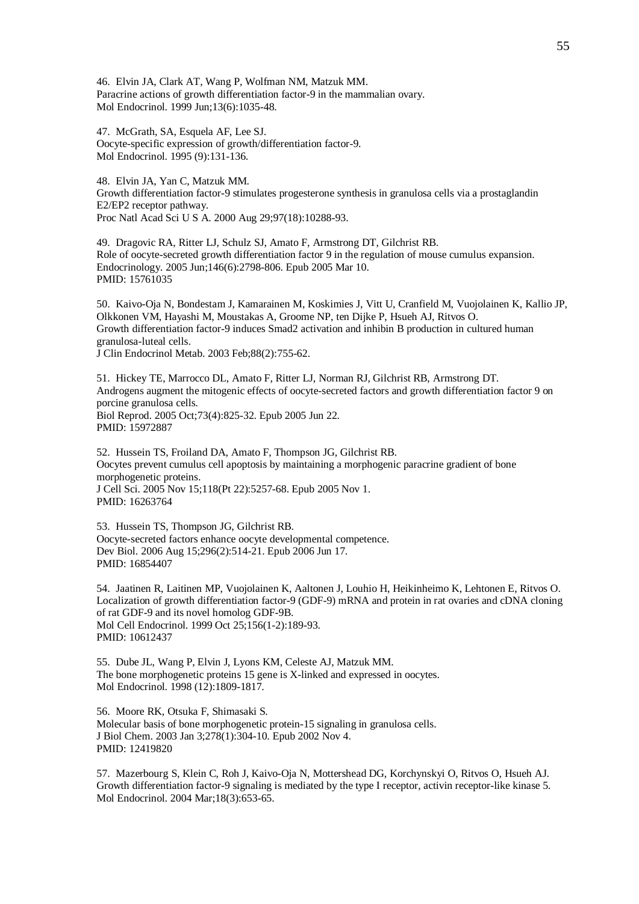46. Elvin JA, Clark AT, Wang P, Wolfman NM, Matzuk MM.
Paracrine actions of growth differentiation factor-9 in the mammalian ovary.
Mol Endocrinol. 1999 Jun;13(6):1035-48.

47. McGrath, SA, Esquela AF, Lee SJ.
Oocyte-specific expression of growth/differentiation factor-9.
Mol Endocrinol. 1995 (9):131-136.

48. Elvin JA, Yan C, Matzuk MM.
Growth differentiation factor-9 stimulates progesterone synthesis in granulosa cells via a prostaglandin E2/EP2 receptor pathway.
Proc Natl Acad Sci U S A. 2000 Aug 29;97(18):10288-93.

49. Dragovic RA, Ritter LJ, Schulz SJ, Amato F, Armstrong DT, Gilchrist RB.
Role of oocyte-secreted growth differentiation factor 9 in the regulation of mouse cumulus expansion.
Endocrinology. 2005 Jun;146(6):2798-806. Epub 2005 Mar 10.
PMID: 15761035

50. Kaivo-Oja N, Bondestam J, Kamarainen M, Koskimies J, Vitt U, Cranfield M, Vuojolainen K, Kallio JP, Olkkonen VM, Hayashi M, Moustakas A, Groome NP, ten Dijke P, Hsueh AJ, Ritvos O.
Growth differentiation factor-9 induces Smad2 activation and inhibin B production in cultured human granulosa-luteal cells.
J Clin Endocrinol Metab. 2003 Feb;88(2):755-62.

51. Hickey TE, Marrocco DL, Amato F, Ritter LJ, Norman RJ, Gilchrist RB, Armstrong DT.
Androgens augment the mitogenic effects of oocyte-secreted factors and growth differentiation factor 9 on porcine granulosa cells.
Biol Reprod. 2005 Oct;73(4):825-32. Epub 2005 Jun 22.
PMID: 15972887

52. Hussein TS, Froiland DA, Amato F, Thompson JG, Gilchrist RB.
Oocytes prevent cumulus cell apoptosis by maintaining a morphogenic paracrine gradient of bone morphogenetic proteins.
J Cell Sci. 2005 Nov 15;118(Pt 22):5257-68. Epub 2005 Nov 1.
PMID: 16263764

53. Hussein TS, Thompson JG, Gilchrist RB.
Oocyte-secreted factors enhance oocyte developmental competence.
Dev Biol. 2006 Aug 15;296(2):514-21. Epub 2006 Jun 17.
PMID: 16854407

54. Jaatinen R, Laitinen MP, Vuojolainen K, Aaltonen J, Louhio H, Heikinheimo K, Lehtonen E, Ritvos O.
Localization of growth differentiation factor-9 (GDF-9) mRNA and protein in rat ovaries and cDNA cloning of rat GDF-9 and its novel homolog GDF-9B.
Mol Cell Endocrinol. 1999 Oct 25;156(1-2):189-93.
PMID: 10612437

55. Dube JL, Wang P, Elvin J, Lyons KM, Celeste AJ, Matzuk MM.
The bone morphogenetic proteins 15 gene is X-linked and expressed in oocytes.
Mol Endocrinol. 1998 (12):1809-1817.

56. Moore RK, Otsuka F, Shimasaki S.
Molecular basis of bone morphogenetic protein-15 signaling in granulosa cells.
J Biol Chem. 2003 Jan 3;278(1):304-10. Epub 2002 Nov 4.
PMID: 12419820

57. Mazerbourg S, Klein C, Roh J, Kaivo-Oja N, Mottershead DG, Korchynskyi O, Ritvos O, Hsueh AJ.
Growth differentiation factor-9 signaling is mediated by the type I receptor, activin receptor-like kinase 5.
Mol Endocrinol. 2004 Mar;18(3):653-65.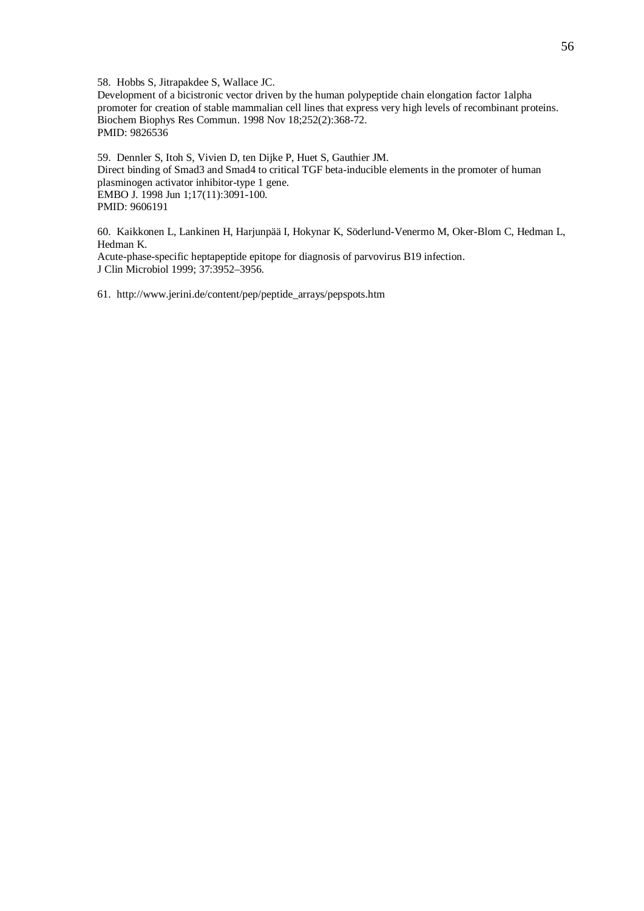58. Hobbs S, Jitrapakdee S, Wallace JC.
Development of a bicistronic vector driven by the human polypeptide chain elongation factor 1alpha promoter for creation of stable mammalian cell lines that express very high levels of recombinant proteins.
Biochem Biophys Res Commun. 1998 Nov 18;252(2):368-72.
PMID: 9826536

59. Dennler S, Itoh S, Vivien D, ten Dijke P, Huet S, Gauthier JM.
Direct binding of Smad3 and Smad4 to critical TGF beta-inducible elements in the promoter of human plasminogen activator inhibitor-type 1 gene.
EMBO J. 1998 Jun 1;17(11):3091-100.
PMID: 9606191

60. Kaikkonen L, Lankinen H, Harjunpää I, Hokynar K, Söderlund-Venermo M, Oker-Blom C, Hedman L, Hedman K.
Acute-phase-specific heptapeptide epitope for diagnosis of parvovirus B19 infection.
J Clin Microbiol 1999; 37:3952–3956.

61. http://www.jerini.de/content/pep/peptide_arrays/pepspots.htm